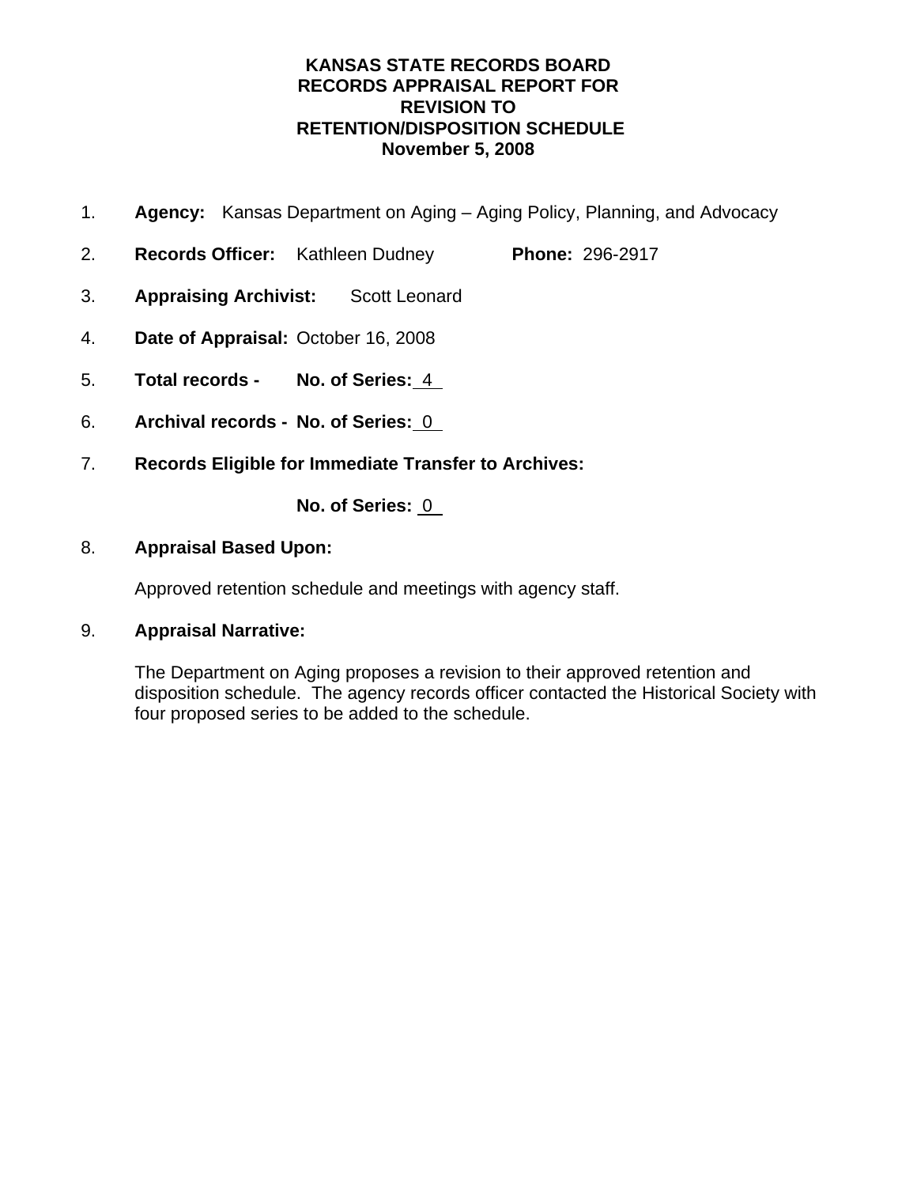# KANSAS STATE RECORDS BOARD
# RECORDS APPRAISAL REPORT FOR
# REVISION TO
# RETENTION/DISPOSITION SCHEDULE
# November 5, 2008

1. **Agency:** Kansas Department on Aging – Aging Policy, Planning, and Advocacy

2. **Records Officer:** Kathleen Dudney **Phone:** 296-2917

3. **Appraising Archivist:** Scott Leonard

4. **Date of Appraisal:** October 16, 2008

5. **Total records - No. of Series:** 4

6. **Archival records - No. of Series:** 0

7. **Records Eligible for Immediate Transfer to Archives:**

   **No. of Series:** 0

8. **Appraisal Based Upon:**

   Approved retention schedule and meetings with agency staff.

9. **Appraisal Narrative:**

   The Department on Aging proposes a revision to their approved retention and disposition schedule. The agency records officer contacted the Historical Society with four proposed series to be added to the schedule.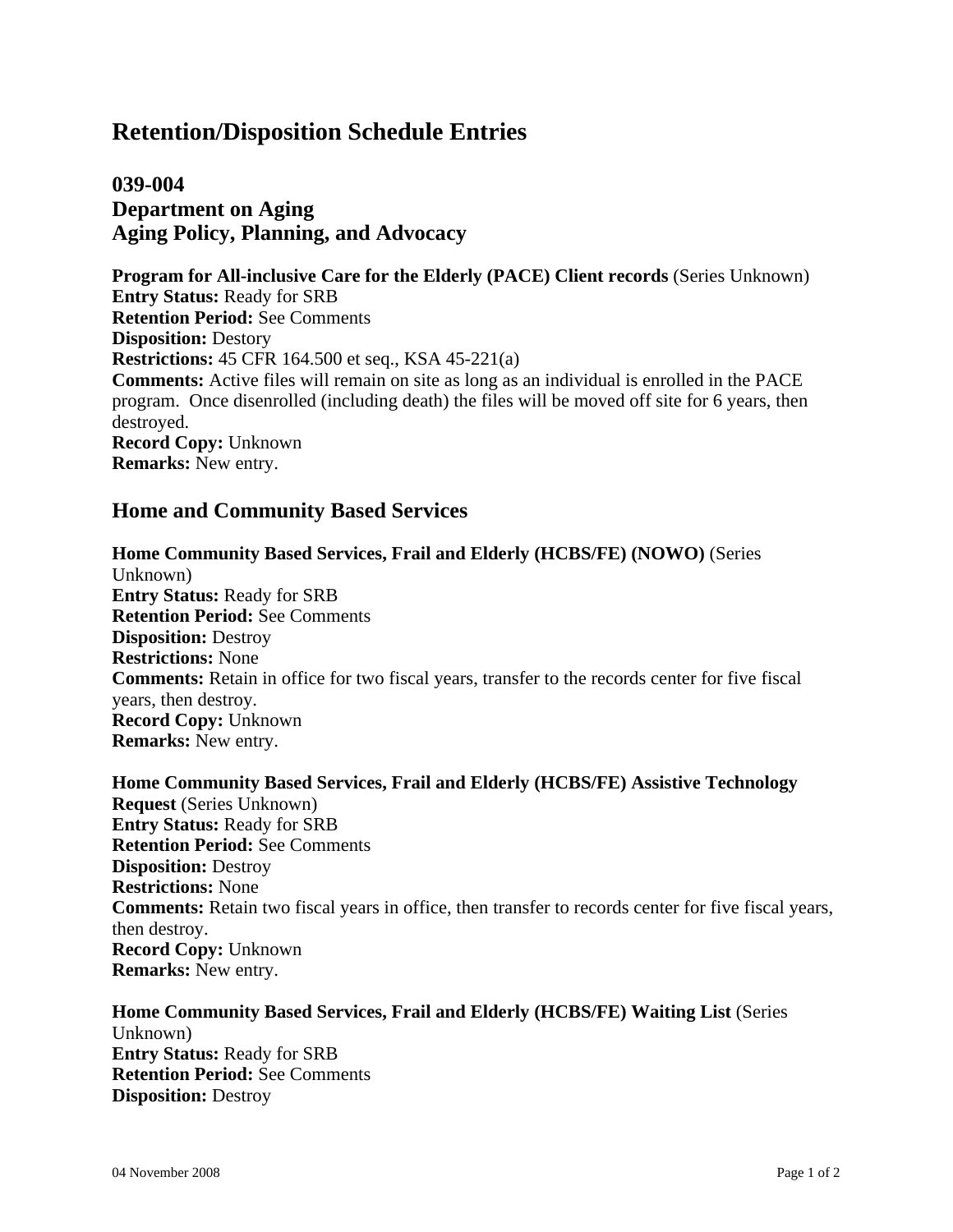# Retention/Disposition Schedule Entries

## 039-004
## Department on Aging
## Aging Policy, Planning, and Advocacy

**Program for All-inclusive Care for the Elderly (PACE) Client records** (Series Unknown)
**Entry Status:** Ready for SRB
**Retention Period:** See Comments
**Disposition:** Destory
**Restrictions:** 45 CFR 164.500 et seq., KSA 45-221(a)
**Comments:** Active files will remain on site as long as an individual is enrolled in the PACE program. Once disenrolled (including death) the files will be moved off site for 6 years, then destroyed.
**Record Copy:** Unknown
**Remarks:** New entry.

## Home and Community Based Services

**Home Community Based Services, Frail and Elderly (HCBS/FE) (NOWO)** (Series Unknown)
**Entry Status:** Ready for SRB
**Retention Period:** See Comments
**Disposition:** Destroy
**Restrictions:** None
**Comments:** Retain in office for two fiscal years, transfer to the records center for five fiscal years, then destroy.
**Record Copy:** Unknown
**Remarks:** New entry.

**Home Community Based Services, Frail and Elderly (HCBS/FE) Assistive Technology Request** (Series Unknown)
**Entry Status:** Ready for SRB
**Retention Period:** See Comments
**Disposition:** Destroy
**Restrictions:** None
**Comments:** Retain two fiscal years in office, then transfer to records center for five fiscal years, then destroy.
**Record Copy:** Unknown
**Remarks:** New entry.

**Home Community Based Services, Frail and Elderly (HCBS/FE) Waiting List** (Series Unknown)
**Entry Status:** Ready for SRB
**Retention Period:** See Comments
**Disposition:** Destroy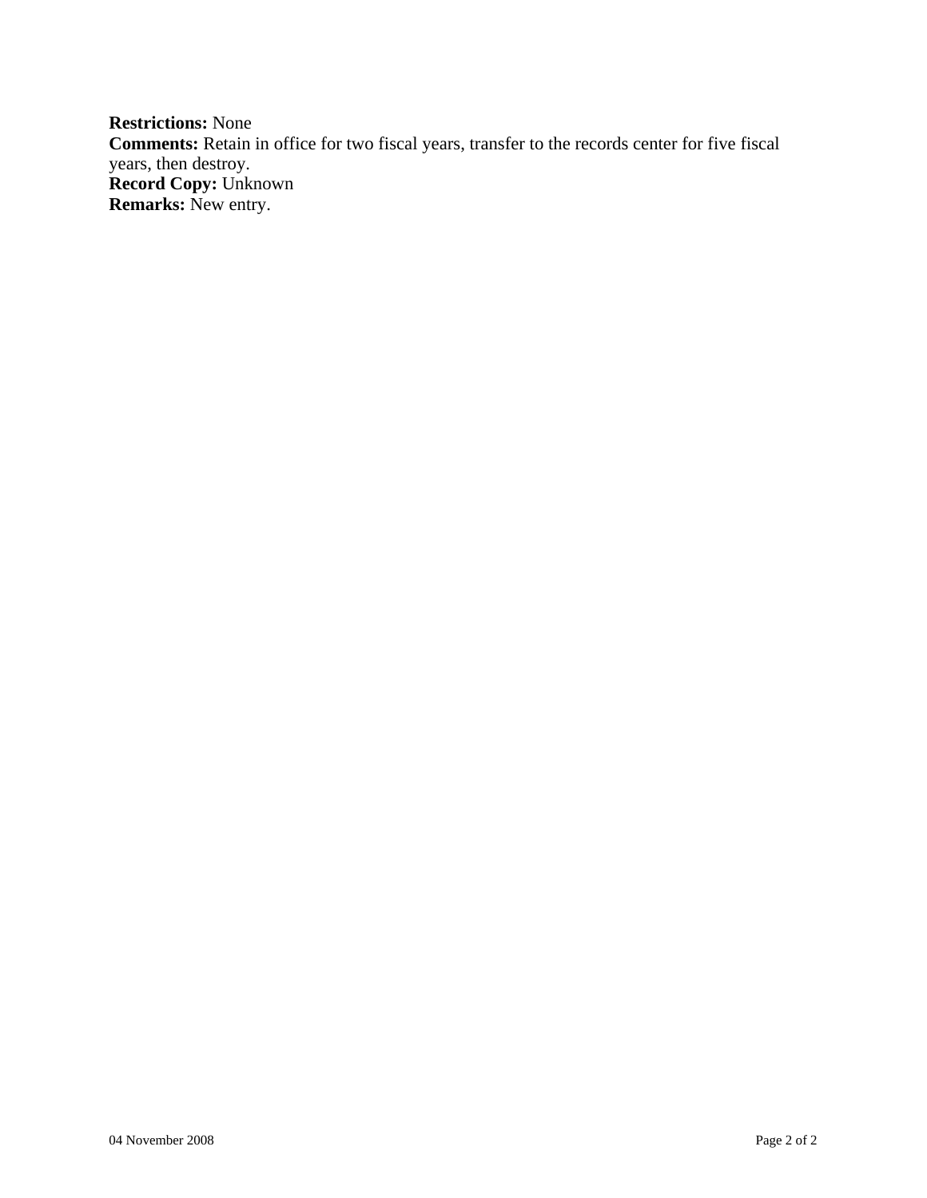**Restrictions:** None
**Comments:** Retain in office for two fiscal years, transfer to the records center for five fiscal years, then destroy.
**Record Copy:** Unknown
**Remarks:** New entry.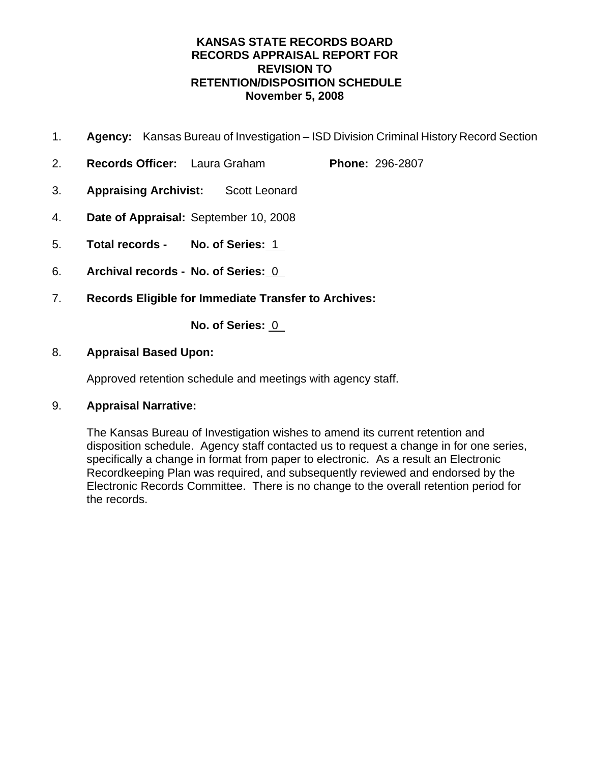**KANSAS STATE RECORDS BOARD**
**RECORDS APPRAISAL REPORT FOR**
**REVISION TO**
**RETENTION/DISPOSITION SCHEDULE**
**November 5, 2008**

1. **Agency:** Kansas Bureau of Investigation – ISD Division Criminal History Record Section

2. **Records Officer:** Laura Graham **Phone:** 296-2807

3. **Appraising Archivist:** Scott Leonard

4. **Date of Appraisal:** September 10, 2008

5. **Total records - No. of Series:** 1

6. **Archival records - No. of Series:** 0

7. **Records Eligible for Immediate Transfer to Archives:**

   **No. of Series:** 0

8. **Appraisal Based Upon:**

   Approved retention schedule and meetings with agency staff.

9. **Appraisal Narrative:**

   The Kansas Bureau of Investigation wishes to amend its current retention and disposition schedule. Agency staff contacted us to request a change in for one series, specifically a change in format from paper to electronic. As a result an Electronic Recordkeeping Plan was required, and subsequently reviewed and endorsed by the Electronic Records Committee. There is no change to the overall retention period for the records.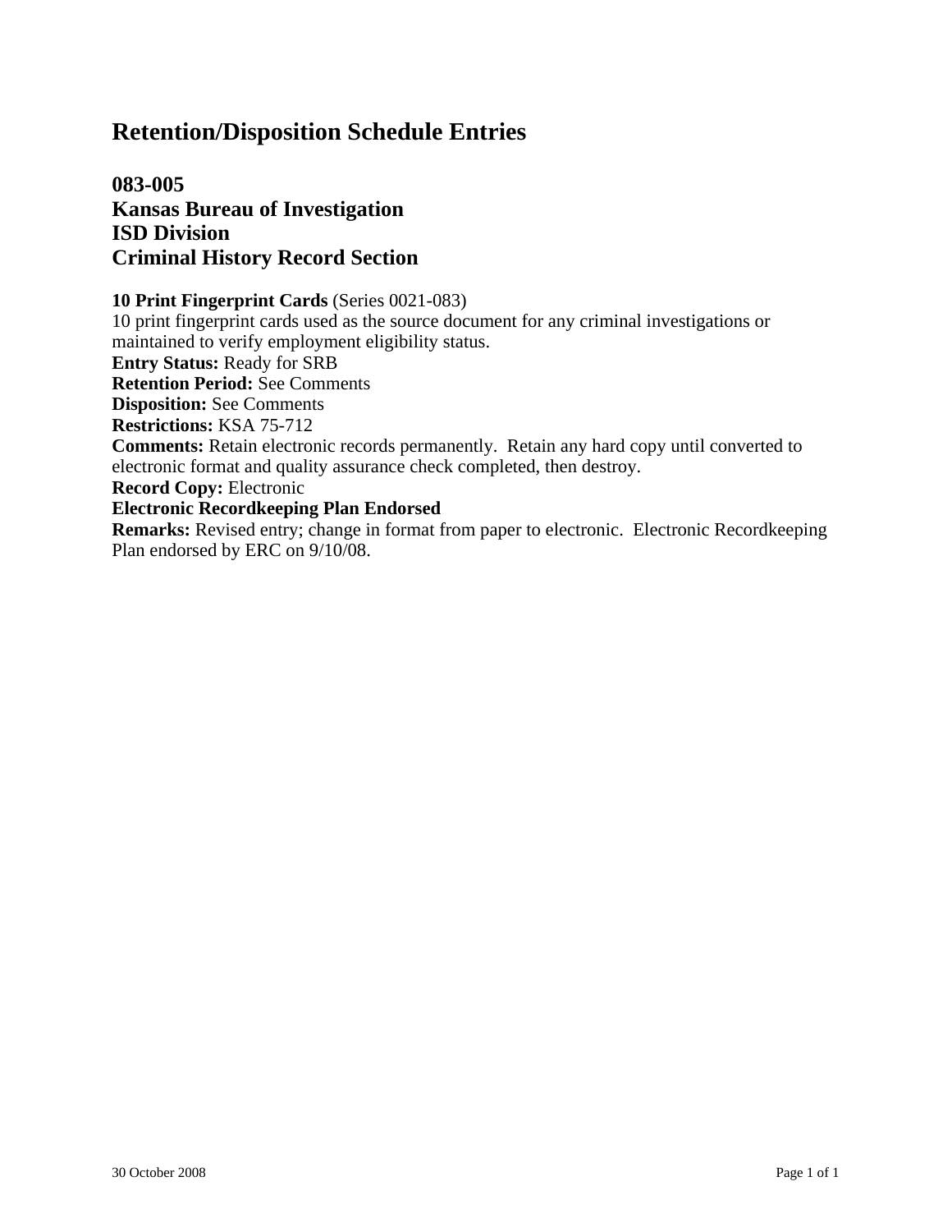# Retention/Disposition Schedule Entries

## 083-005
## Kansas Bureau of Investigation
## ISD Division
## Criminal History Record Section

**10 Print Fingerprint Cards** (Series 0021-083)
10 print fingerprint cards used as the source document for any criminal investigations or maintained to verify employment eligibility status.
**Entry Status:** Ready for SRB
**Retention Period:** See Comments
**Disposition:** See Comments
**Restrictions:** KSA 75-712
**Comments:** Retain electronic records permanently. Retain any hard copy until converted to electronic format and quality assurance check completed, then destroy.
**Record Copy:** Electronic
**Electronic Recordkeeping Plan Endorsed**
**Remarks:** Revised entry; change in format from paper to electronic. Electronic Recordkeeping Plan endorsed by ERC on 9/10/08.

30 October 2008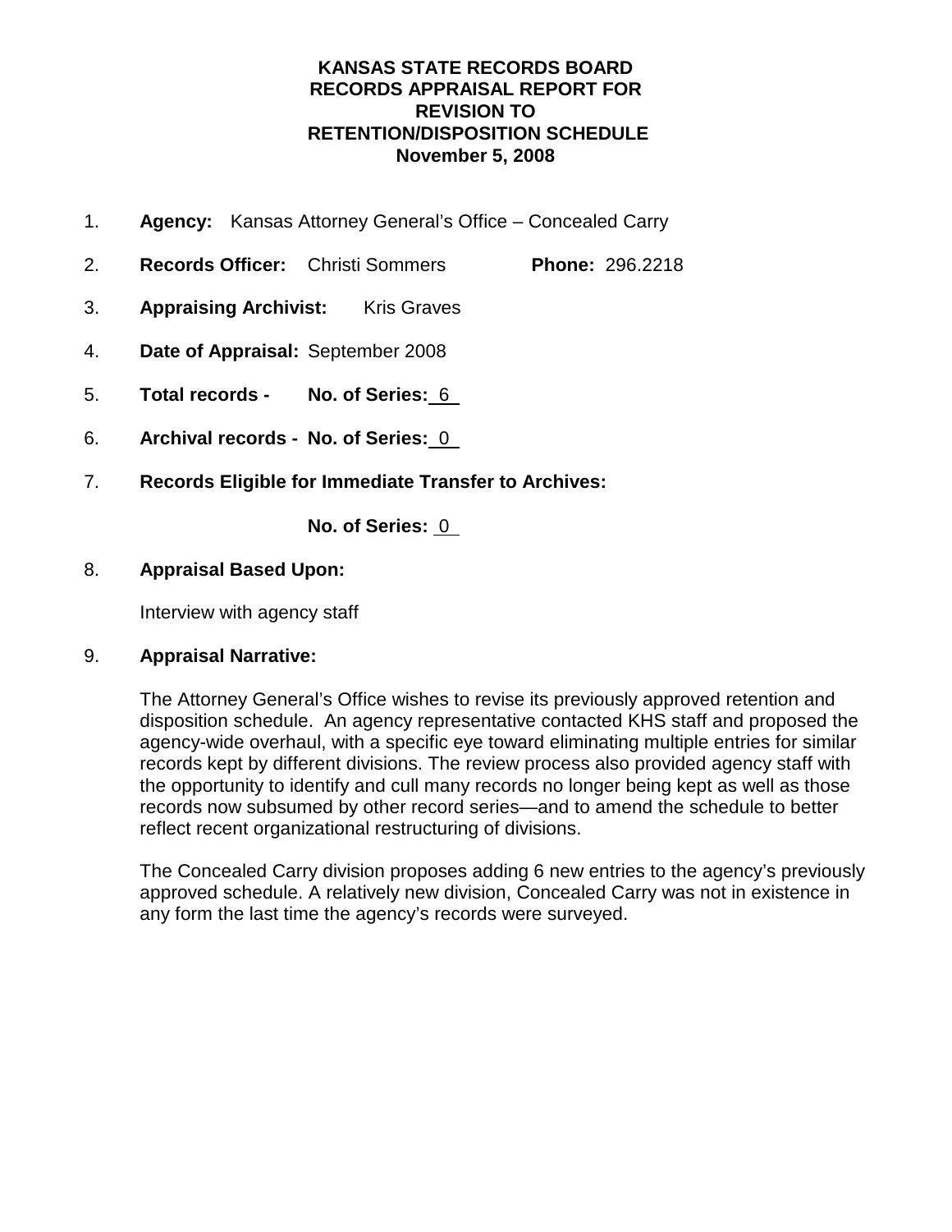# KANSAS STATE RECORDS BOARD
# RECORDS APPRAISAL REPORT FOR
# REVISION TO
# RETENTION/DISPOSITION SCHEDULE
# November 5, 2008

1. **Agency:** Kansas Attorney General's Office – Concealed Carry

2. **Records Officer:** Christi Sommers **Phone:** 296.2218

3. **Appraising Archivist:** Kris Graves

4. **Date of Appraisal:** September 2008

5. **Total records - No. of Series:** 6

6. **Archival records - No. of Series:** 0

7. **Records Eligible for Immediate Transfer to Archives:**

   **No. of Series:** 0

8. **Appraisal Based Upon:**

   Interview with agency staff

9. **Appraisal Narrative:**

   The Attorney General's Office wishes to revise its previously approved retention and disposition schedule. An agency representative contacted KHS staff and proposed the agency-wide overhaul, with a specific eye toward eliminating multiple entries for similar records kept by different divisions. The review process also provided agency staff with the opportunity to identify and cull many records no longer being kept as well as those records now subsumed by other record series—and to amend the schedule to better reflect recent organizational restructuring of divisions.

   The Concealed Carry division proposes adding 6 new entries to the agency's previously approved schedule. A relatively new division, Concealed Carry was not in existence in any form the last time the agency's records were surveyed.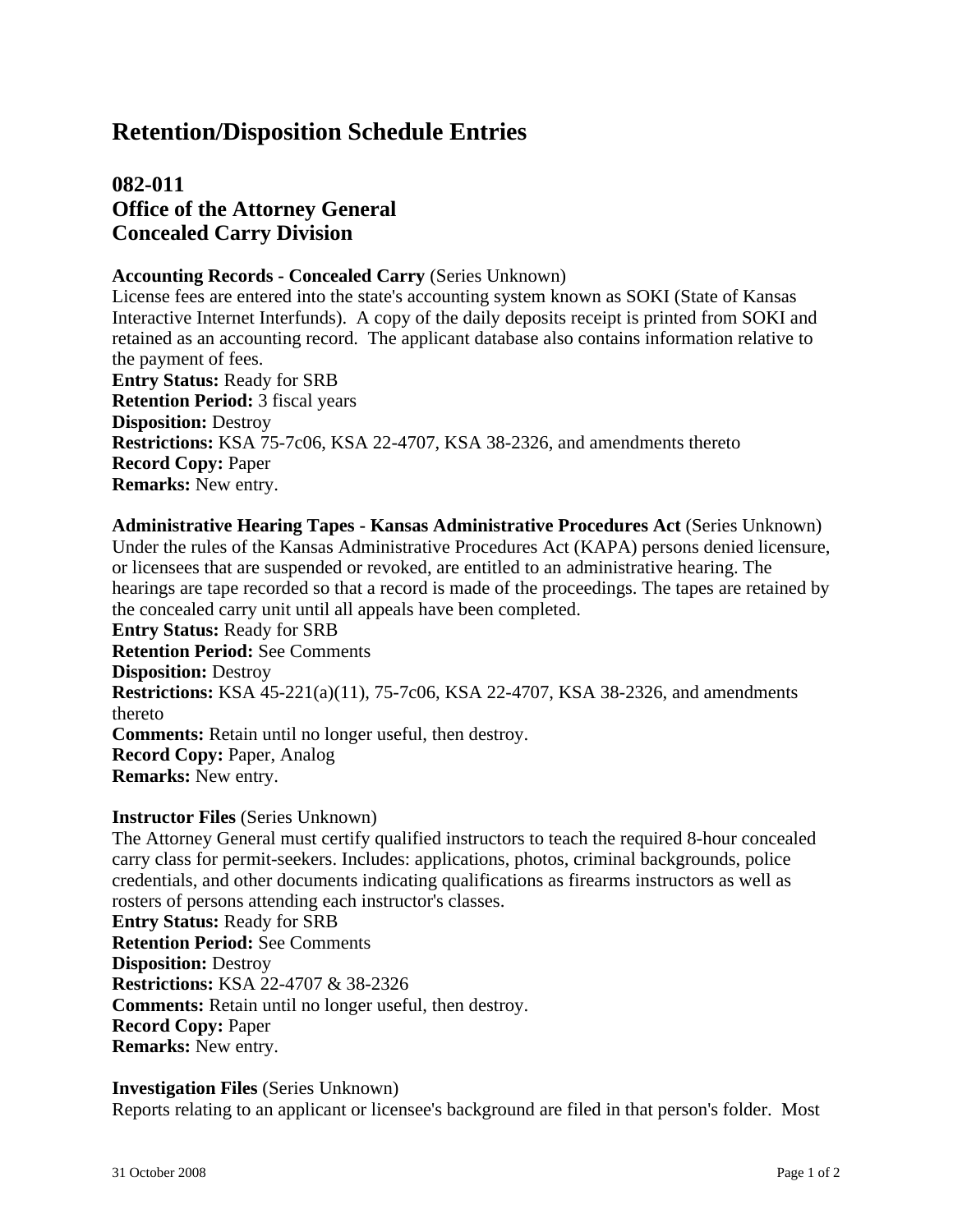# Retention/Disposition Schedule Entries

## 082-011
## Office of the Attorney General
## Concealed Carry Division

**Accounting Records - Concealed Carry** (Series Unknown)
License fees are entered into the state's accounting system known as SOKI (State of Kansas Interactive Internet Interfunds). A copy of the daily deposits receipt is printed from SOKI and retained as an accounting record. The applicant database also contains information relative to the payment of fees.
**Entry Status:** Ready for SRB
**Retention Period:** 3 fiscal years
**Disposition:** Destroy
**Restrictions:** KSA 75-7c06, KSA 22-4707, KSA 38-2326, and amendments thereto
**Record Copy:** Paper
**Remarks:** New entry.

**Administrative Hearing Tapes - Kansas Administrative Procedures Act** (Series Unknown)
Under the rules of the Kansas Administrative Procedures Act (KAPA) persons denied licensure, or licensees that are suspended or revoked, are entitled to an administrative hearing. The hearings are tape recorded so that a record is made of the proceedings. The tapes are retained by the concealed carry unit until all appeals have been completed.
**Entry Status:** Ready for SRB
**Retention Period:** See Comments
**Disposition:** Destroy
**Restrictions:** KSA 45-221(a)(11), 75-7c06, KSA 22-4707, KSA 38-2326, and amendments thereto
**Comments:** Retain until no longer useful, then destroy.
**Record Copy:** Paper, Analog
**Remarks:** New entry.

**Instructor Files** (Series Unknown)
The Attorney General must certify qualified instructors to teach the required 8-hour concealed carry class for permit-seekers. Includes: applications, photos, criminal backgrounds, police credentials, and other documents indicating qualifications as firearms instructors as well as rosters of persons attending each instructor's classes.
**Entry Status:** Ready for SRB
**Retention Period:** See Comments
**Disposition:** Destroy
**Restrictions:** KSA 22-4707 & 38-2326
**Comments:** Retain until no longer useful, then destroy.
**Record Copy:** Paper
**Remarks:** New entry.

**Investigation Files** (Series Unknown)
Reports relating to an applicant or licensee's background are filed in that person's folder. Most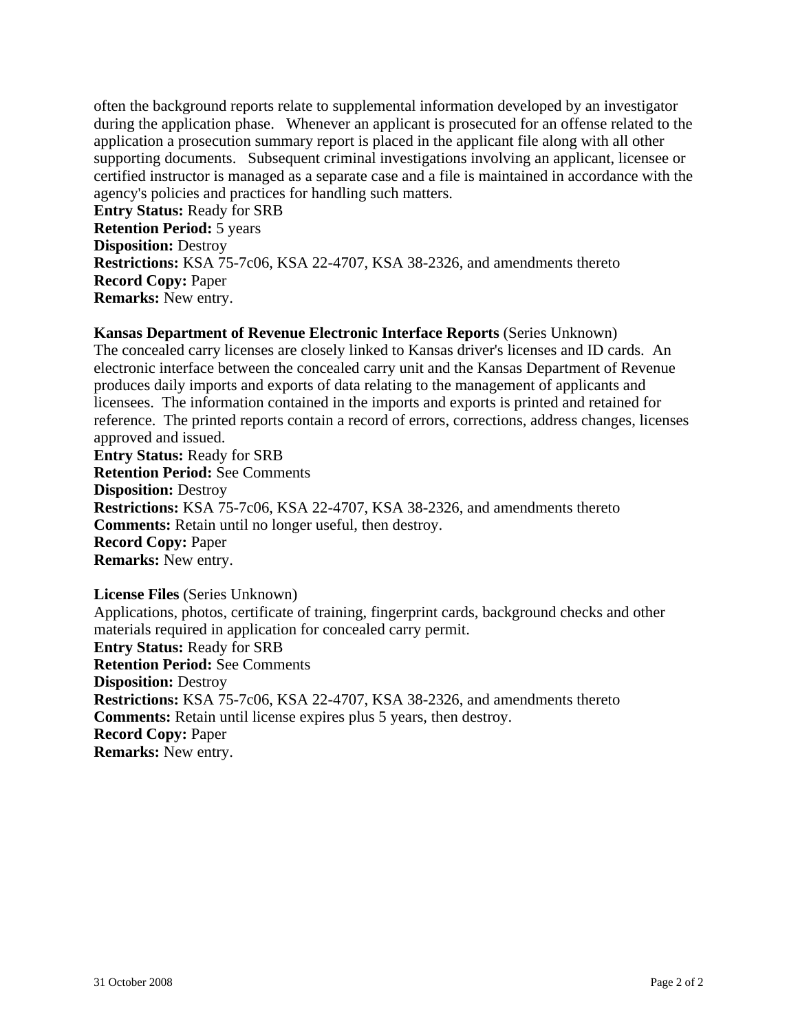often the background reports relate to supplemental information developed by an investigator during the application phase. Whenever an applicant is prosecuted for an offense related to the application a prosecution summary report is placed in the applicant file along with all other supporting documents. Subsequent criminal investigations involving an applicant, licensee or certified instructor is managed as a separate case and a file is maintained in accordance with the agency's policies and practices for handling such matters.
**Entry Status:** Ready for SRB
**Retention Period:** 5 years
**Disposition:** Destroy
**Restrictions:** KSA 75-7c06, KSA 22-4707, KSA 38-2326, and amendments thereto
**Record Copy:** Paper
**Remarks:** New entry.

**Kansas Department of Revenue Electronic Interface Reports** (Series Unknown)
The concealed carry licenses are closely linked to Kansas driver's licenses and ID cards. An electronic interface between the concealed carry unit and the Kansas Department of Revenue produces daily imports and exports of data relating to the management of applicants and licensees. The information contained in the imports and exports is printed and retained for reference. The printed reports contain a record of errors, corrections, address changes, licenses approved and issued.
**Entry Status:** Ready for SRB
**Retention Period:** See Comments
**Disposition:** Destroy
**Restrictions:** KSA 75-7c06, KSA 22-4707, KSA 38-2326, and amendments thereto
**Comments:** Retain until no longer useful, then destroy.
**Record Copy:** Paper
**Remarks:** New entry.

**License Files** (Series Unknown)
Applications, photos, certificate of training, fingerprint cards, background checks and other materials required in application for concealed carry permit.
**Entry Status:** Ready for SRB
**Retention Period:** See Comments
**Disposition:** Destroy
**Restrictions:** KSA 75-7c06, KSA 22-4707, KSA 38-2326, and amendments thereto
**Comments:** Retain until license expires plus 5 years, then destroy.
**Record Copy:** Paper
**Remarks:** New entry.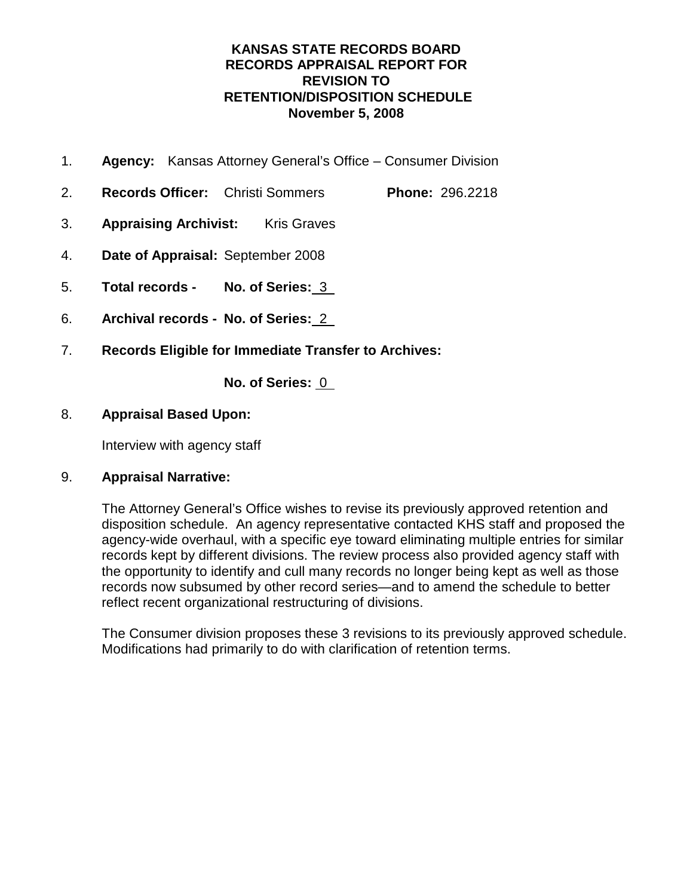# KANSAS STATE RECORDS BOARD
# RECORDS APPRAISAL REPORT FOR
# REVISION TO
# RETENTION/DISPOSITION SCHEDULE
# November 5, 2008

1. **Agency:** Kansas Attorney General's Office – Consumer Division

2. **Records Officer:** Christi Sommers **Phone:** 296.2218

3. **Appraising Archivist:** Kris Graves

4. **Date of Appraisal:** September 2008

5. **Total records - No. of Series:** 3

6. **Archival records - No. of Series:** 2

7. **Records Eligible for Immediate Transfer to Archives:**

   **No. of Series:** 0

8. **Appraisal Based Upon:**

   Interview with agency staff

9. **Appraisal Narrative:**

   The Attorney General's Office wishes to revise its previously approved retention and disposition schedule. An agency representative contacted KHS staff and proposed the agency-wide overhaul, with a specific eye toward eliminating multiple entries for similar records kept by different divisions. The review process also provided agency staff with the opportunity to identify and cull many records no longer being kept as well as those records now subsumed by other record series—and to amend the schedule to better reflect recent organizational restructuring of divisions.

   The Consumer division proposes these 3 revisions to its previously approved schedule. Modifications had primarily to do with clarification of retention terms.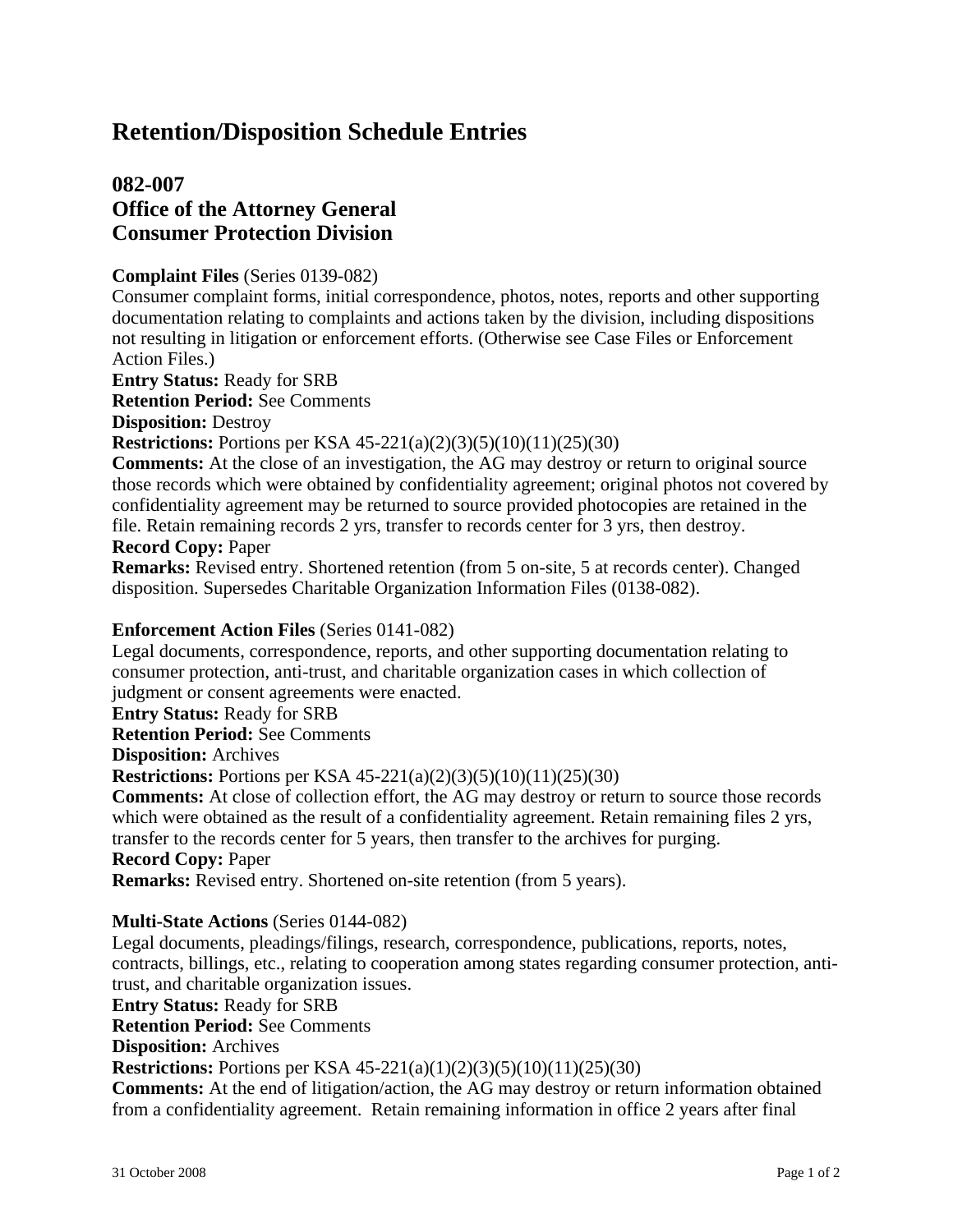# Retention/Disposition Schedule Entries

## 082-007
## Office of the Attorney General
## Consumer Protection Division

**Complaint Files** (Series 0139-082)
Consumer complaint forms, initial correspondence, photos, notes, reports and other supporting documentation relating to complaints and actions taken by the division, including dispositions not resulting in litigation or enforcement efforts. (Otherwise see Case Files or Enforcement Action Files.)
**Entry Status:** Ready for SRB
**Retention Period:** See Comments
**Disposition:** Destroy
**Restrictions:** Portions per KSA 45-221(a)(2)(3)(5)(10)(11)(25)(30)
**Comments:** At the close of an investigation, the AG may destroy or return to original source those records which were obtained by confidentiality agreement; original photos not covered by confidentiality agreement may be returned to source provided photocopies are retained in the file. Retain remaining records 2 yrs, transfer to records center for 3 yrs, then destroy.
**Record Copy:** Paper
**Remarks:** Revised entry. Shortened retention (from 5 on-site, 5 at records center). Changed disposition. Supersedes Charitable Organization Information Files (0138-082).

**Enforcement Action Files** (Series 0141-082)
Legal documents, correspondence, reports, and other supporting documentation relating to consumer protection, anti-trust, and charitable organization cases in which collection of judgment or consent agreements were enacted.
**Entry Status:** Ready for SRB
**Retention Period:** See Comments
**Disposition:** Archives
**Restrictions:** Portions per KSA 45-221(a)(2)(3)(5)(10)(11)(25)(30)
**Comments:** At close of collection effort, the AG may destroy or return to source those records which were obtained as the result of a confidentiality agreement. Retain remaining files 2 yrs, transfer to the records center for 5 years, then transfer to the archives for purging.
**Record Copy:** Paper
**Remarks:** Revised entry. Shortened on-site retention (from 5 years).

**Multi-State Actions** (Series 0144-082)
Legal documents, pleadings/filings, research, correspondence, publications, reports, notes, contracts, billings, etc., relating to cooperation among states regarding consumer protection, anti-trust, and charitable organization issues.
**Entry Status:** Ready for SRB
**Retention Period:** See Comments
**Disposition:** Archives
**Restrictions:** Portions per KSA 45-221(a)(1)(2)(3)(5)(10)(11)(25)(30)
**Comments:** At the end of litigation/action, the AG may destroy or return information obtained from a confidentiality agreement. Retain remaining information in office 2 years after final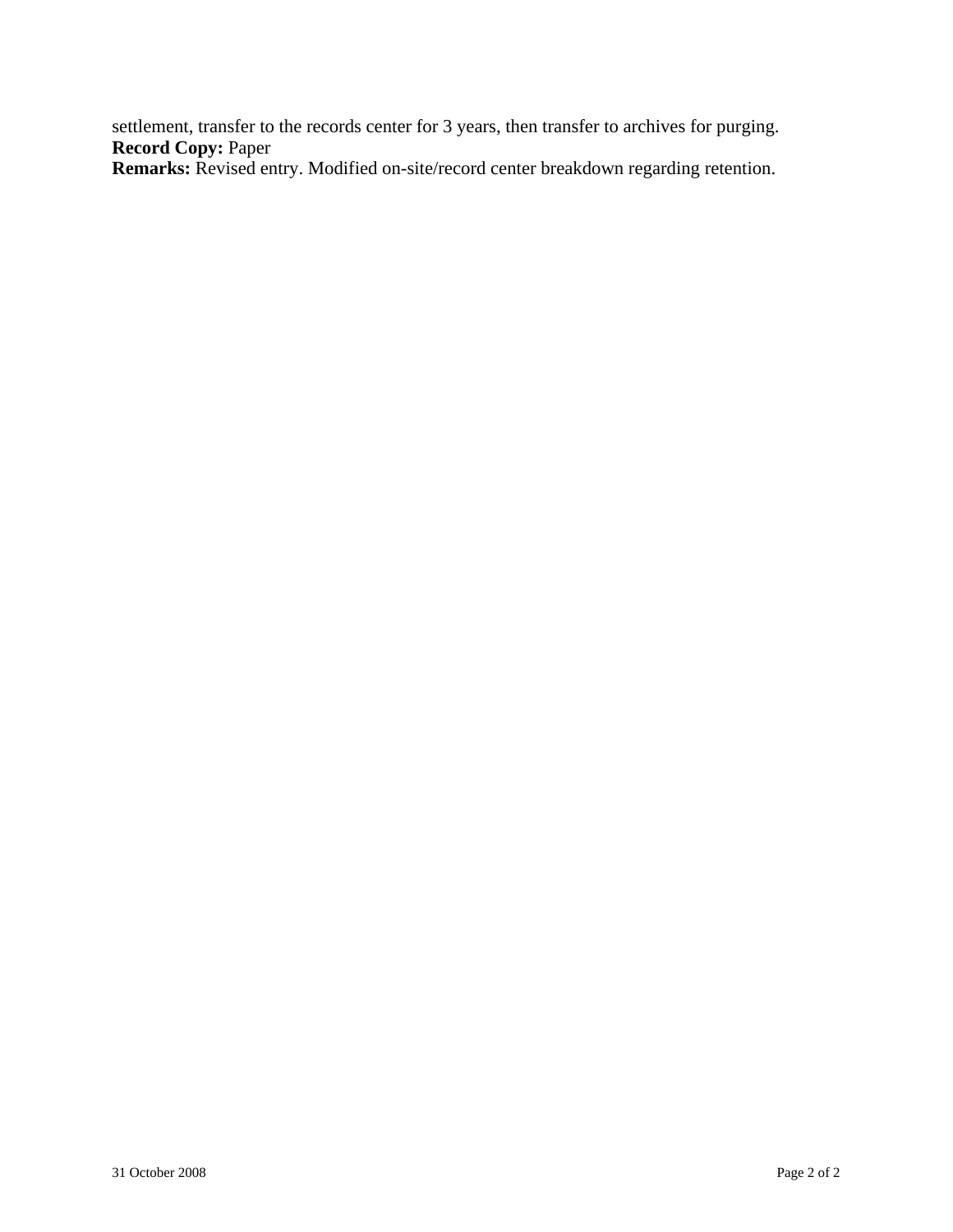settlement, transfer to the records center for 3 years, then transfer to archives for purging.
**Record Copy:** Paper
**Remarks:** Revised entry. Modified on-site/record center breakdown regarding retention.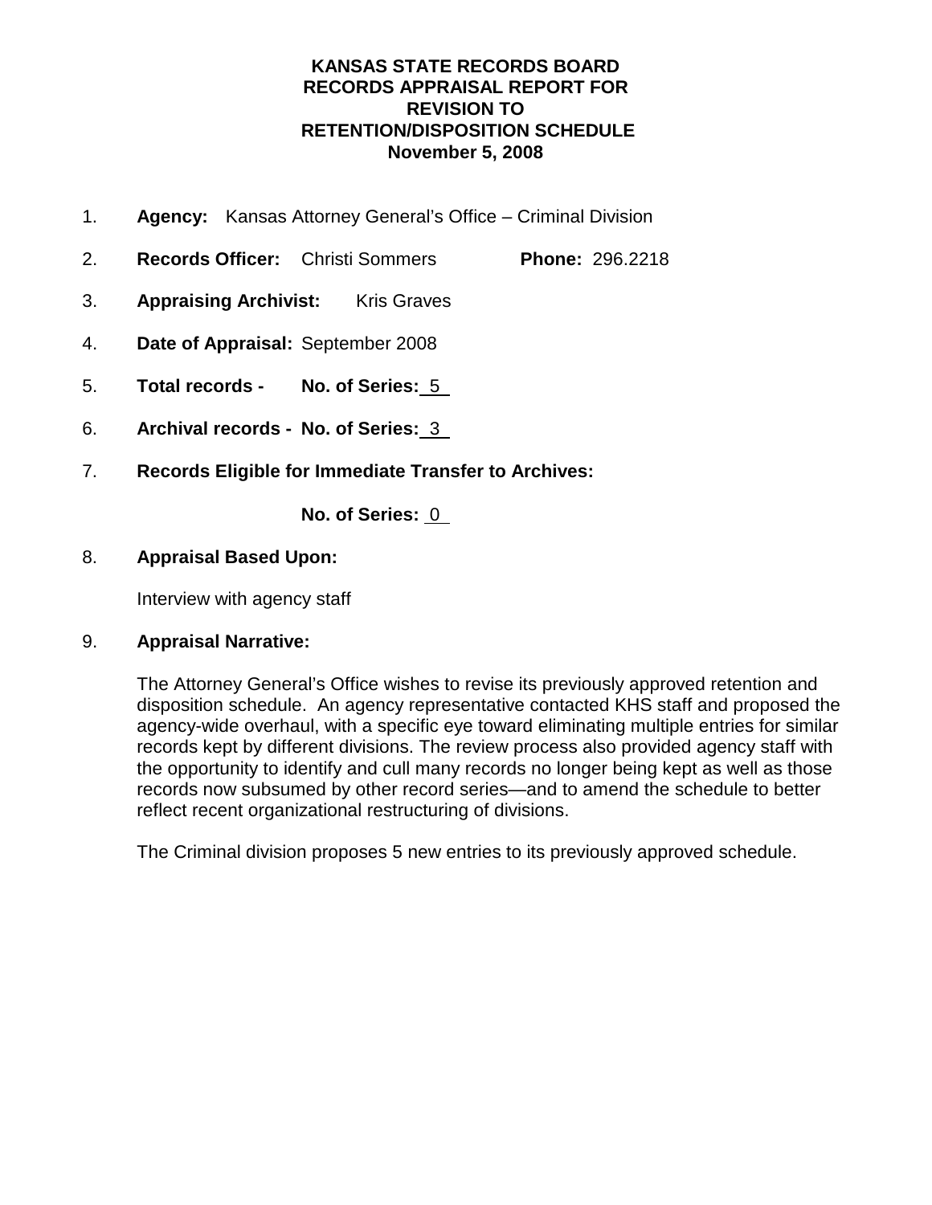**KANSAS STATE RECORDS BOARD**
**RECORDS APPRAISAL REPORT FOR**
**REVISION TO**
**RETENTION/DISPOSITION SCHEDULE**
**November 5, 2008**

1. **Agency:** Kansas Attorney General's Office – Criminal Division

2. **Records Officer:** Christi Sommers **Phone:** 296.2218

3. **Appraising Archivist:** Kris Graves

4. **Date of Appraisal:** September 2008

5. **Total records - No. of Series:** 5

6. **Archival records - No. of Series:** 3

7. **Records Eligible for Immediate Transfer to Archives:**

   **No. of Series:** 0

8. **Appraisal Based Upon:**

   Interview with agency staff

9. **Appraisal Narrative:**

   The Attorney General's Office wishes to revise its previously approved retention and disposition schedule. An agency representative contacted KHS staff and proposed the agency-wide overhaul, with a specific eye toward eliminating multiple entries for similar records kept by different divisions. The review process also provided agency staff with the opportunity to identify and cull many records no longer being kept as well as those records now subsumed by other record series—and to amend the schedule to better reflect recent organizational restructuring of divisions.

   The Criminal division proposes 5 new entries to its previously approved schedule.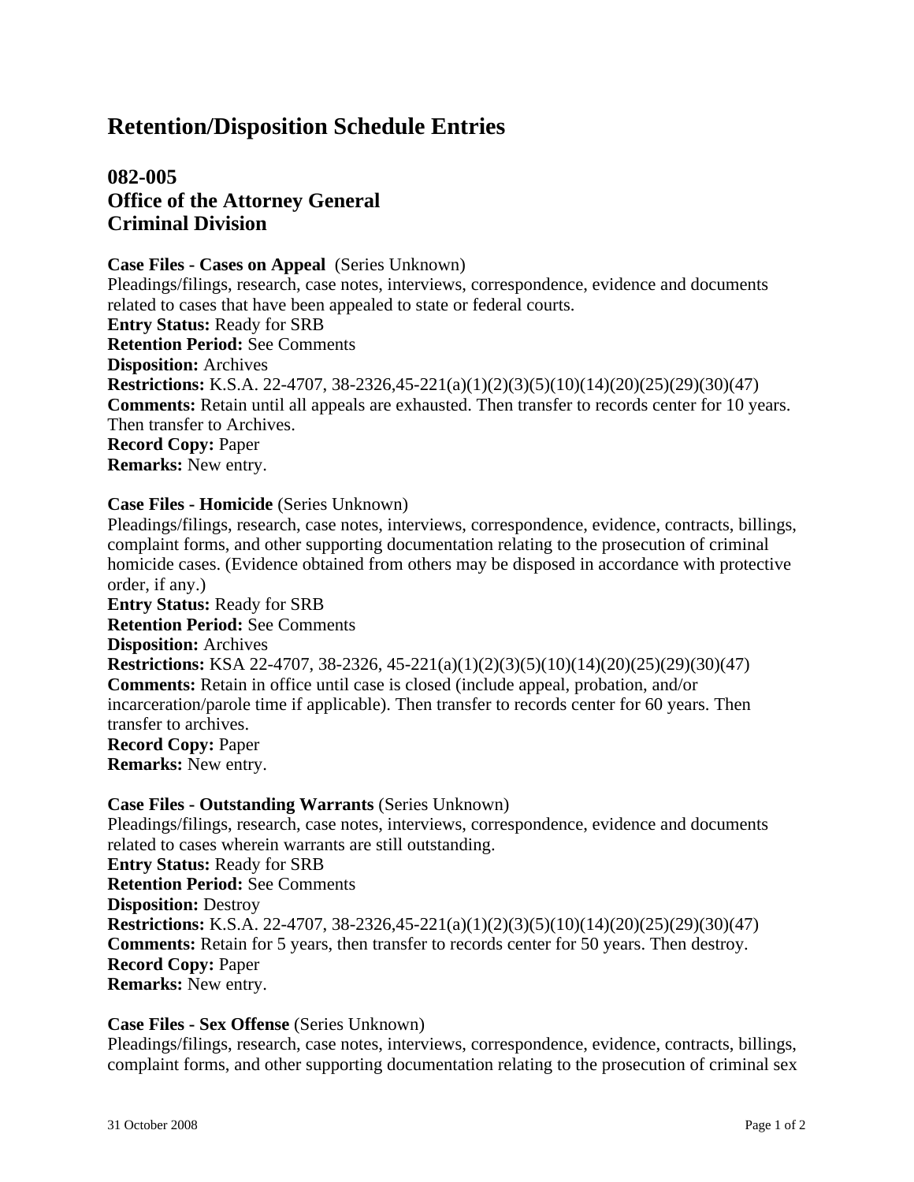# Retention/Disposition Schedule Entries

## 082-005
## Office of the Attorney General
## Criminal Division

**Case Files - Cases on Appeal** (Series Unknown)
Pleadings/filings, research, case notes, interviews, correspondence, evidence and documents related to cases that have been appealed to state or federal courts.
**Entry Status:** Ready for SRB
**Retention Period:** See Comments
**Disposition:** Archives
**Restrictions:** K.S.A. 22-4707, 38-2326,45-221(a)(1)(2)(3)(5)(10)(14)(20)(25)(29)(30)(47)
**Comments:** Retain until all appeals are exhausted. Then transfer to records center for 10 years. Then transfer to Archives.
**Record Copy:** Paper
**Remarks:** New entry.

**Case Files - Homicide** (Series Unknown)
Pleadings/filings, research, case notes, interviews, correspondence, evidence, contracts, billings, complaint forms, and other supporting documentation relating to the prosecution of criminal homicide cases. (Evidence obtained from others may be disposed in accordance with protective order, if any.)
**Entry Status:** Ready for SRB
**Retention Period:** See Comments
**Disposition:** Archives
**Restrictions:** KSA 22-4707, 38-2326, 45-221(a)(1)(2)(3)(5)(10)(14)(20)(25)(29)(30)(47)
**Comments:** Retain in office until case is closed (include appeal, probation, and/or incarceration/parole time if applicable). Then transfer to records center for 60 years. Then transfer to archives.
**Record Copy:** Paper
**Remarks:** New entry.

**Case Files - Outstanding Warrants** (Series Unknown)
Pleadings/filings, research, case notes, interviews, correspondence, evidence and documents related to cases wherein warrants are still outstanding.
**Entry Status:** Ready for SRB
**Retention Period:** See Comments
**Disposition:** Destroy
**Restrictions:** K.S.A. 22-4707, 38-2326,45-221(a)(1)(2)(3)(5)(10)(14)(20)(25)(29)(30)(47)
**Comments:** Retain for 5 years, then transfer to records center for 50 years. Then destroy.
**Record Copy:** Paper
**Remarks:** New entry.

**Case Files - Sex Offense** (Series Unknown)
Pleadings/filings, research, case notes, interviews, correspondence, evidence, contracts, billings, complaint forms, and other supporting documentation relating to the prosecution of criminal sex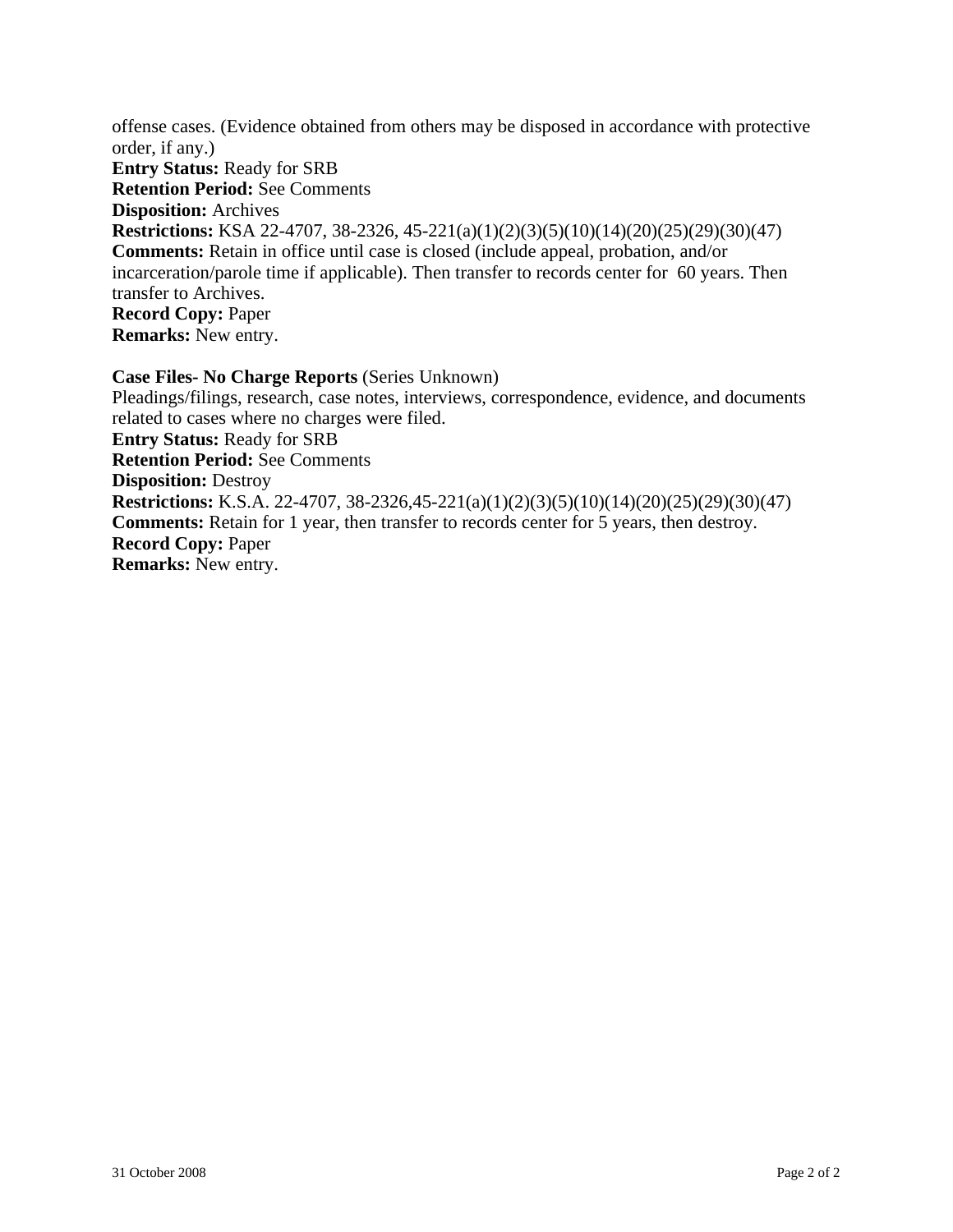offense cases. (Evidence obtained from others may be disposed in accordance with protective order, if any.)
**Entry Status:** Ready for SRB
**Retention Period:** See Comments
**Disposition:** Archives
**Restrictions:** KSA 22-4707, 38-2326, 45-221(a)(1)(2)(3)(5)(10)(14)(20)(25)(29)(30)(47)
**Comments:** Retain in office until case is closed (include appeal, probation, and/or incarceration/parole time if applicable). Then transfer to records center for 60 years. Then transfer to Archives.
**Record Copy:** Paper
**Remarks:** New entry.

**Case Files- No Charge Reports** (Series Unknown)
Pleadings/filings, research, case notes, interviews, correspondence, evidence, and documents related to cases where no charges were filed.
**Entry Status:** Ready for SRB
**Retention Period:** See Comments
**Disposition:** Destroy
**Restrictions:** K.S.A. 22-4707, 38-2326,45-221(a)(1)(2)(3)(5)(10)(14)(20)(25)(29)(30)(47)
**Comments:** Retain for 1 year, then transfer to records center for 5 years, then destroy.
**Record Copy:** Paper
**Remarks:** New entry.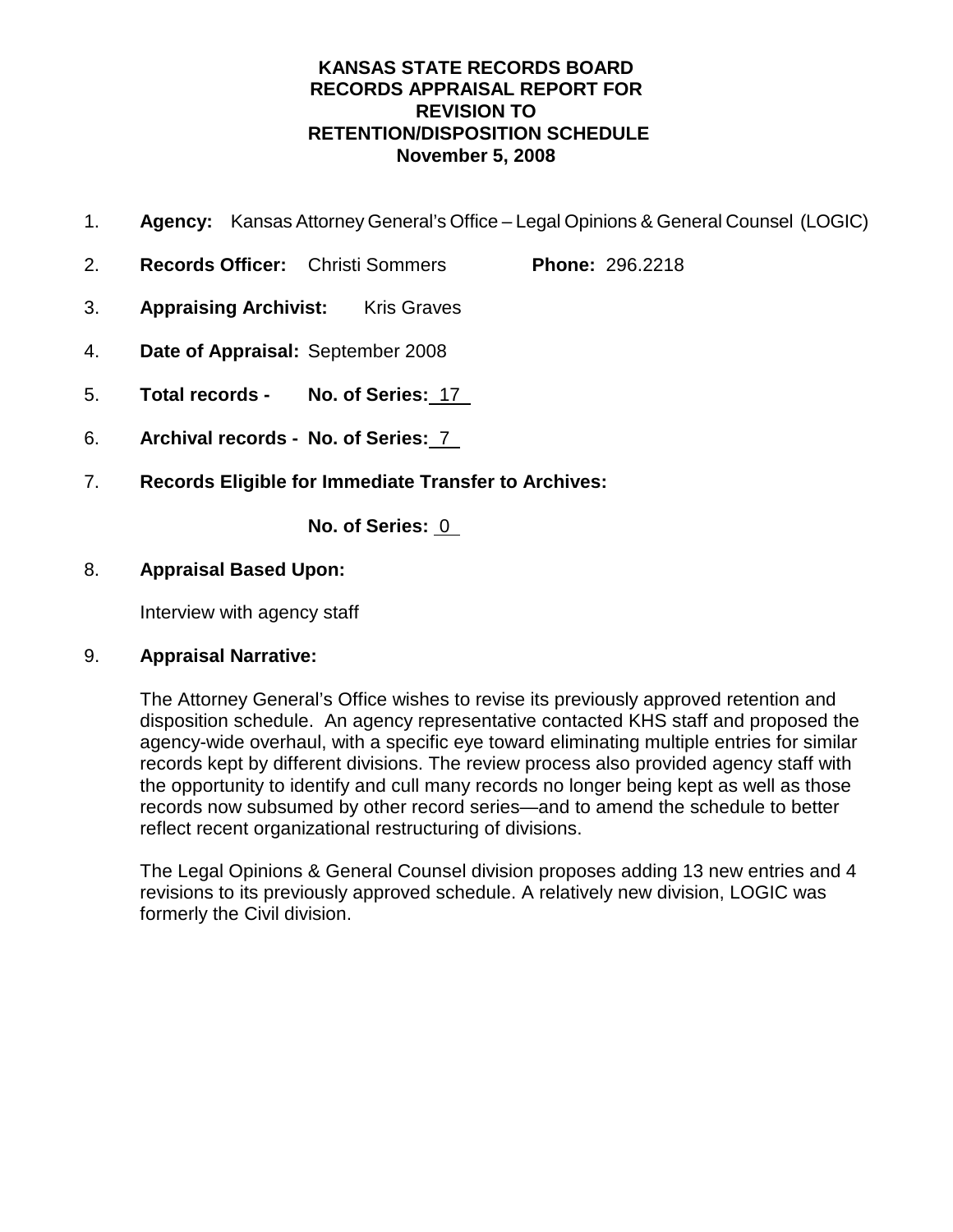**KANSAS STATE RECORDS BOARD**
**RECORDS APPRAISAL REPORT FOR**
**REVISION TO**
**RETENTION/DISPOSITION SCHEDULE**
**November 5, 2008**

1. **Agency:** Kansas Attorney General's Office – Legal Opinions & General Counsel (LOGIC)

2. **Records Officer:** Christi Sommers **Phone:** 296.2218

3. **Appraising Archivist:** Kris Graves

4. **Date of Appraisal:** September 2008

5. **Total records - No. of Series:** 17

6. **Archival records - No. of Series:** 7

7. **Records Eligible for Immediate Transfer to Archives:**

   **No. of Series:** 0

8. **Appraisal Based Upon:**

   Interview with agency staff

9. **Appraisal Narrative:**

   The Attorney General's Office wishes to revise its previously approved retention and disposition schedule. An agency representative contacted KHS staff and proposed the agency-wide overhaul, with a specific eye toward eliminating multiple entries for similar records kept by different divisions. The review process also provided agency staff with the opportunity to identify and cull many records no longer being kept as well as those records now subsumed by other record series—and to amend the schedule to better reflect recent organizational restructuring of divisions.

   The Legal Opinions & General Counsel division proposes adding 13 new entries and 4 revisions to its previously approved schedule. A relatively new division, LOGIC was formerly the Civil division.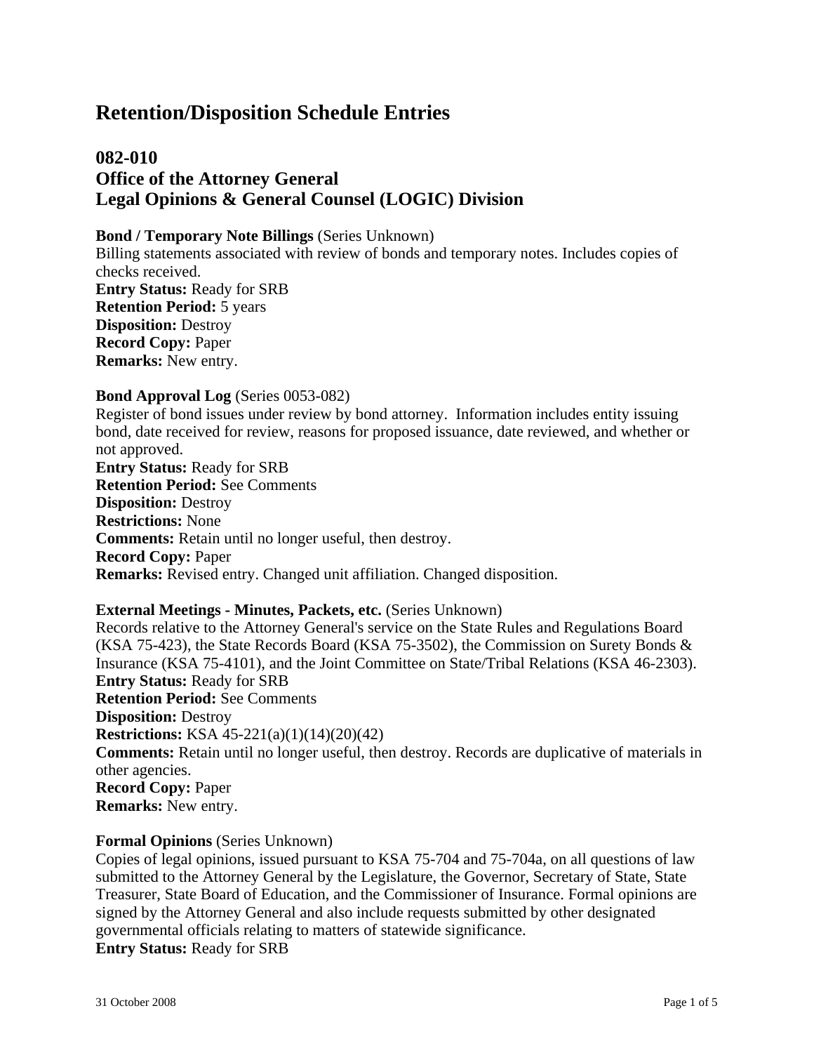# Retention/Disposition Schedule Entries

## 082-010
## Office of the Attorney General
## Legal Opinions & General Counsel (LOGIC) Division

**Bond / Temporary Note Billings** (Series Unknown)
Billing statements associated with review of bonds and temporary notes. Includes copies of checks received.
**Entry Status:** Ready for SRB
**Retention Period:** 5 years
**Disposition:** Destroy
**Record Copy:** Paper
**Remarks:** New entry.

**Bond Approval Log** (Series 0053-082)
Register of bond issues under review by bond attorney. Information includes entity issuing bond, date received for review, reasons for proposed issuance, date reviewed, and whether or not approved.
**Entry Status:** Ready for SRB
**Retention Period:** See Comments
**Disposition:** Destroy
**Restrictions:** None
**Comments:** Retain until no longer useful, then destroy.
**Record Copy:** Paper
**Remarks:** Revised entry. Changed unit affiliation. Changed disposition.

**External Meetings - Minutes, Packets, etc.** (Series Unknown)
Records relative to the Attorney General's service on the State Rules and Regulations Board (KSA 75-423), the State Records Board (KSA 75-3502), the Commission on Surety Bonds & Insurance (KSA 75-4101), and the Joint Committee on State/Tribal Relations (KSA 46-2303).
**Entry Status:** Ready for SRB
**Retention Period:** See Comments
**Disposition:** Destroy
**Restrictions:** KSA 45-221(a)(1)(14)(20)(42)
**Comments:** Retain until no longer useful, then destroy. Records are duplicative of materials in other agencies.
**Record Copy:** Paper
**Remarks:** New entry.

**Formal Opinions** (Series Unknown)
Copies of legal opinions, issued pursuant to KSA 75-704 and 75-704a, on all questions of law submitted to the Attorney General by the Legislature, the Governor, Secretary of State, State Treasurer, State Board of Education, and the Commissioner of Insurance. Formal opinions are signed by the Attorney General and also include requests submitted by other designated governmental officials relating to matters of statewide significance.
**Entry Status:** Ready for SRB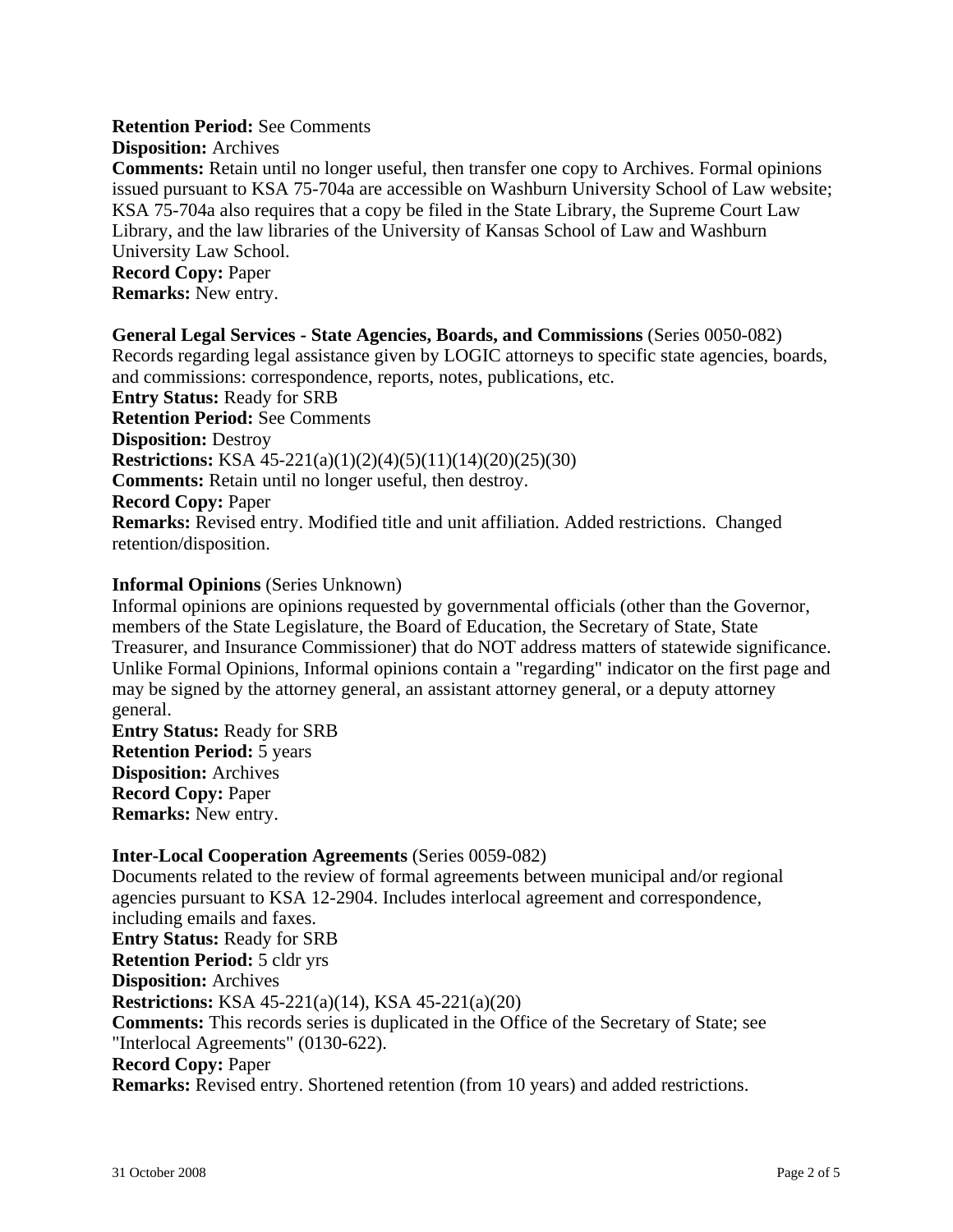**Retention Period:** See Comments
**Disposition:** Archives
**Comments:** Retain until no longer useful, then transfer one copy to Archives. Formal opinions issued pursuant to KSA 75-704a are accessible on Washburn University School of Law website; KSA 75-704a also requires that a copy be filed in the State Library, the Supreme Court Law Library, and the law libraries of the University of Kansas School of Law and Washburn University Law School.
**Record Copy:** Paper
**Remarks:** New entry.

**General Legal Services - State Agencies, Boards, and Commissions** (Series 0050-082)
Records regarding legal assistance given by LOGIC attorneys to specific state agencies, boards, and commissions: correspondence, reports, notes, publications, etc.
**Entry Status:** Ready for SRB
**Retention Period:** See Comments
**Disposition:** Destroy
**Restrictions:** KSA 45-221(a)(1)(2)(4)(5)(11)(14)(20)(25)(30)
**Comments:** Retain until no longer useful, then destroy.
**Record Copy:** Paper
**Remarks:** Revised entry. Modified title and unit affiliation. Added restrictions. Changed retention/disposition.

**Informal Opinions** (Series Unknown)
Informal opinions are opinions requested by governmental officials (other than the Governor, members of the State Legislature, the Board of Education, the Secretary of State, State Treasurer, and Insurance Commissioner) that do NOT address matters of statewide significance. Unlike Formal Opinions, Informal opinions contain a "regarding" indicator on the first page and may be signed by the attorney general, an assistant attorney general, or a deputy attorney general.
**Entry Status:** Ready for SRB
**Retention Period:** 5 years
**Disposition:** Archives
**Record Copy:** Paper
**Remarks:** New entry.

**Inter-Local Cooperation Agreements** (Series 0059-082)
Documents related to the review of formal agreements between municipal and/or regional agencies pursuant to KSA 12-2904. Includes interlocal agreement and correspondence, including emails and faxes.
**Entry Status:** Ready for SRB
**Retention Period:** 5 cldr yrs
**Disposition:** Archives
**Restrictions:** KSA 45-221(a)(14), KSA 45-221(a)(20)
**Comments:** This records series is duplicated in the Office of the Secretary of State; see "Interlocal Agreements" (0130-622).
**Record Copy:** Paper
**Remarks:** Revised entry. Shortened retention (from 10 years) and added restrictions.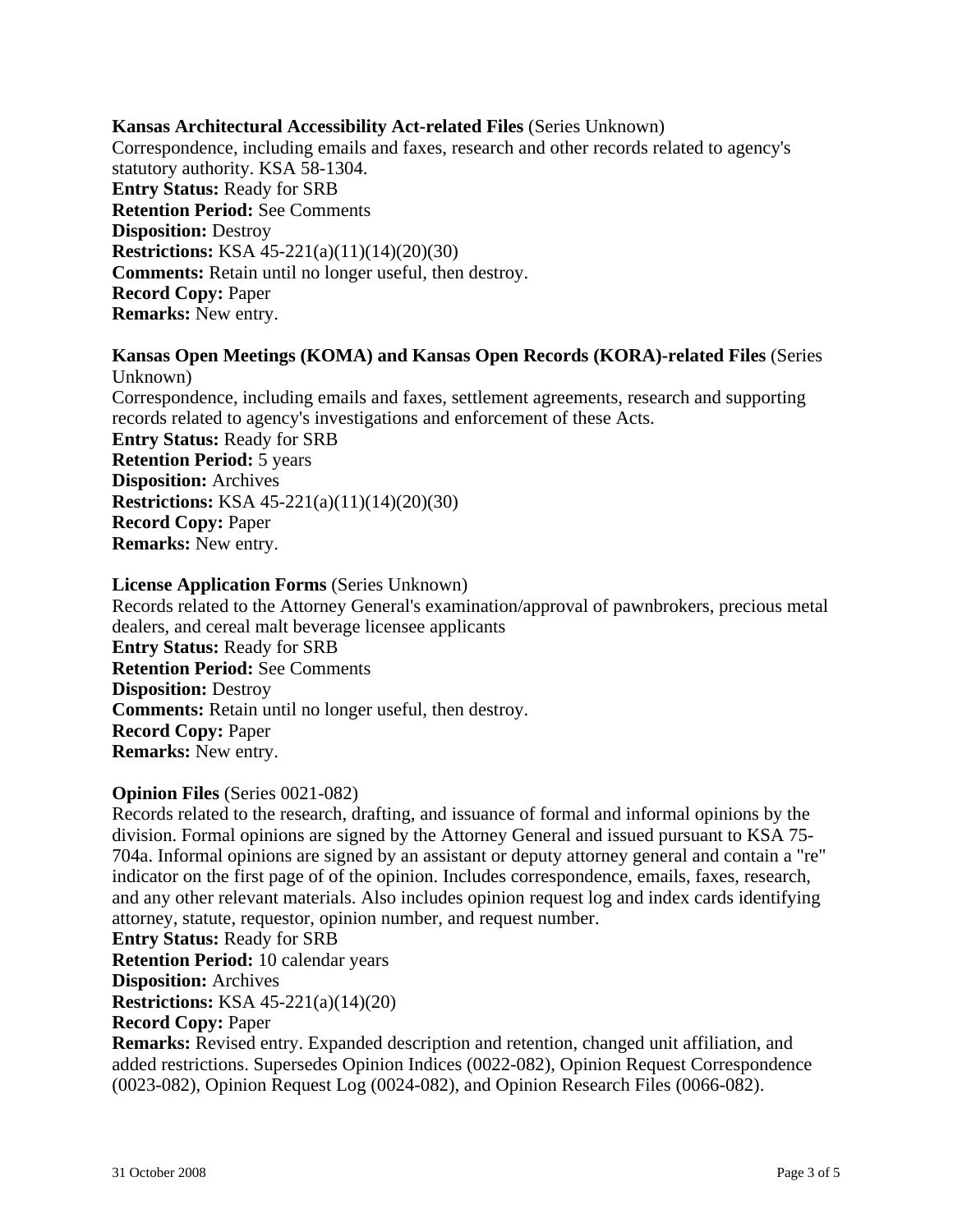**Kansas Architectural Accessibility Act-related Files** (Series Unknown)
Correspondence, including emails and faxes, research and other records related to agency's statutory authority. KSA 58-1304.
**Entry Status:** Ready for SRB
**Retention Period:** See Comments
**Disposition:** Destroy
**Restrictions:** KSA 45-221(a)(11)(14)(20)(30)
**Comments:** Retain until no longer useful, then destroy.
**Record Copy:** Paper
**Remarks:** New entry.

**Kansas Open Meetings (KOMA) and Kansas Open Records (KORA)-related Files** (Series Unknown)
Correspondence, including emails and faxes, settlement agreements, research and supporting records related to agency's investigations and enforcement of these Acts.
**Entry Status:** Ready for SRB
**Retention Period:** 5 years
**Disposition:** Archives
**Restrictions:** KSA 45-221(a)(11)(14)(20)(30)
**Record Copy:** Paper
**Remarks:** New entry.

**License Application Forms** (Series Unknown)
Records related to the Attorney General's examination/approval of pawnbrokers, precious metal dealers, and cereal malt beverage licensee applicants
**Entry Status:** Ready for SRB
**Retention Period:** See Comments
**Disposition:** Destroy
**Comments:** Retain until no longer useful, then destroy.
**Record Copy:** Paper
**Remarks:** New entry.

**Opinion Files** (Series 0021-082)
Records related to the research, drafting, and issuance of formal and informal opinions by the division. Formal opinions are signed by the Attorney General and issued pursuant to KSA 75-704a. Informal opinions are signed by an assistant or deputy attorney general and contain a "re" indicator on the first page of of the opinion. Includes correspondence, emails, faxes, research, and any other relevant materials. Also includes opinion request log and index cards identifying attorney, statute, requestor, opinion number, and request number.
**Entry Status:** Ready for SRB
**Retention Period:** 10 calendar years
**Disposition:** Archives
**Restrictions:** KSA 45-221(a)(14)(20)
**Record Copy:** Paper
**Remarks:** Revised entry. Expanded description and retention, changed unit affiliation, and added restrictions. Supersedes Opinion Indices (0022-082), Opinion Request Correspondence (0023-082), Opinion Request Log (0024-082), and Opinion Research Files (0066-082).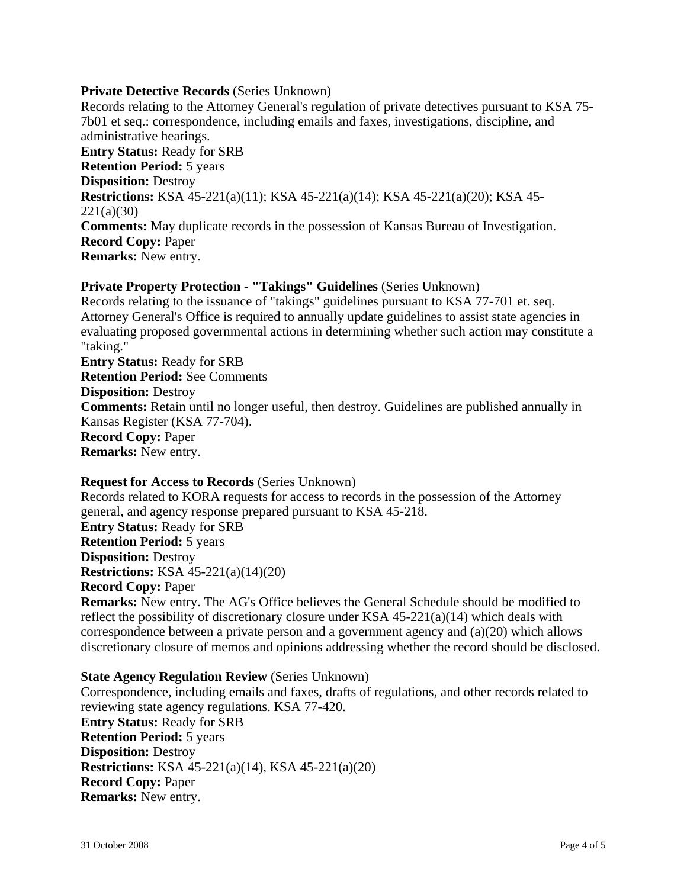**Private Detective Records** (Series Unknown)
Records relating to the Attorney General's regulation of private detectives pursuant to KSA 75-7b01 et seq.: correspondence, including emails and faxes, investigations, discipline, and administrative hearings.
**Entry Status:** Ready for SRB
**Retention Period:** 5 years
**Disposition:** Destroy
**Restrictions:** KSA 45-221(a)(11); KSA 45-221(a)(14); KSA 45-221(a)(20); KSA 45-221(a)(30)
**Comments:** May duplicate records in the possession of Kansas Bureau of Investigation.
**Record Copy:** Paper
**Remarks:** New entry.

**Private Property Protection - "Takings" Guidelines** (Series Unknown)
Records relating to the issuance of "takings" guidelines pursuant to KSA 77-701 et. seq. Attorney General's Office is required to annually update guidelines to assist state agencies in evaluating proposed governmental actions in determining whether such action may constitute a "taking."
**Entry Status:** Ready for SRB
**Retention Period:** See Comments
**Disposition:** Destroy
**Comments:** Retain until no longer useful, then destroy. Guidelines are published annually in Kansas Register (KSA 77-704).
**Record Copy:** Paper
**Remarks:** New entry.

**Request for Access to Records** (Series Unknown)
Records related to KORA requests for access to records in the possession of the Attorney general, and agency response prepared pursuant to KSA 45-218.
**Entry Status:** Ready for SRB
**Retention Period:** 5 years
**Disposition:** Destroy
**Restrictions:** KSA 45-221(a)(14)(20)
**Record Copy:** Paper
**Remarks:** New entry. The AG's Office believes the General Schedule should be modified to reflect the possibility of discretionary closure under KSA 45-221(a)(14) which deals with correspondence between a private person and a government agency and (a)(20) which allows discretionary closure of memos and opinions addressing whether the record should be disclosed.

**State Agency Regulation Review** (Series Unknown)
Correspondence, including emails and faxes, drafts of regulations, and other records related to reviewing state agency regulations. KSA 77-420.
**Entry Status:** Ready for SRB
**Retention Period:** 5 years
**Disposition:** Destroy
**Restrictions:** KSA 45-221(a)(14), KSA 45-221(a)(20)
**Record Copy:** Paper
**Remarks:** New entry.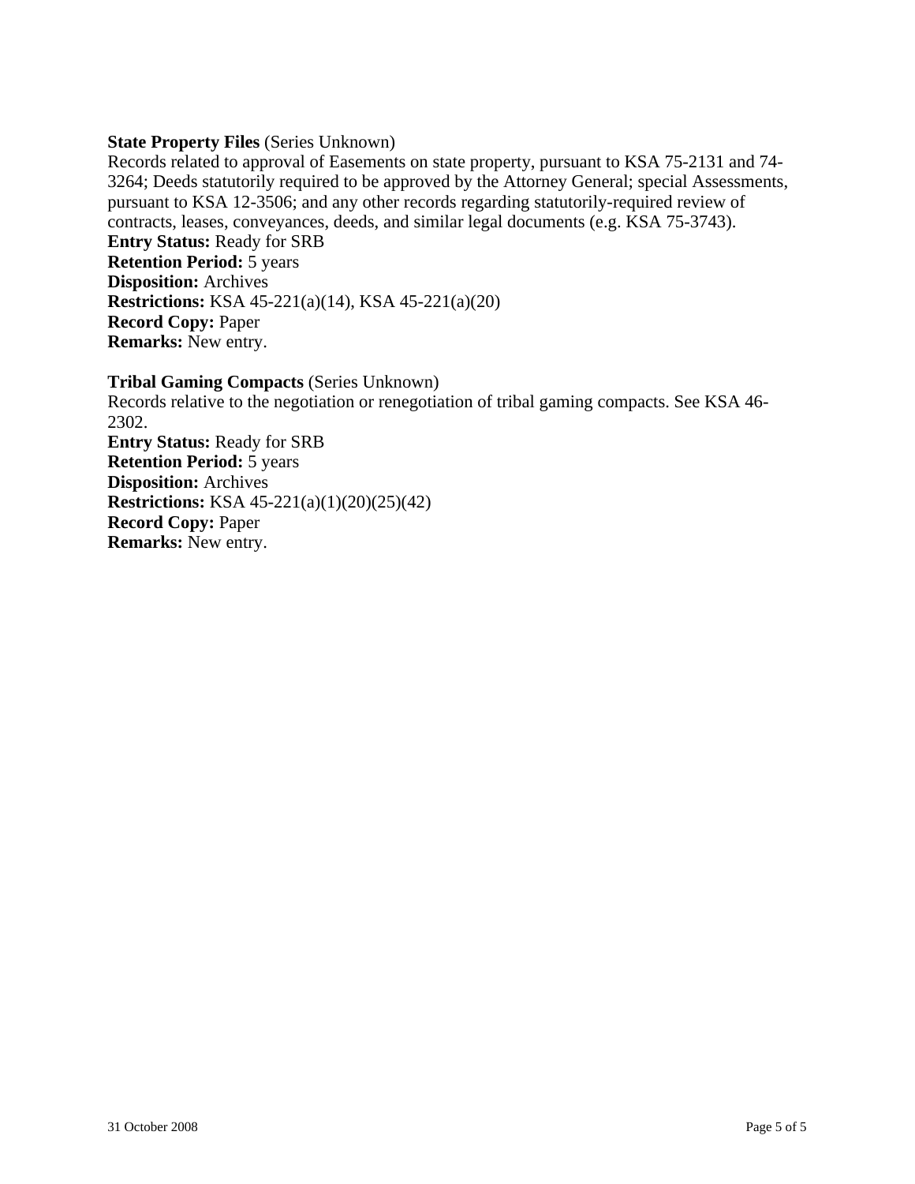**State Property Files** (Series Unknown)
Records related to approval of Easements on state property, pursuant to KSA 75-2131 and 74-3264; Deeds statutorily required to be approved by the Attorney General; special Assessments, pursuant to KSA 12-3506; and any other records regarding statutorily-required review of contracts, leases, conveyances, deeds, and similar legal documents (e.g. KSA 75-3743).
**Entry Status:** Ready for SRB
**Retention Period:** 5 years
**Disposition:** Archives
**Restrictions:** KSA 45-221(a)(14), KSA 45-221(a)(20)
**Record Copy:** Paper
**Remarks:** New entry.

**Tribal Gaming Compacts** (Series Unknown)
Records relative to the negotiation or renegotiation of tribal gaming compacts. See KSA 46-2302.
**Entry Status:** Ready for SRB
**Retention Period:** 5 years
**Disposition:** Archives
**Restrictions:** KSA 45-221(a)(1)(20)(25)(42)
**Record Copy:** Paper
**Remarks:** New entry.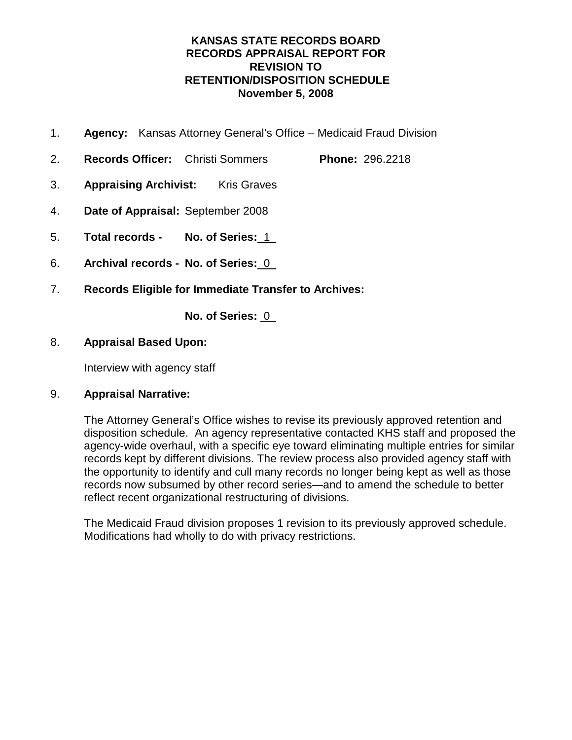**KANSAS STATE RECORDS BOARD**
**RECORDS APPRAISAL REPORT FOR**
**REVISION TO**
**RETENTION/DISPOSITION SCHEDULE**
**November 5, 2008**

1. **Agency:** Kansas Attorney General's Office – Medicaid Fraud Division

2. **Records Officer:** Christi Sommers **Phone:** 296.2218

3. **Appraising Archivist:** Kris Graves

4. **Date of Appraisal:** September 2008

5. **Total records - No. of Series:** 1

6. **Archival records - No. of Series:** 0

7. **Records Eligible for Immediate Transfer to Archives:**

   **No. of Series:** 0

8. **Appraisal Based Upon:**

   Interview with agency staff

9. **Appraisal Narrative:**

   The Attorney General's Office wishes to revise its previously approved retention and disposition schedule. An agency representative contacted KHS staff and proposed the agency-wide overhaul, with a specific eye toward eliminating multiple entries for similar records kept by different divisions. The review process also provided agency staff with the opportunity to identify and cull many records no longer being kept as well as those records now subsumed by other record series—and to amend the schedule to better reflect recent organizational restructuring of divisions.

   The Medicaid Fraud division proposes 1 revision to its previously approved schedule. Modifications had wholly to do with privacy restrictions.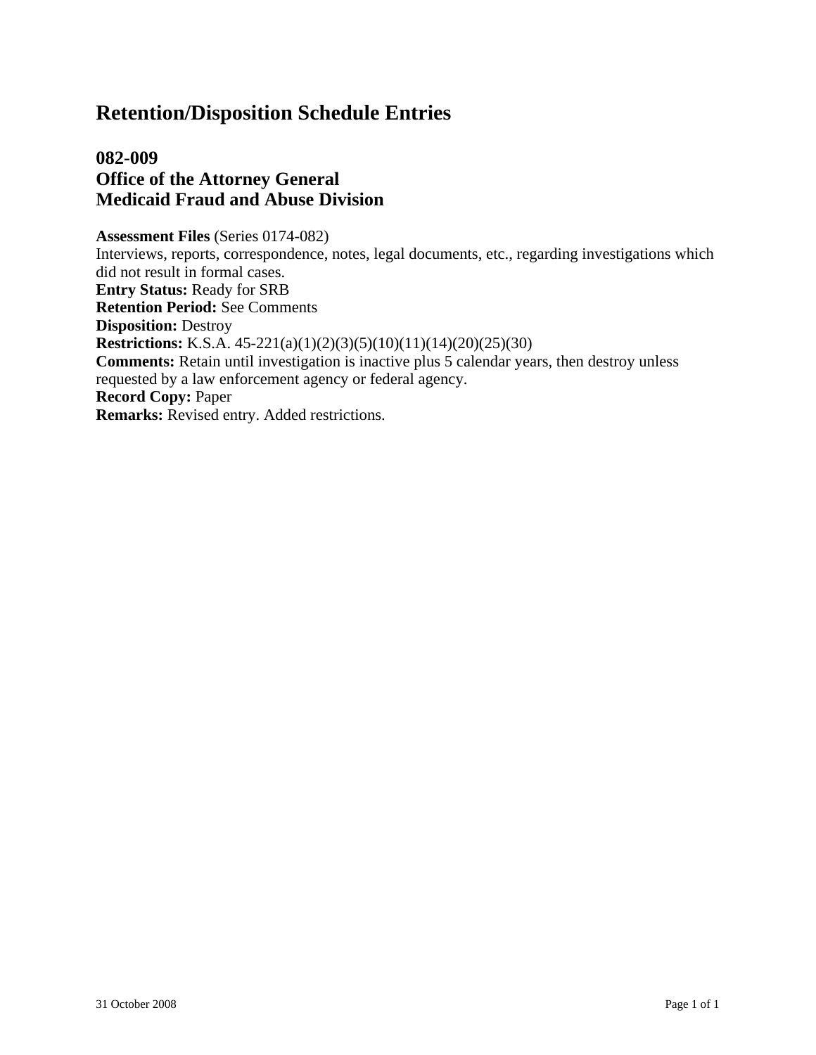# Retention/Disposition Schedule Entries

## 082-009
## Office of the Attorney General
## Medicaid Fraud and Abuse Division

**Assessment Files** (Series 0174-082)
Interviews, reports, correspondence, notes, legal documents, etc., regarding investigations which did not result in formal cases.
**Entry Status:** Ready for SRB
**Retention Period:** See Comments
**Disposition:** Destroy
**Restrictions:** K.S.A. 45-221(a)(1)(2)(3)(5)(10)(11)(14)(20)(25)(30)
**Comments:** Retain until investigation is inactive plus 5 calendar years, then destroy unless requested by a law enforcement agency or federal agency.
**Record Copy:** Paper
**Remarks:** Revised entry. Added restrictions.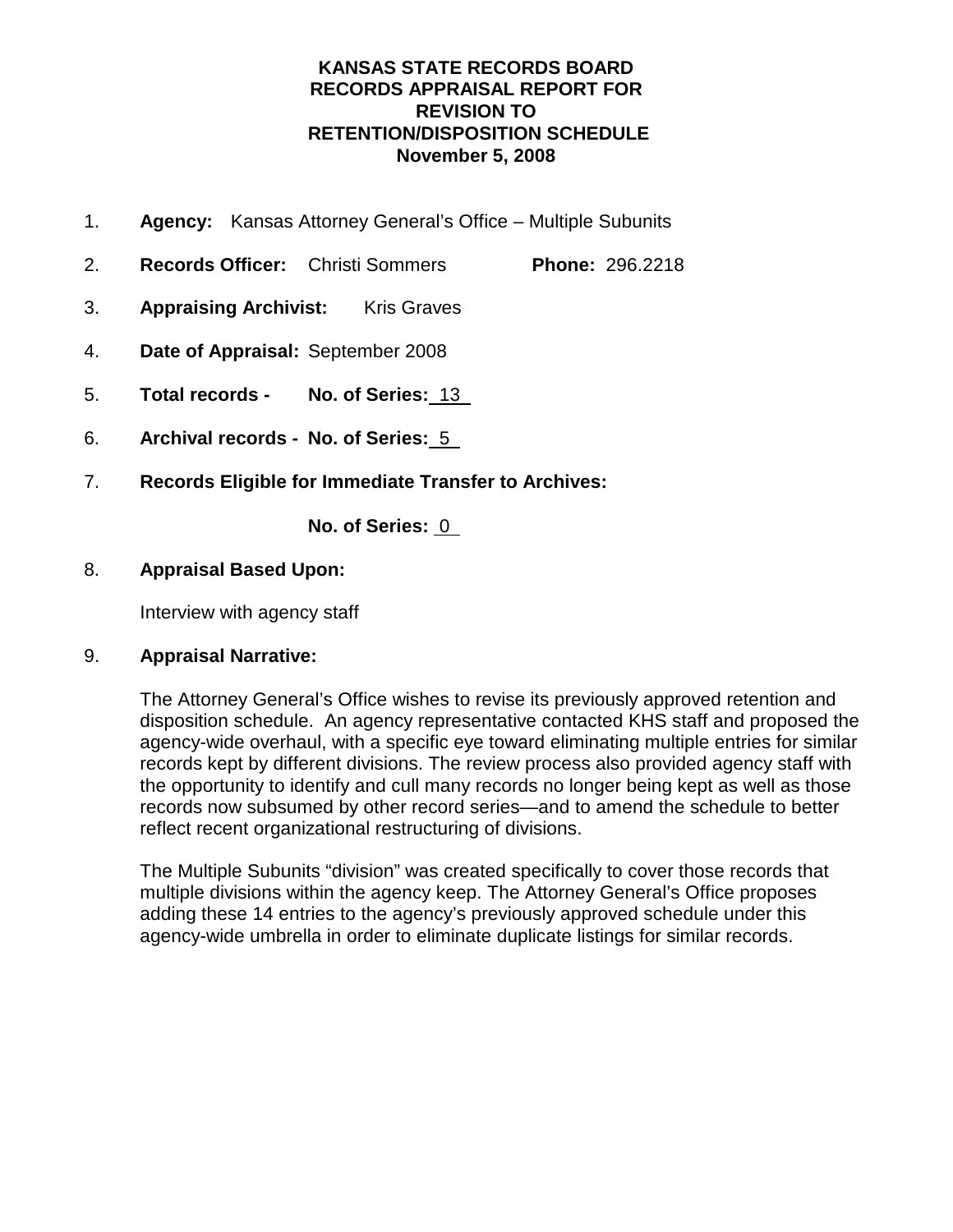**KANSAS STATE RECORDS BOARD**
**RECORDS APPRAISAL REPORT FOR**
**REVISION TO**
**RETENTION/DISPOSITION SCHEDULE**
**November 5, 2008**

1. **Agency:** Kansas Attorney General's Office – Multiple Subunits

2. **Records Officer:** Christi Sommers **Phone:** 296.2218

3. **Appraising Archivist:** Kris Graves

4. **Date of Appraisal:** September 2008

5. **Total records - No. of Series:** 13

6. **Archival records - No. of Series:** 5

7. **Records Eligible for Immediate Transfer to Archives:**

   **No. of Series:** 0

8. **Appraisal Based Upon:**

   Interview with agency staff

9. **Appraisal Narrative:**

   The Attorney General's Office wishes to revise its previously approved retention and disposition schedule. An agency representative contacted KHS staff and proposed the agency-wide overhaul, with a specific eye toward eliminating multiple entries for similar records kept by different divisions. The review process also provided agency staff with the opportunity to identify and cull many records no longer being kept as well as those records now subsumed by other record series—and to amend the schedule to better reflect recent organizational restructuring of divisions.

   The Multiple Subunits "division" was created specifically to cover those records that multiple divisions within the agency keep. The Attorney General's Office proposes adding these 14 entries to the agency's previously approved schedule under this agency-wide umbrella in order to eliminate duplicate listings for similar records.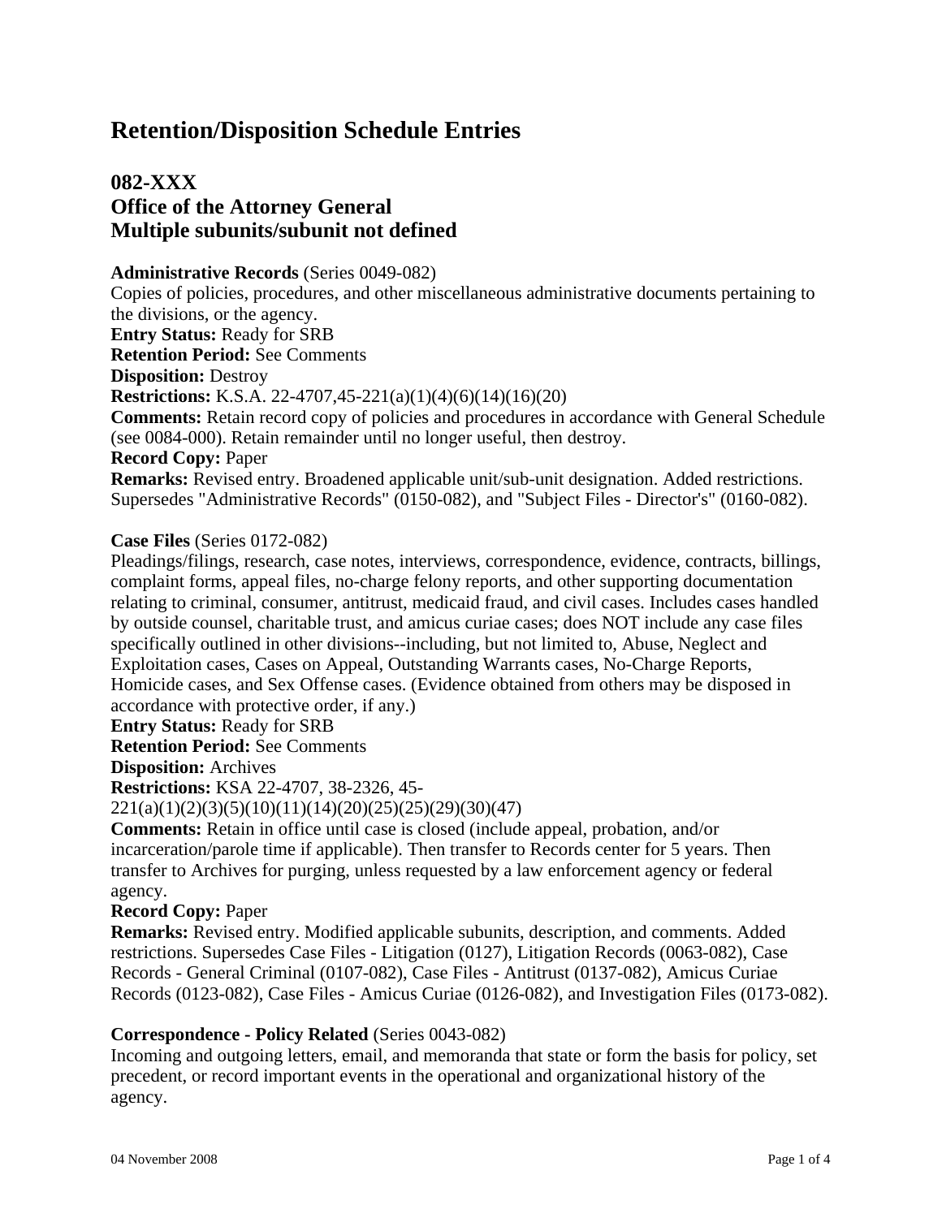# Retention/Disposition Schedule Entries

## 082-XXX
## Office of the Attorney General
## Multiple subunits/subunit not defined

**Administrative Records** (Series 0049-082)
Copies of policies, procedures, and other miscellaneous administrative documents pertaining to the divisions, or the agency.
**Entry Status:** Ready for SRB
**Retention Period:** See Comments
**Disposition:** Destroy
**Restrictions:** K.S.A. 22-4707,45-221(a)(1)(4)(6)(14)(16)(20)
**Comments:** Retain record copy of policies and procedures in accordance with General Schedule (see 0084-000). Retain remainder until no longer useful, then destroy.
**Record Copy:** Paper
**Remarks:** Revised entry. Broadened applicable unit/sub-unit designation. Added restrictions. Supersedes "Administrative Records" (0150-082), and "Subject Files - Director's" (0160-082).

**Case Files** (Series 0172-082)
Pleadings/filings, research, case notes, interviews, correspondence, evidence, contracts, billings, complaint forms, appeal files, no-charge felony reports, and other supporting documentation relating to criminal, consumer, antitrust, medicaid fraud, and civil cases. Includes cases handled by outside counsel, charitable trust, and amicus curiae cases; does NOT include any case files specifically outlined in other divisions--including, but not limited to, Abuse, Neglect and Exploitation cases, Cases on Appeal, Outstanding Warrants cases, No-Charge Reports, Homicide cases, and Sex Offense cases. (Evidence obtained from others may be disposed in accordance with protective order, if any.)
**Entry Status:** Ready for SRB
**Retention Period:** See Comments
**Disposition:** Archives
**Restrictions:** KSA 22-4707, 38-2326, 45-221(a)(1)(2)(3)(5)(10)(11)(14)(20)(25)(25)(29)(30)(47)
**Comments:** Retain in office until case is closed (include appeal, probation, and/or incarceration/parole time if applicable). Then transfer to Records center for 5 years. Then transfer to Archives for purging, unless requested by a law enforcement agency or federal agency.
**Record Copy:** Paper
**Remarks:** Revised entry. Modified applicable subunits, description, and comments. Added restrictions. Supersedes Case Files - Litigation (0127), Litigation Records (0063-082), Case Records - General Criminal (0107-082), Case Files - Antitrust (0137-082), Amicus Curiae Records (0123-082), Case Files - Amicus Curiae (0126-082), and Investigation Files (0173-082).

**Correspondence - Policy Related** (Series 0043-082)
Incoming and outgoing letters, email, and memoranda that state or form the basis for policy, set precedent, or record important events in the operational and organizational history of the agency.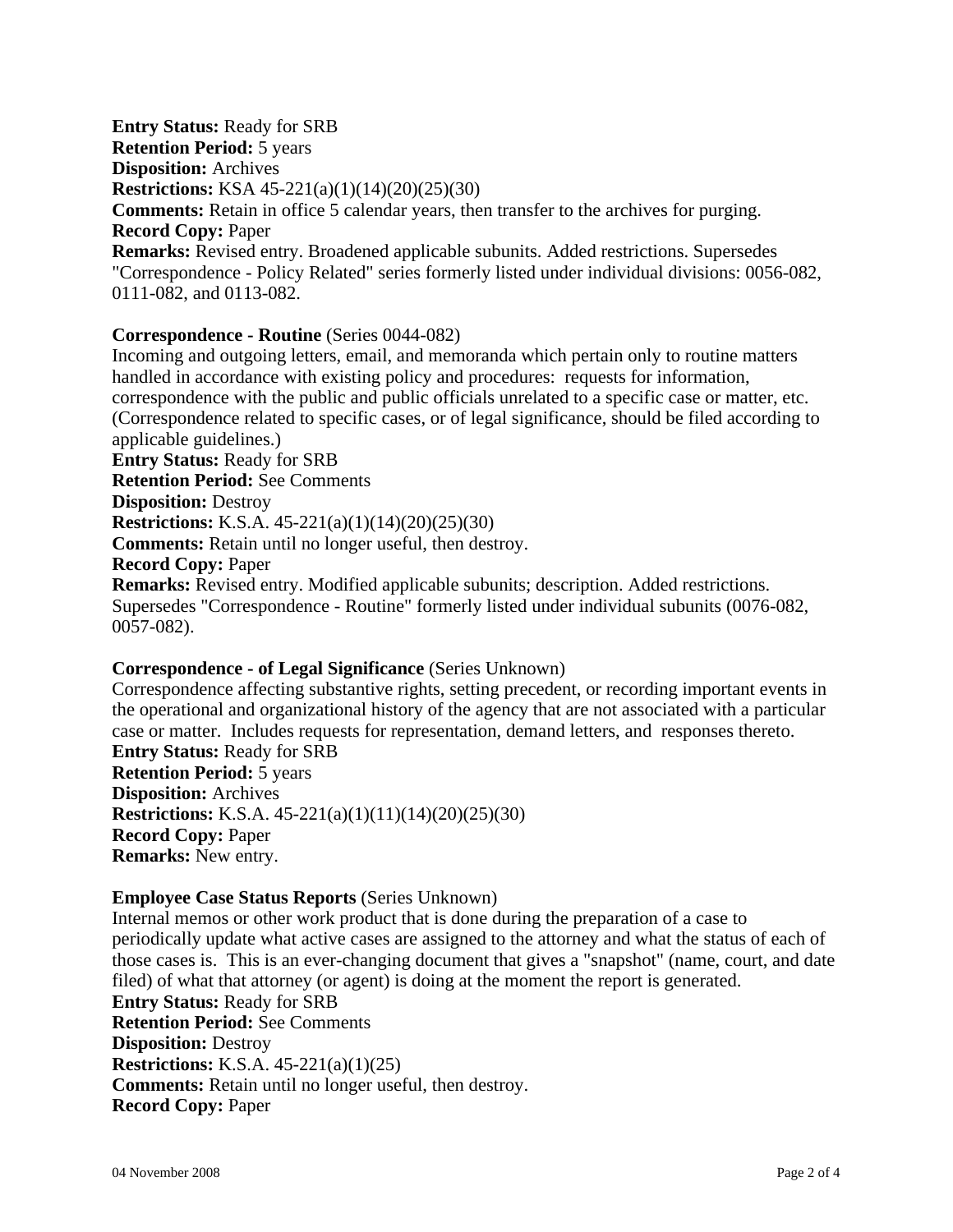**Entry Status:** Ready for SRB
**Retention Period:** 5 years
**Disposition:** Archives
**Restrictions:** KSA 45-221(a)(1)(14)(20)(25)(30)
**Comments:** Retain in office 5 calendar years, then transfer to the archives for purging.
**Record Copy:** Paper
**Remarks:** Revised entry. Broadened applicable subunits. Added restrictions. Supersedes "Correspondence - Policy Related" series formerly listed under individual divisions: 0056-082, 0111-082, and 0113-082.

**Correspondence - Routine** (Series 0044-082)
Incoming and outgoing letters, email, and memoranda which pertain only to routine matters handled in accordance with existing policy and procedures: requests for information, correspondence with the public and public officials unrelated to a specific case or matter, etc. (Correspondence related to specific cases, or of legal significance, should be filed according to applicable guidelines.)
**Entry Status:** Ready for SRB
**Retention Period:** See Comments
**Disposition:** Destroy
**Restrictions:** K.S.A. 45-221(a)(1)(14)(20)(25)(30)
**Comments:** Retain until no longer useful, then destroy.
**Record Copy:** Paper
**Remarks:** Revised entry. Modified applicable subunits; description. Added restrictions. Supersedes "Correspondence - Routine" formerly listed under individual subunits (0076-082, 0057-082).

**Correspondence - of Legal Significance** (Series Unknown)
Correspondence affecting substantive rights, setting precedent, or recording important events in the operational and organizational history of the agency that are not associated with a particular case or matter. Includes requests for representation, demand letters, and responses thereto.
**Entry Status:** Ready for SRB
**Retention Period:** 5 years
**Disposition:** Archives
**Restrictions:** K.S.A. 45-221(a)(1)(11)(14)(20)(25)(30)
**Record Copy:** Paper
**Remarks:** New entry.

**Employee Case Status Reports** (Series Unknown)
Internal memos or other work product that is done during the preparation of a case to periodically update what active cases are assigned to the attorney and what the status of each of those cases is. This is an ever-changing document that gives a "snapshot" (name, court, and date filed) of what that attorney (or agent) is doing at the moment the report is generated.
**Entry Status:** Ready for SRB
**Retention Period:** See Comments
**Disposition:** Destroy
**Restrictions:** K.S.A. 45-221(a)(1)(25)
**Comments:** Retain until no longer useful, then destroy.
**Record Copy:** Paper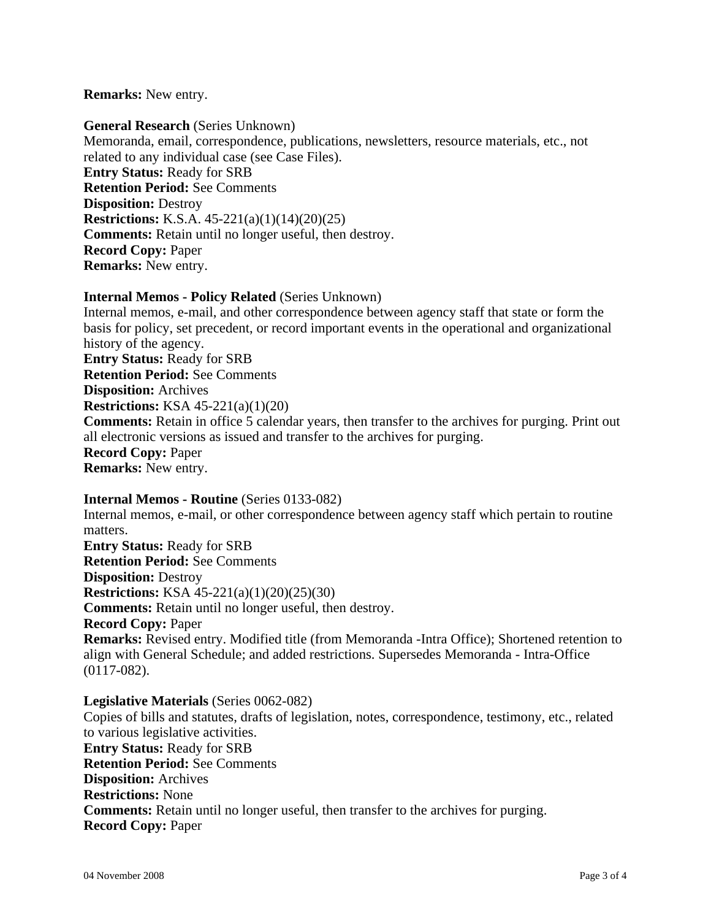**Remarks:** New entry.

**General Research** (Series Unknown)
Memoranda, email, correspondence, publications, newsletters, resource materials, etc., not related to any individual case (see Case Files).
**Entry Status:** Ready for SRB
**Retention Period:** See Comments
**Disposition:** Destroy
**Restrictions:** K.S.A. 45-221(a)(1)(14)(20)(25)
**Comments:** Retain until no longer useful, then destroy.
**Record Copy:** Paper
**Remarks:** New entry.

**Internal Memos - Policy Related** (Series Unknown)
Internal memos, e-mail, and other correspondence between agency staff that state or form the basis for policy, set precedent, or record important events in the operational and organizational history of the agency.
**Entry Status:** Ready for SRB
**Retention Period:** See Comments
**Disposition:** Archives
**Restrictions:** KSA 45-221(a)(1)(20)
**Comments:** Retain in office 5 calendar years, then transfer to the archives for purging. Print out all electronic versions as issued and transfer to the archives for purging.
**Record Copy:** Paper
**Remarks:** New entry.

**Internal Memos - Routine** (Series 0133-082)
Internal memos, e-mail, or other correspondence between agency staff which pertain to routine matters.
**Entry Status:** Ready for SRB
**Retention Period:** See Comments
**Disposition:** Destroy
**Restrictions:** KSA 45-221(a)(1)(20)(25)(30)
**Comments:** Retain until no longer useful, then destroy.
**Record Copy:** Paper
**Remarks:** Revised entry. Modified title (from Memoranda -Intra Office); Shortened retention to align with General Schedule; and added restrictions. Supersedes Memoranda - Intra-Office (0117-082).

**Legislative Materials** (Series 0062-082)
Copies of bills and statutes, drafts of legislation, notes, correspondence, testimony, etc., related to various legislative activities.
**Entry Status:** Ready for SRB
**Retention Period:** See Comments
**Disposition:** Archives
**Restrictions:** None
**Comments:** Retain until no longer useful, then transfer to the archives for purging.
**Record Copy:** Paper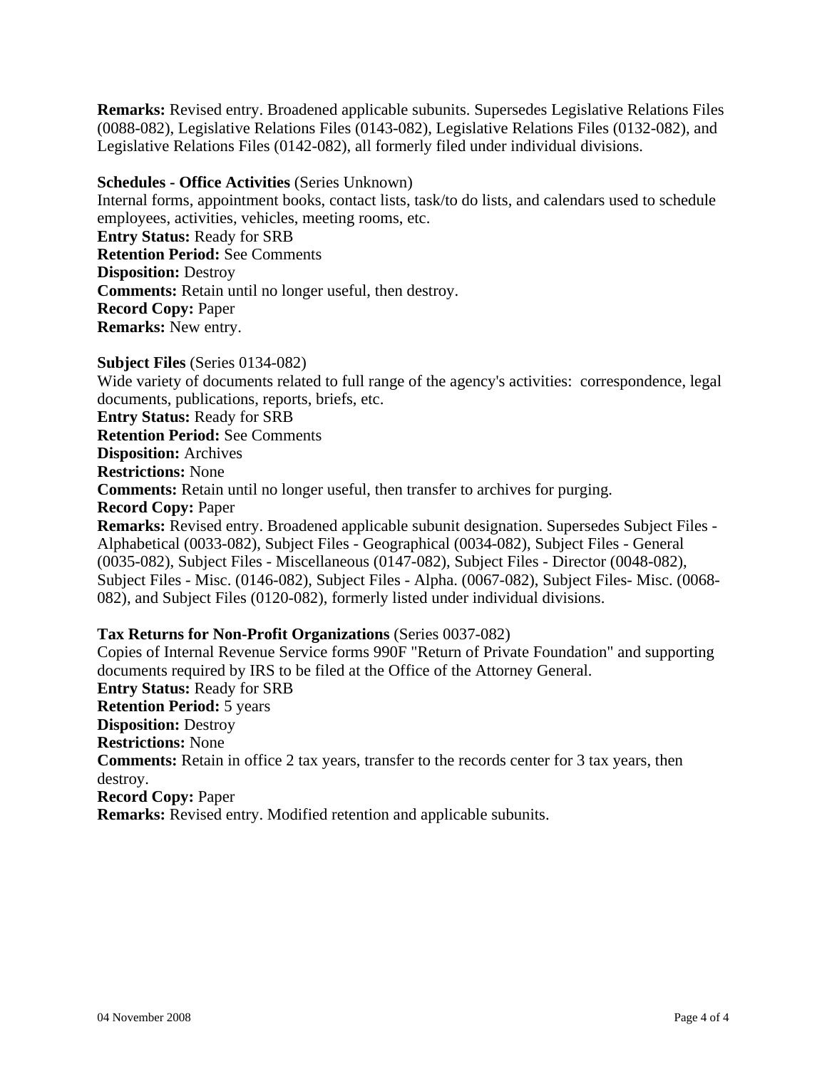**Remarks:** Revised entry. Broadened applicable subunits. Supersedes Legislative Relations Files (0088-082), Legislative Relations Files (0143-082), Legislative Relations Files (0132-082), and Legislative Relations Files (0142-082), all formerly filed under individual divisions.

**Schedules - Office Activities** (Series Unknown)
Internal forms, appointment books, contact lists, task/to do lists, and calendars used to schedule employees, activities, vehicles, meeting rooms, etc.
**Entry Status:** Ready for SRB
**Retention Period:** See Comments
**Disposition:** Destroy
**Comments:** Retain until no longer useful, then destroy.
**Record Copy:** Paper
**Remarks:** New entry.

**Subject Files** (Series 0134-082)
Wide variety of documents related to full range of the agency's activities: correspondence, legal documents, publications, reports, briefs, etc.
**Entry Status:** Ready for SRB
**Retention Period:** See Comments
**Disposition:** Archives
**Restrictions:** None
**Comments:** Retain until no longer useful, then transfer to archives for purging.
**Record Copy:** Paper
**Remarks:** Revised entry. Broadened applicable subunit designation. Supersedes Subject Files - Alphabetical (0033-082), Subject Files - Geographical (0034-082), Subject Files - General (0035-082), Subject Files - Miscellaneous (0147-082), Subject Files - Director (0048-082), Subject Files - Misc. (0146-082), Subject Files - Alpha. (0067-082), Subject Files- Misc. (0068-082), and Subject Files (0120-082), formerly listed under individual divisions.

**Tax Returns for Non-Profit Organizations** (Series 0037-082)
Copies of Internal Revenue Service forms 990F "Return of Private Foundation" and supporting documents required by IRS to be filed at the Office of the Attorney General.
**Entry Status:** Ready for SRB
**Retention Period:** 5 years
**Disposition:** Destroy
**Restrictions:** None
**Comments:** Retain in office 2 tax years, transfer to the records center for 3 tax years, then destroy.
**Record Copy:** Paper
**Remarks:** Revised entry. Modified retention and applicable subunits.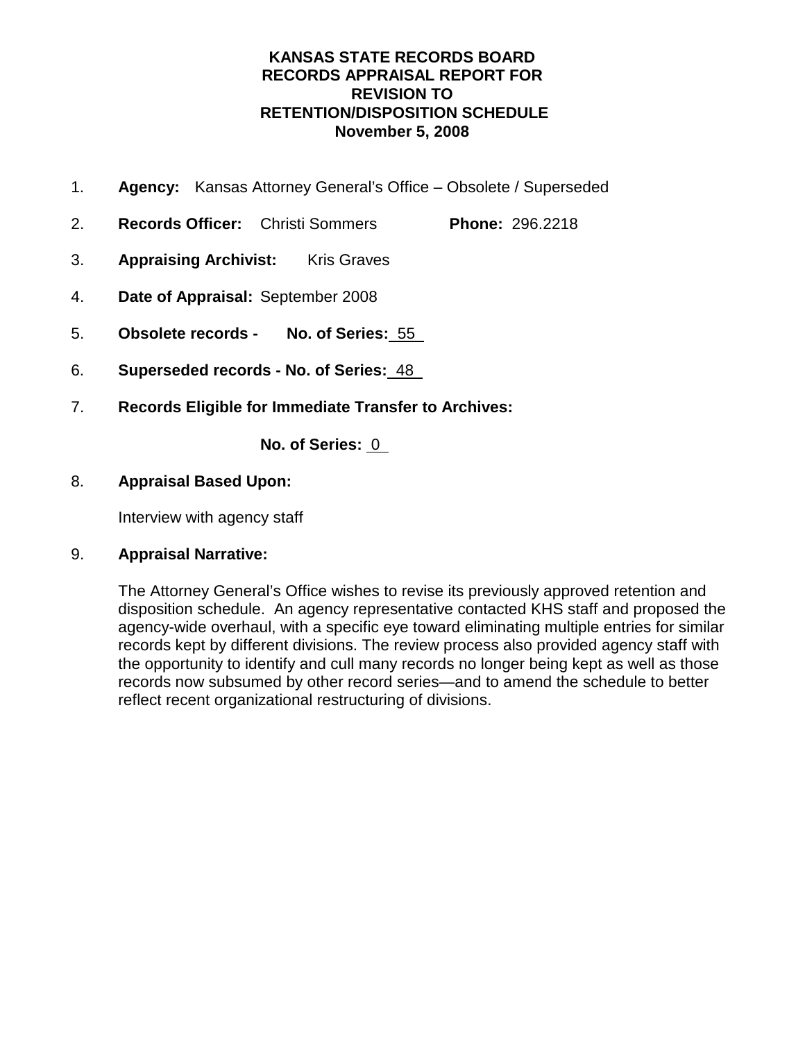**KANSAS STATE RECORDS BOARD**
**RECORDS APPRAISAL REPORT FOR**
**REVISION TO**
**RETENTION/DISPOSITION SCHEDULE**
**November 5, 2008**

1. **Agency:** Kansas Attorney General's Office – Obsolete / Superseded
2. **Records Officer:** Christi Sommers **Phone:** 296.2218
3. **Appraising Archivist:** Kris Graves
4. **Date of Appraisal:** September 2008
5. **Obsolete records - No. of Series:** 55
6. **Superseded records - No. of Series:** 48
7. **Records Eligible for Immediate Transfer to Archives:**

   **No. of Series:** 0

8. **Appraisal Based Upon:**

   Interview with agency staff

9. **Appraisal Narrative:**

   The Attorney General's Office wishes to revise its previously approved retention and disposition schedule. An agency representative contacted KHS staff and proposed the agency-wide overhaul, with a specific eye toward eliminating multiple entries for similar records kept by different divisions. The review process also provided agency staff with the opportunity to identify and cull many records no longer being kept as well as those records now subsumed by other record series—and to amend the schedule to better reflect recent organizational restructuring of divisions.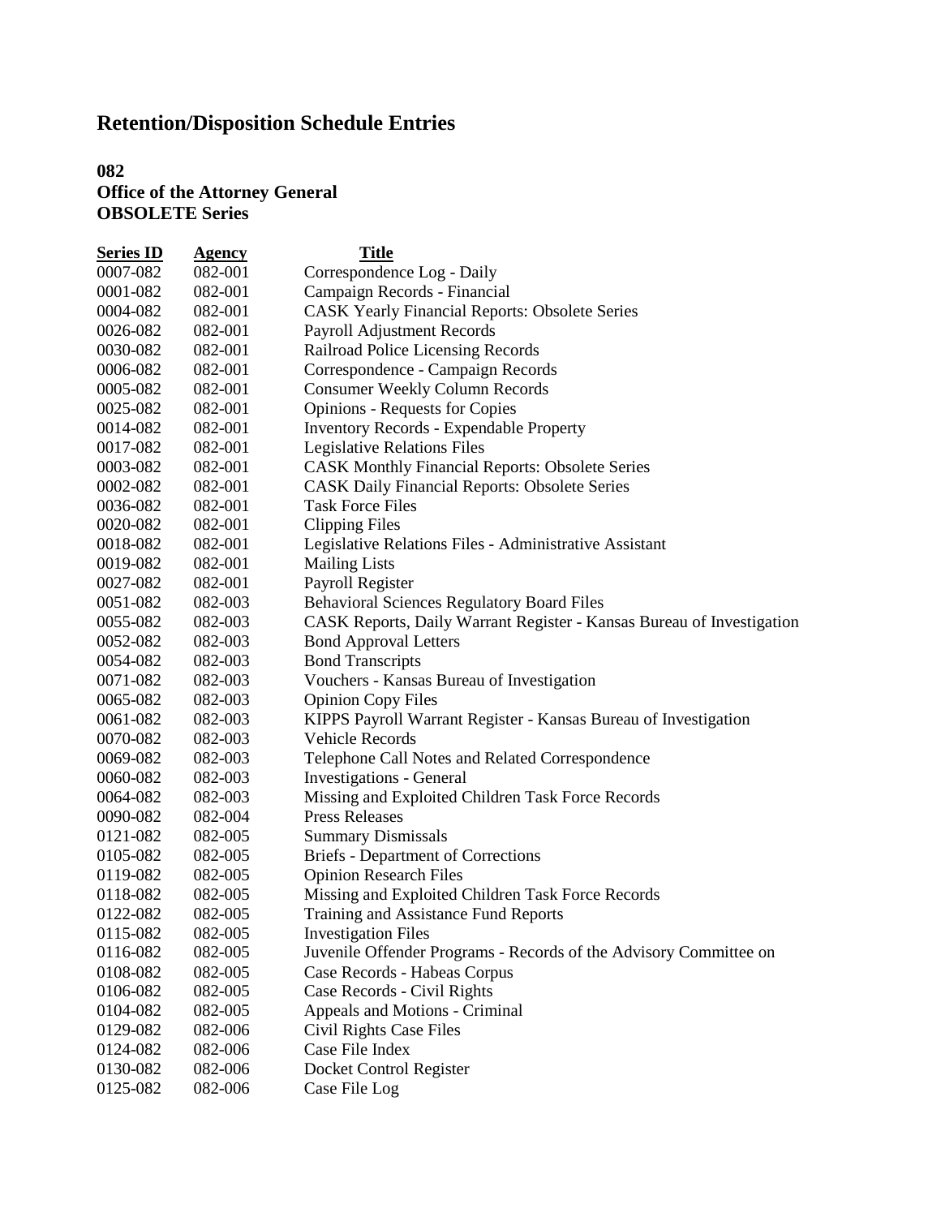# Retention/Disposition Schedule Entries

**082**
**Office of the Attorney General**
**OBSOLETE Series**

| Series ID | Agency | Title |
|---|---|---|
| 0007-082 | 082-001 | Correspondence Log - Daily |
| 0001-082 | 082-001 | Campaign Records - Financial |
| 0004-082 | 082-001 | CASK Yearly Financial Reports: Obsolete Series |
| 0026-082 | 082-001 | Payroll Adjustment Records |
| 0030-082 | 082-001 | Railroad Police Licensing Records |
| 0006-082 | 082-001 | Correspondence - Campaign Records |
| 0005-082 | 082-001 | Consumer Weekly Column Records |
| 0025-082 | 082-001 | Opinions - Requests for Copies |
| 0014-082 | 082-001 | Inventory Records - Expendable Property |
| 0017-082 | 082-001 | Legislative Relations Files |
| 0003-082 | 082-001 | CASK Monthly Financial Reports: Obsolete Series |
| 0002-082 | 082-001 | CASK Daily Financial Reports: Obsolete Series |
| 0036-082 | 082-001 | Task Force Files |
| 0020-082 | 082-001 | Clipping Files |
| 0018-082 | 082-001 | Legislative Relations Files - Administrative Assistant |
| 0019-082 | 082-001 | Mailing Lists |
| 0027-082 | 082-001 | Payroll Register |
| 0051-082 | 082-003 | Behavioral Sciences Regulatory Board Files |
| 0055-082 | 082-003 | CASK Reports, Daily Warrant Register - Kansas Bureau of Investigation |
| 0052-082 | 082-003 | Bond Approval Letters |
| 0054-082 | 082-003 | Bond Transcripts |
| 0071-082 | 082-003 | Vouchers - Kansas Bureau of Investigation |
| 0065-082 | 082-003 | Opinion Copy Files |
| 0061-082 | 082-003 | KIPPS Payroll Warrant Register - Kansas Bureau of Investigation |
| 0070-082 | 082-003 | Vehicle Records |
| 0069-082 | 082-003 | Telephone Call Notes and Related Correspondence |
| 0060-082 | 082-003 | Investigations - General |
| 0064-082 | 082-003 | Missing and Exploited Children Task Force Records |
| 0090-082 | 082-004 | Press Releases |
| 0121-082 | 082-005 | Summary Dismissals |
| 0105-082 | 082-005 | Briefs - Department of Corrections |
| 0119-082 | 082-005 | Opinion Research Files |
| 0118-082 | 082-005 | Missing and Exploited Children Task Force Records |
| 0122-082 | 082-005 | Training and Assistance Fund Reports |
| 0115-082 | 082-005 | Investigation Files |
| 0116-082 | 082-005 | Juvenile Offender Programs - Records of the Advisory Committee on |
| 0108-082 | 082-005 | Case Records - Habeas Corpus |
| 0106-082 | 082-005 | Case Records - Civil Rights |
| 0104-082 | 082-005 | Appeals and Motions - Criminal |
| 0129-082 | 082-006 | Civil Rights Case Files |
| 0124-082 | 082-006 | Case File Index |
| 0130-082 | 082-006 | Docket Control Register |
| 0125-082 | 082-006 | Case File Log |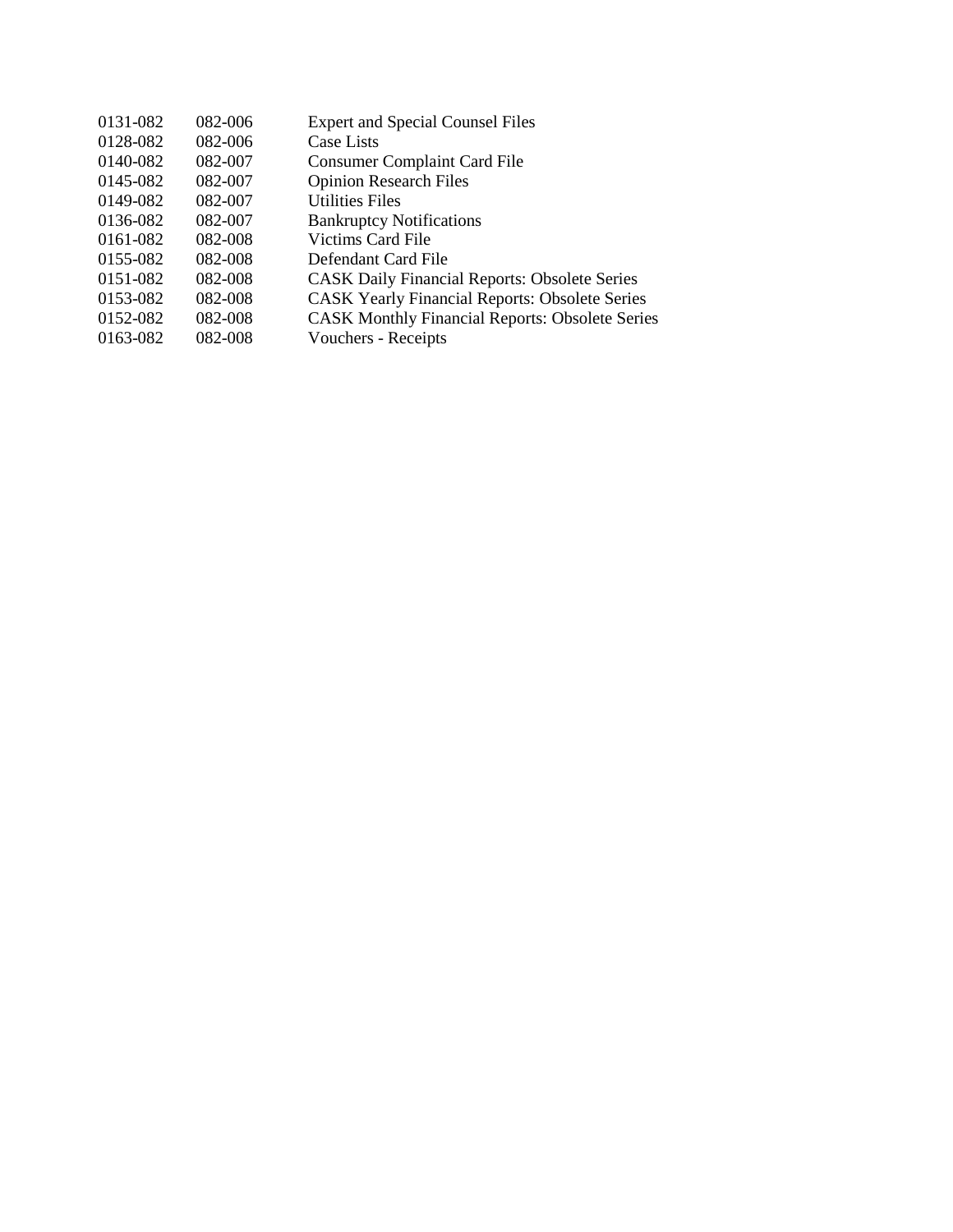| | | |
|---|---|---|
| 0131-082 | 082-006 | Expert and Special Counsel Files |
| 0128-082 | 082-006 | Case Lists |
| 0140-082 | 082-007 | Consumer Complaint Card File |
| 0145-082 | 082-007 | Opinion Research Files |
| 0149-082 | 082-007 | Utilities Files |
| 0136-082 | 082-007 | Bankruptcy Notifications |
| 0161-082 | 082-008 | Victims Card File |
| 0155-082 | 082-008 | Defendant Card File |
| 0151-082 | 082-008 | CASK Daily Financial Reports: Obsolete Series |
| 0153-082 | 082-008 | CASK Yearly Financial Reports: Obsolete Series |
| 0152-082 | 082-008 | CASK Monthly Financial Reports: Obsolete Series |
| 0163-082 | 082-008 | Vouchers - Receipts |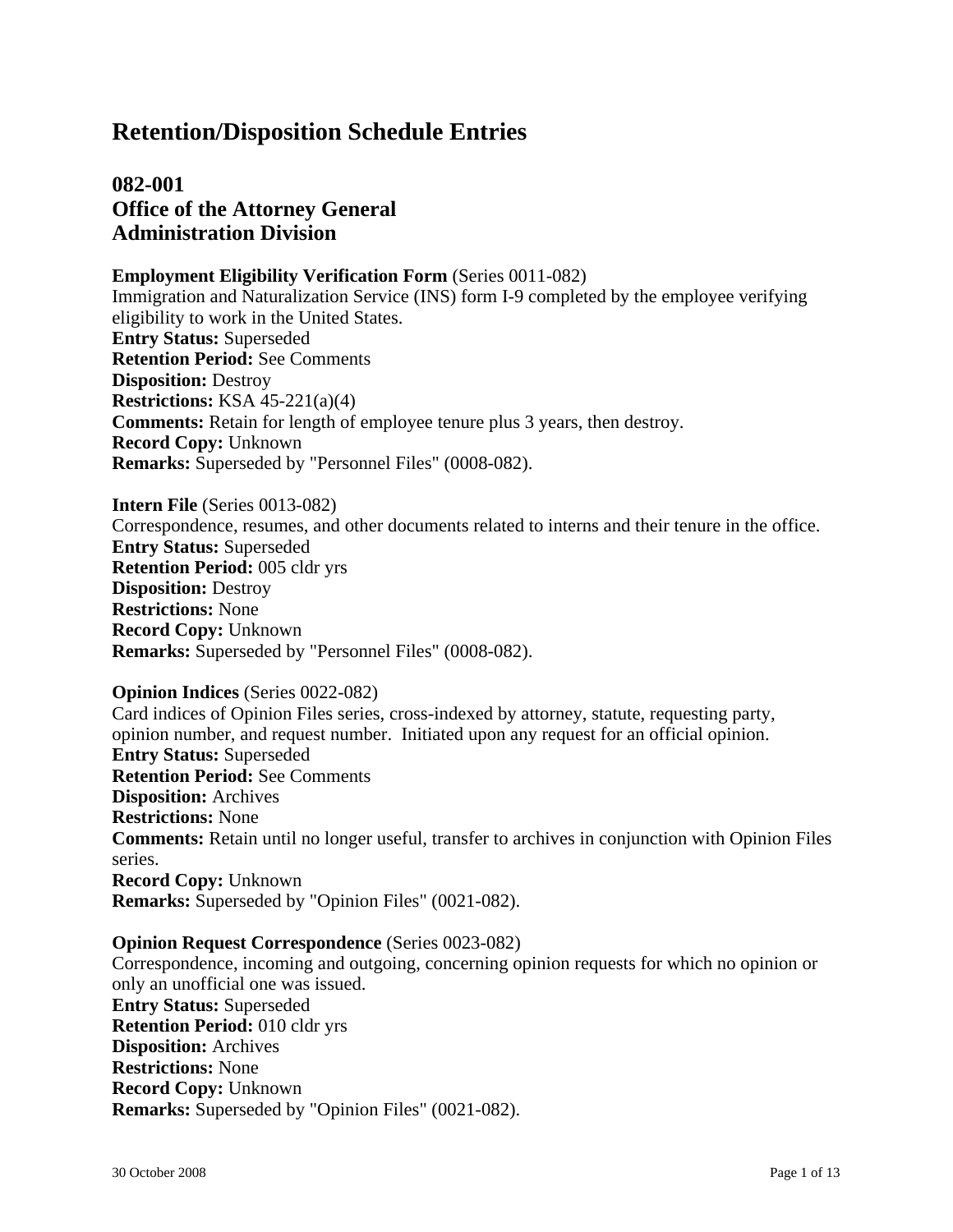# Retention/Disposition Schedule Entries

## 082-001
## Office of the Attorney General
## Administration Division

**Employment Eligibility Verification Form** (Series 0011-082)
Immigration and Naturalization Service (INS) form I-9 completed by the employee verifying eligibility to work in the United States.
**Entry Status:** Superseded
**Retention Period:** See Comments
**Disposition:** Destroy
**Restrictions:** KSA 45-221(a)(4)
**Comments:** Retain for length of employee tenure plus 3 years, then destroy.
**Record Copy:** Unknown
**Remarks:** Superseded by "Personnel Files" (0008-082).

**Intern File** (Series 0013-082)
Correspondence, resumes, and other documents related to interns and their tenure in the office.
**Entry Status:** Superseded
**Retention Period:** 005 cldr yrs
**Disposition:** Destroy
**Restrictions:** None
**Record Copy:** Unknown
**Remarks:** Superseded by "Personnel Files" (0008-082).

**Opinion Indices** (Series 0022-082)
Card indices of Opinion Files series, cross-indexed by attorney, statute, requesting party, opinion number, and request number. Initiated upon any request for an official opinion.
**Entry Status:** Superseded
**Retention Period:** See Comments
**Disposition:** Archives
**Restrictions:** None
**Comments:** Retain until no longer useful, transfer to archives in conjunction with Opinion Files series.
**Record Copy:** Unknown
**Remarks:** Superseded by "Opinion Files" (0021-082).

**Opinion Request Correspondence** (Series 0023-082)
Correspondence, incoming and outgoing, concerning opinion requests for which no opinion or only an unofficial one was issued.
**Entry Status:** Superseded
**Retention Period:** 010 cldr yrs
**Disposition:** Archives
**Restrictions:** None
**Record Copy:** Unknown
**Remarks:** Superseded by "Opinion Files" (0021-082).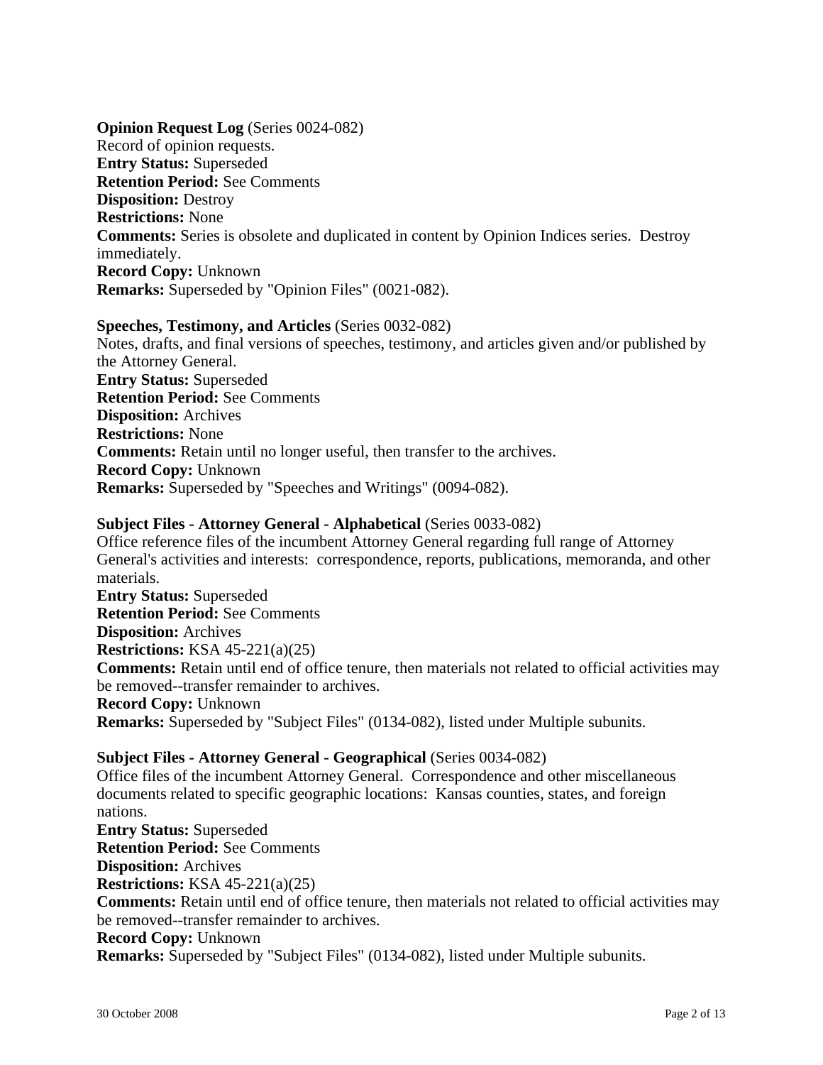**Opinion Request Log** (Series 0024-082)
Record of opinion requests.
**Entry Status:** Superseded
**Retention Period:** See Comments
**Disposition:** Destroy
**Restrictions:** None
**Comments:** Series is obsolete and duplicated in content by Opinion Indices series. Destroy immediately.
**Record Copy:** Unknown
**Remarks:** Superseded by "Opinion Files" (0021-082).

**Speeches, Testimony, and Articles** (Series 0032-082)
Notes, drafts, and final versions of speeches, testimony, and articles given and/or published by the Attorney General.
**Entry Status:** Superseded
**Retention Period:** See Comments
**Disposition:** Archives
**Restrictions:** None
**Comments:** Retain until no longer useful, then transfer to the archives.
**Record Copy:** Unknown
**Remarks:** Superseded by "Speeches and Writings" (0094-082).

**Subject Files - Attorney General - Alphabetical** (Series 0033-082)
Office reference files of the incumbent Attorney General regarding full range of Attorney General's activities and interests: correspondence, reports, publications, memoranda, and other materials.
**Entry Status:** Superseded
**Retention Period:** See Comments
**Disposition:** Archives
**Restrictions:** KSA 45-221(a)(25)
**Comments:** Retain until end of office tenure, then materials not related to official activities may be removed--transfer remainder to archives.
**Record Copy:** Unknown
**Remarks:** Superseded by "Subject Files" (0134-082), listed under Multiple subunits.

**Subject Files - Attorney General - Geographical** (Series 0034-082)
Office files of the incumbent Attorney General. Correspondence and other miscellaneous documents related to specific geographic locations: Kansas counties, states, and foreign nations.
**Entry Status:** Superseded
**Retention Period:** See Comments
**Disposition:** Archives
**Restrictions:** KSA 45-221(a)(25)
**Comments:** Retain until end of office tenure, then materials not related to official activities may be removed--transfer remainder to archives.
**Record Copy:** Unknown
**Remarks:** Superseded by "Subject Files" (0134-082), listed under Multiple subunits.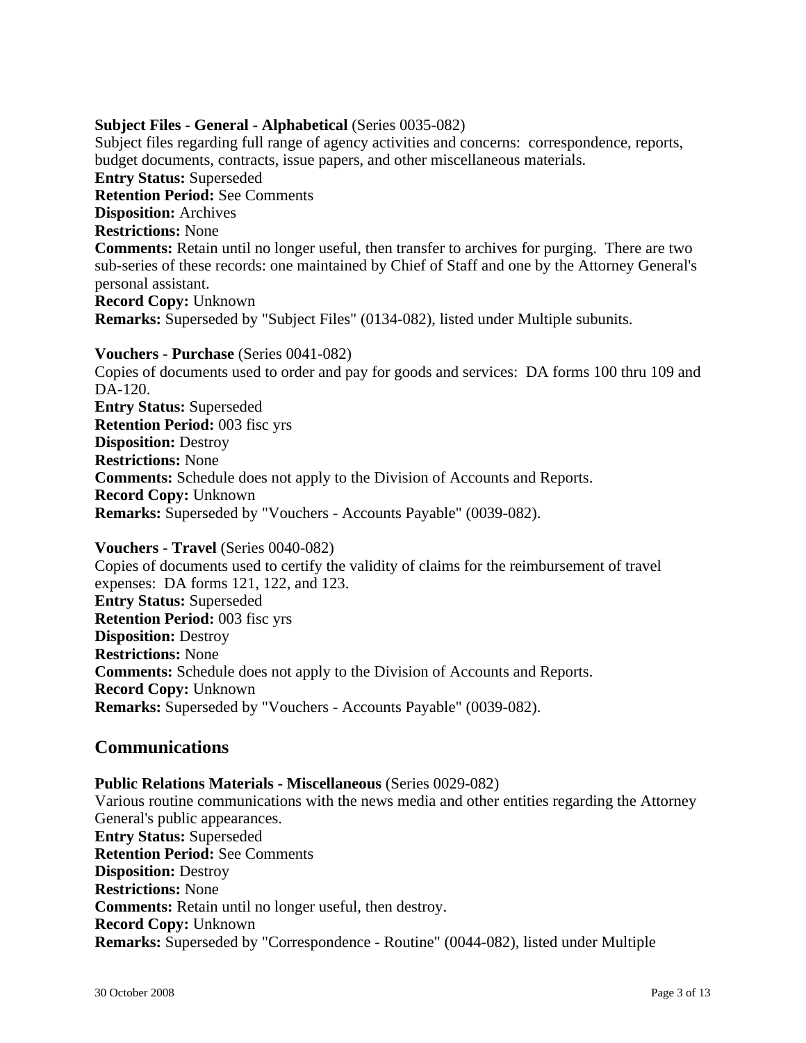**Subject Files - General - Alphabetical** (Series 0035-082)
Subject files regarding full range of agency activities and concerns: correspondence, reports, budget documents, contracts, issue papers, and other miscellaneous materials.
**Entry Status:** Superseded
**Retention Period:** See Comments
**Disposition:** Archives
**Restrictions:** None
**Comments:** Retain until no longer useful, then transfer to archives for purging. There are two sub-series of these records: one maintained by Chief of Staff and one by the Attorney General's personal assistant.
**Record Copy:** Unknown
**Remarks:** Superseded by "Subject Files" (0134-082), listed under Multiple subunits.

**Vouchers - Purchase** (Series 0041-082)
Copies of documents used to order and pay for goods and services: DA forms 100 thru 109 and DA-120.
**Entry Status:** Superseded
**Retention Period:** 003 fisc yrs
**Disposition:** Destroy
**Restrictions:** None
**Comments:** Schedule does not apply to the Division of Accounts and Reports.
**Record Copy:** Unknown
**Remarks:** Superseded by "Vouchers - Accounts Payable" (0039-082).

**Vouchers - Travel** (Series 0040-082)
Copies of documents used to certify the validity of claims for the reimbursement of travel expenses: DA forms 121, 122, and 123.
**Entry Status:** Superseded
**Retention Period:** 003 fisc yrs
**Disposition:** Destroy
**Restrictions:** None
**Comments:** Schedule does not apply to the Division of Accounts and Reports.
**Record Copy:** Unknown
**Remarks:** Superseded by "Vouchers - Accounts Payable" (0039-082).

## Communications

**Public Relations Materials - Miscellaneous** (Series 0029-082)
Various routine communications with the news media and other entities regarding the Attorney General's public appearances.
**Entry Status:** Superseded
**Retention Period:** See Comments
**Disposition:** Destroy
**Restrictions:** None
**Comments:** Retain until no longer useful, then destroy.
**Record Copy:** Unknown
**Remarks:** Superseded by "Correspondence - Routine" (0044-082), listed under Multiple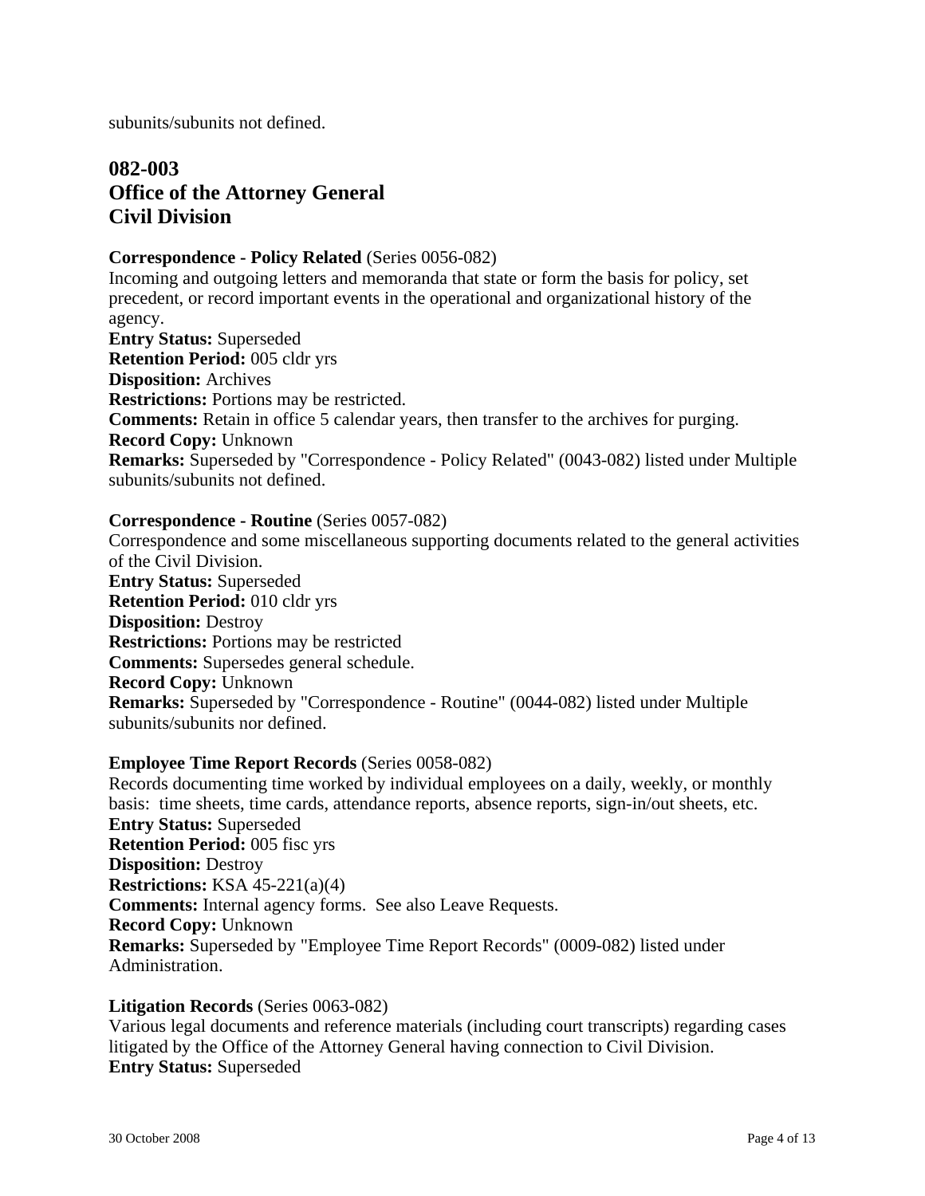subunits/subunits not defined.

## 082-003
## Office of the Attorney General
## Civil Division

**Correspondence - Policy Related** (Series 0056-082)
Incoming and outgoing letters and memoranda that state or form the basis for policy, set precedent, or record important events in the operational and organizational history of the agency.
**Entry Status:** Superseded
**Retention Period:** 005 cldr yrs
**Disposition:** Archives
**Restrictions:** Portions may be restricted.
**Comments:** Retain in office 5 calendar years, then transfer to the archives for purging.
**Record Copy:** Unknown
**Remarks:** Superseded by "Correspondence - Policy Related" (0043-082) listed under Multiple subunits/subunits not defined.

**Correspondence - Routine** (Series 0057-082)
Correspondence and some miscellaneous supporting documents related to the general activities of the Civil Division.
**Entry Status:** Superseded
**Retention Period:** 010 cldr yrs
**Disposition:** Destroy
**Restrictions:** Portions may be restricted
**Comments:** Supersedes general schedule.
**Record Copy:** Unknown
**Remarks:** Superseded by "Correspondence - Routine" (0044-082) listed under Multiple subunits/subunits nor defined.

**Employee Time Report Records** (Series 0058-082)
Records documenting time worked by individual employees on a daily, weekly, or monthly basis: time sheets, time cards, attendance reports, absence reports, sign-in/out sheets, etc.
**Entry Status:** Superseded
**Retention Period:** 005 fisc yrs
**Disposition:** Destroy
**Restrictions:** KSA 45-221(a)(4)
**Comments:** Internal agency forms. See also Leave Requests.
**Record Copy:** Unknown
**Remarks:** Superseded by "Employee Time Report Records" (0009-082) listed under Administration.

**Litigation Records** (Series 0063-082)
Various legal documents and reference materials (including court transcripts) regarding cases litigated by the Office of the Attorney General having connection to Civil Division.
**Entry Status:** Superseded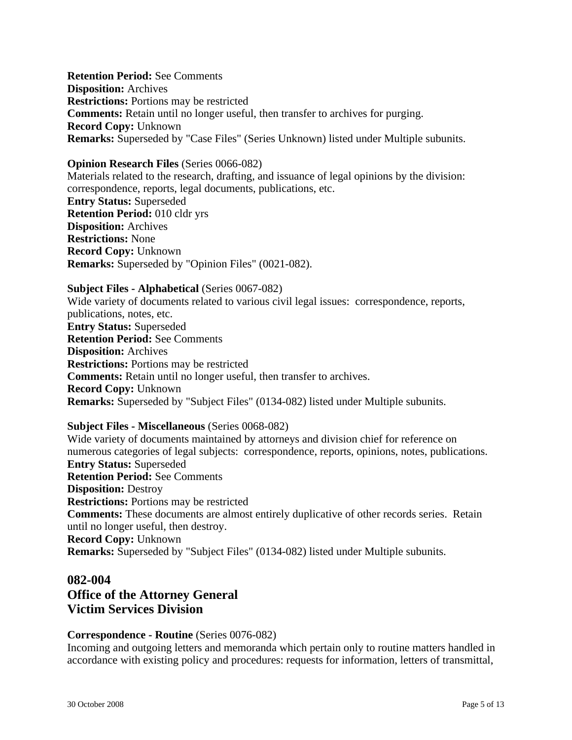**Retention Period:** See Comments
**Disposition:** Archives
**Restrictions:** Portions may be restricted
**Comments:** Retain until no longer useful, then transfer to archives for purging.
**Record Copy:** Unknown
**Remarks:** Superseded by "Case Files" (Series Unknown) listed under Multiple subunits.

**Opinion Research Files** (Series 0066-082)
Materials related to the research, drafting, and issuance of legal opinions by the division: correspondence, reports, legal documents, publications, etc.
**Entry Status:** Superseded
**Retention Period:** 010 cldr yrs
**Disposition:** Archives
**Restrictions:** None
**Record Copy:** Unknown
**Remarks:** Superseded by "Opinion Files" (0021-082).

**Subject Files - Alphabetical** (Series 0067-082)
Wide variety of documents related to various civil legal issues: correspondence, reports, publications, notes, etc.
**Entry Status:** Superseded
**Retention Period:** See Comments
**Disposition:** Archives
**Restrictions:** Portions may be restricted
**Comments:** Retain until no longer useful, then transfer to archives.
**Record Copy:** Unknown
**Remarks:** Superseded by "Subject Files" (0134-082) listed under Multiple subunits.

**Subject Files - Miscellaneous** (Series 0068-082)
Wide variety of documents maintained by attorneys and division chief for reference on numerous categories of legal subjects: correspondence, reports, opinions, notes, publications.
**Entry Status:** Superseded
**Retention Period:** See Comments
**Disposition:** Destroy
**Restrictions:** Portions may be restricted
**Comments:** These documents are almost entirely duplicative of other records series. Retain until no longer useful, then destroy.
**Record Copy:** Unknown
**Remarks:** Superseded by "Subject Files" (0134-082) listed under Multiple subunits.

## 082-004
## Office of the Attorney General
## Victim Services Division

**Correspondence - Routine** (Series 0076-082)
Incoming and outgoing letters and memoranda which pertain only to routine matters handled in accordance with existing policy and procedures: requests for information, letters of transmittal,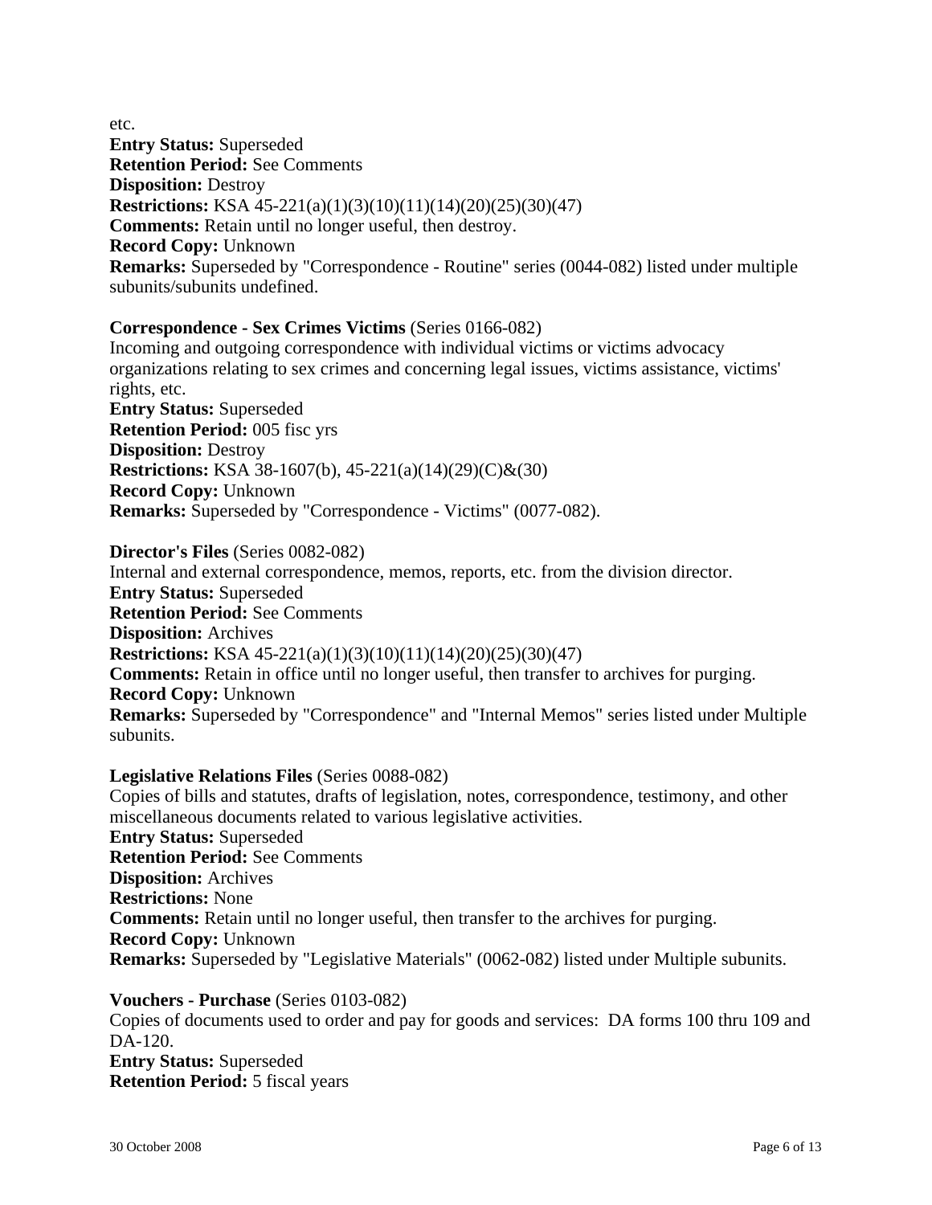etc.
**Entry Status:** Superseded
**Retention Period:** See Comments
**Disposition:** Destroy
**Restrictions:** KSA 45-221(a)(1)(3)(10)(11)(14)(20)(25)(30)(47)
**Comments:** Retain until no longer useful, then destroy.
**Record Copy:** Unknown
**Remarks:** Superseded by "Correspondence - Routine" series (0044-082) listed under multiple subunits/subunits undefined.

**Correspondence - Sex Crimes Victims** (Series 0166-082)
Incoming and outgoing correspondence with individual victims or victims advocacy organizations relating to sex crimes and concerning legal issues, victims assistance, victims' rights, etc.
**Entry Status:** Superseded
**Retention Period:** 005 fisc yrs
**Disposition:** Destroy
**Restrictions:** KSA 38-1607(b), 45-221(a)(14)(29)(C)&(30)
**Record Copy:** Unknown
**Remarks:** Superseded by "Correspondence - Victims" (0077-082).

**Director's Files** (Series 0082-082)
Internal and external correspondence, memos, reports, etc. from the division director.
**Entry Status:** Superseded
**Retention Period:** See Comments
**Disposition:** Archives
**Restrictions:** KSA 45-221(a)(1)(3)(10)(11)(14)(20)(25)(30)(47)
**Comments:** Retain in office until no longer useful, then transfer to archives for purging.
**Record Copy:** Unknown
**Remarks:** Superseded by "Correspondence" and "Internal Memos" series listed under Multiple subunits.

**Legislative Relations Files** (Series 0088-082)
Copies of bills and statutes, drafts of legislation, notes, correspondence, testimony, and other miscellaneous documents related to various legislative activities.
**Entry Status:** Superseded
**Retention Period:** See Comments
**Disposition:** Archives
**Restrictions:** None
**Comments:** Retain until no longer useful, then transfer to the archives for purging.
**Record Copy:** Unknown
**Remarks:** Superseded by "Legislative Materials" (0062-082) listed under Multiple subunits.

**Vouchers - Purchase** (Series 0103-082)
Copies of documents used to order and pay for goods and services: DA forms 100 thru 109 and DA-120.
**Entry Status:** Superseded
**Retention Period:** 5 fiscal years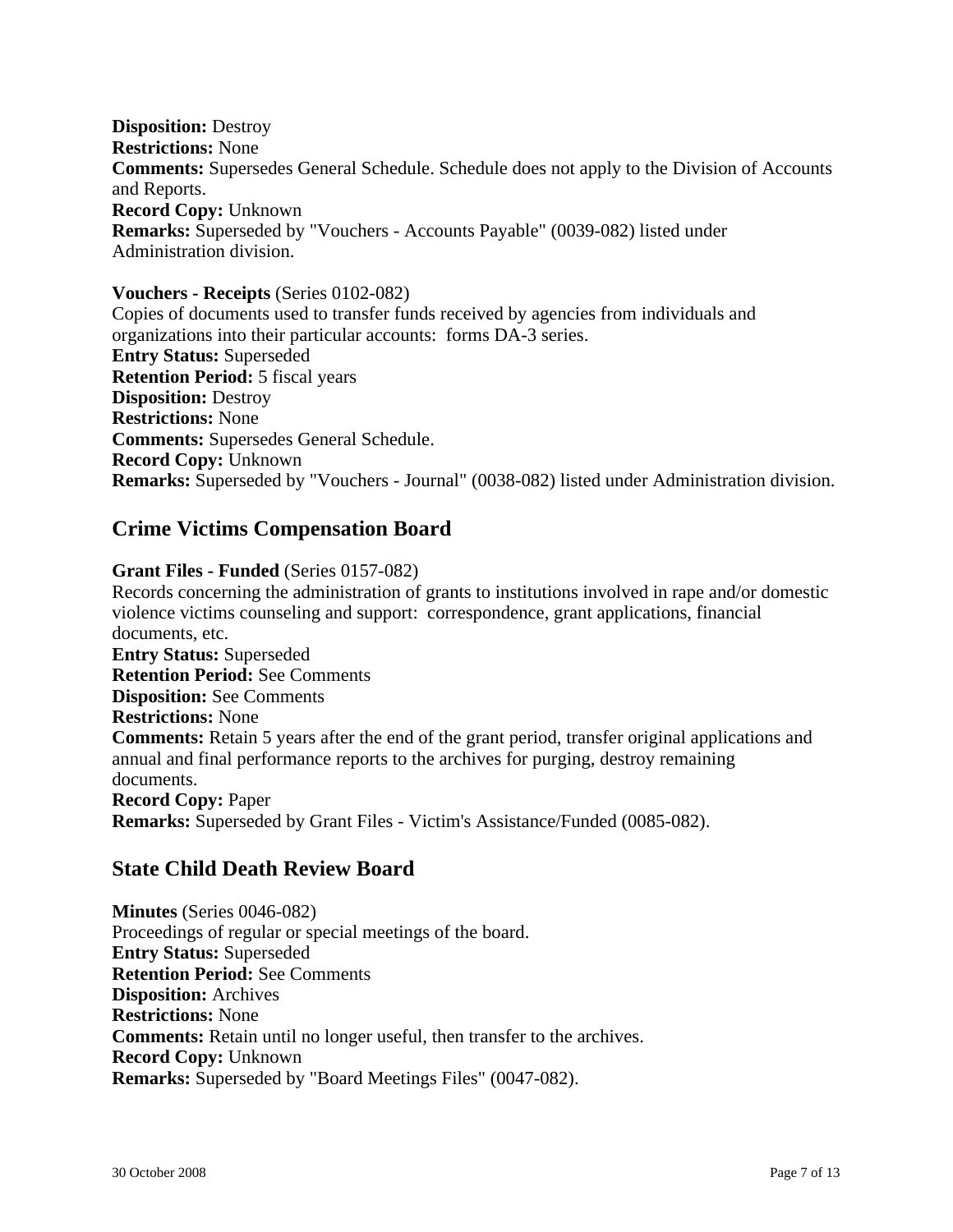**Disposition:** Destroy
**Restrictions:** None
**Comments:** Supersedes General Schedule. Schedule does not apply to the Division of Accounts and Reports.
**Record Copy:** Unknown
**Remarks:** Superseded by "Vouchers - Accounts Payable" (0039-082) listed under Administration division.

**Vouchers - Receipts** (Series 0102-082)
Copies of documents used to transfer funds received by agencies from individuals and organizations into their particular accounts: forms DA-3 series.
**Entry Status:** Superseded
**Retention Period:** 5 fiscal years
**Disposition:** Destroy
**Restrictions:** None
**Comments:** Supersedes General Schedule.
**Record Copy:** Unknown
**Remarks:** Superseded by "Vouchers - Journal" (0038-082) listed under Administration division.

## Crime Victims Compensation Board

**Grant Files - Funded** (Series 0157-082)
Records concerning the administration of grants to institutions involved in rape and/or domestic violence victims counseling and support: correspondence, grant applications, financial documents, etc.
**Entry Status:** Superseded
**Retention Period:** See Comments
**Disposition:** See Comments
**Restrictions:** None
**Comments:** Retain 5 years after the end of the grant period, transfer original applications and annual and final performance reports to the archives for purging, destroy remaining documents.
**Record Copy:** Paper
**Remarks:** Superseded by Grant Files - Victim's Assistance/Funded (0085-082).

## State Child Death Review Board

**Minutes** (Series 0046-082)
Proceedings of regular or special meetings of the board.
**Entry Status:** Superseded
**Retention Period:** See Comments
**Disposition:** Archives
**Restrictions:** None
**Comments:** Retain until no longer useful, then transfer to the archives.
**Record Copy:** Unknown
**Remarks:** Superseded by "Board Meetings Files" (0047-082).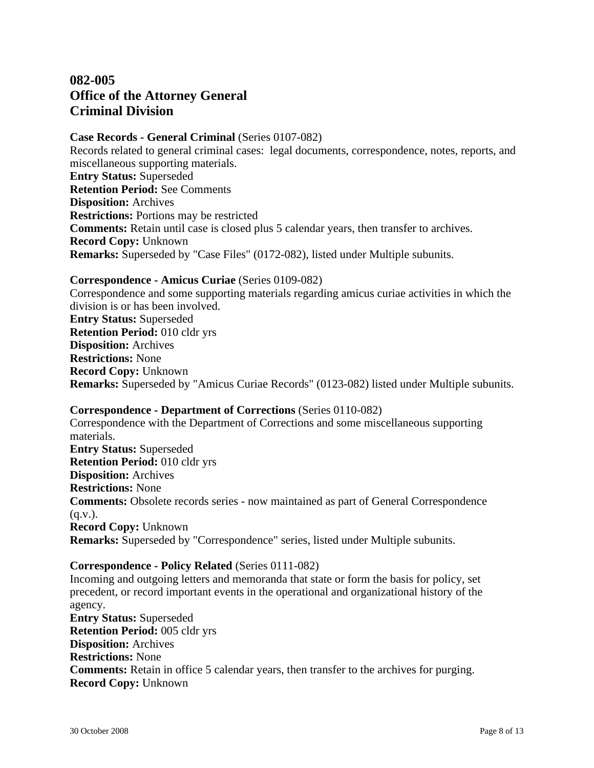## 082-005
## Office of the Attorney General
## Criminal Division

**Case Records - General Criminal** (Series 0107-082)
Records related to general criminal cases: legal documents, correspondence, notes, reports, and miscellaneous supporting materials.
**Entry Status:** Superseded
**Retention Period:** See Comments
**Disposition:** Archives
**Restrictions:** Portions may be restricted
**Comments:** Retain until case is closed plus 5 calendar years, then transfer to archives.
**Record Copy:** Unknown
**Remarks:** Superseded by "Case Files" (0172-082), listed under Multiple subunits.

**Correspondence - Amicus Curiae** (Series 0109-082)
Correspondence and some supporting materials regarding amicus curiae activities in which the division is or has been involved.
**Entry Status:** Superseded
**Retention Period:** 010 cldr yrs
**Disposition:** Archives
**Restrictions:** None
**Record Copy:** Unknown
**Remarks:** Superseded by "Amicus Curiae Records" (0123-082) listed under Multiple subunits.

**Correspondence - Department of Corrections** (Series 0110-082)
Correspondence with the Department of Corrections and some miscellaneous supporting materials.
**Entry Status:** Superseded
**Retention Period:** 010 cldr yrs
**Disposition:** Archives
**Restrictions:** None
**Comments:** Obsolete records series - now maintained as part of General Correspondence (q.v.).
**Record Copy:** Unknown
**Remarks:** Superseded by "Correspondence" series, listed under Multiple subunits.

**Correspondence - Policy Related** (Series 0111-082)
Incoming and outgoing letters and memoranda that state or form the basis for policy, set precedent, or record important events in the operational and organizational history of the agency.
**Entry Status:** Superseded
**Retention Period:** 005 cldr yrs
**Disposition:** Archives
**Restrictions:** None
**Comments:** Retain in office 5 calendar years, then transfer to the archives for purging.
**Record Copy:** Unknown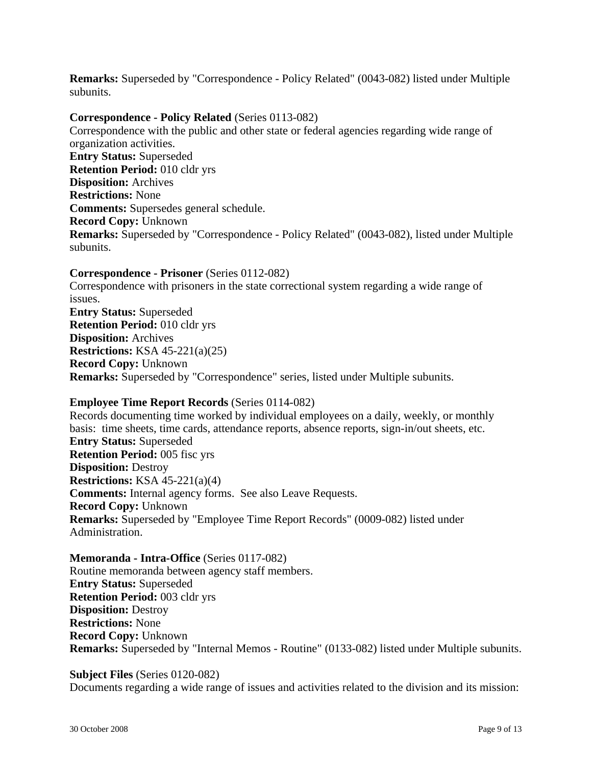**Remarks:** Superseded by "Correspondence - Policy Related" (0043-082) listed under Multiple subunits.

**Correspondence - Policy Related** (Series 0113-082)
Correspondence with the public and other state or federal agencies regarding wide range of organization activities.
**Entry Status:** Superseded
**Retention Period:** 010 cldr yrs
**Disposition:** Archives
**Restrictions:** None
**Comments:** Supersedes general schedule.
**Record Copy:** Unknown
**Remarks:** Superseded by "Correspondence - Policy Related" (0043-082), listed under Multiple subunits.

**Correspondence - Prisoner** (Series 0112-082)
Correspondence with prisoners in the state correctional system regarding a wide range of issues.
**Entry Status:** Superseded
**Retention Period:** 010 cldr yrs
**Disposition:** Archives
**Restrictions:** KSA 45-221(a)(25)
**Record Copy:** Unknown
**Remarks:** Superseded by "Correspondence" series, listed under Multiple subunits.

**Employee Time Report Records** (Series 0114-082)
Records documenting time worked by individual employees on a daily, weekly, or monthly basis: time sheets, time cards, attendance reports, absence reports, sign-in/out sheets, etc.
**Entry Status:** Superseded
**Retention Period:** 005 fisc yrs
**Disposition:** Destroy
**Restrictions:** KSA 45-221(a)(4)
**Comments:** Internal agency forms. See also Leave Requests.
**Record Copy:** Unknown
**Remarks:** Superseded by "Employee Time Report Records" (0009-082) listed under Administration.

**Memoranda - Intra-Office** (Series 0117-082)
Routine memoranda between agency staff members.
**Entry Status:** Superseded
**Retention Period:** 003 cldr yrs
**Disposition:** Destroy
**Restrictions:** None
**Record Copy:** Unknown
**Remarks:** Superseded by "Internal Memos - Routine" (0133-082) listed under Multiple subunits.

**Subject Files** (Series 0120-082)
Documents regarding a wide range of issues and activities related to the division and its mission: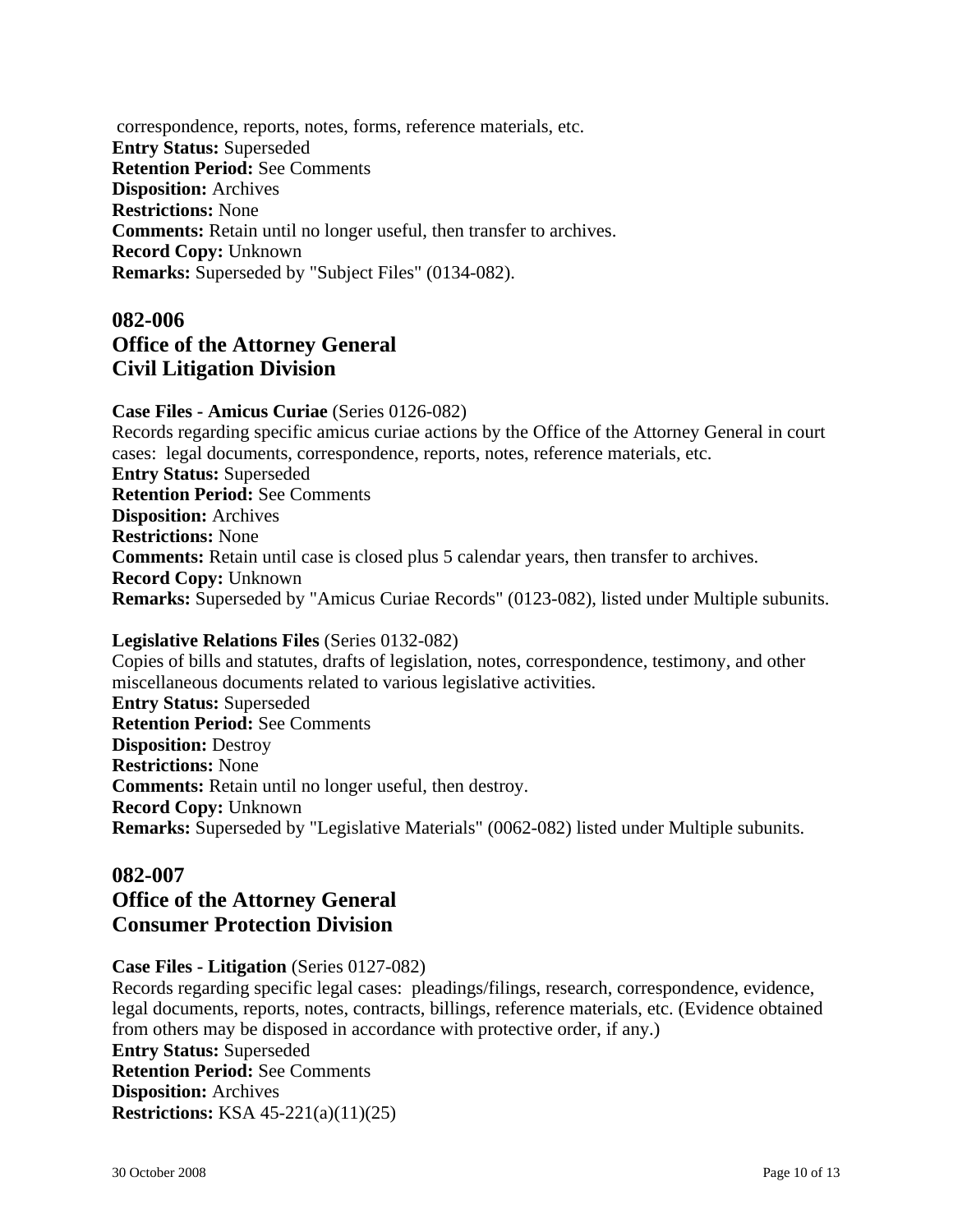correspondence, reports, notes, forms, reference materials, etc.
**Entry Status:** Superseded
**Retention Period:** See Comments
**Disposition:** Archives
**Restrictions:** None
**Comments:** Retain until no longer useful, then transfer to archives.
**Record Copy:** Unknown
**Remarks:** Superseded by "Subject Files" (0134-082).

## 082-006
## Office of the Attorney General
## Civil Litigation Division

**Case Files - Amicus Curiae** (Series 0126-082)
Records regarding specific amicus curiae actions by the Office of the Attorney General in court cases: legal documents, correspondence, reports, notes, reference materials, etc.
**Entry Status:** Superseded
**Retention Period:** See Comments
**Disposition:** Archives
**Restrictions:** None
**Comments:** Retain until case is closed plus 5 calendar years, then transfer to archives.
**Record Copy:** Unknown
**Remarks:** Superseded by "Amicus Curiae Records" (0123-082), listed under Multiple subunits.

**Legislative Relations Files** (Series 0132-082)
Copies of bills and statutes, drafts of legislation, notes, correspondence, testimony, and other miscellaneous documents related to various legislative activities.
**Entry Status:** Superseded
**Retention Period:** See Comments
**Disposition:** Destroy
**Restrictions:** None
**Comments:** Retain until no longer useful, then destroy.
**Record Copy:** Unknown
**Remarks:** Superseded by "Legislative Materials" (0062-082) listed under Multiple subunits.

## 082-007
## Office of the Attorney General
## Consumer Protection Division

**Case Files - Litigation** (Series 0127-082)
Records regarding specific legal cases: pleadings/filings, research, correspondence, evidence, legal documents, reports, notes, contracts, billings, reference materials, etc. (Evidence obtained from others may be disposed in accordance with protective order, if any.)
**Entry Status:** Superseded
**Retention Period:** See Comments
**Disposition:** Archives
**Restrictions:** KSA 45-221(a)(11)(25)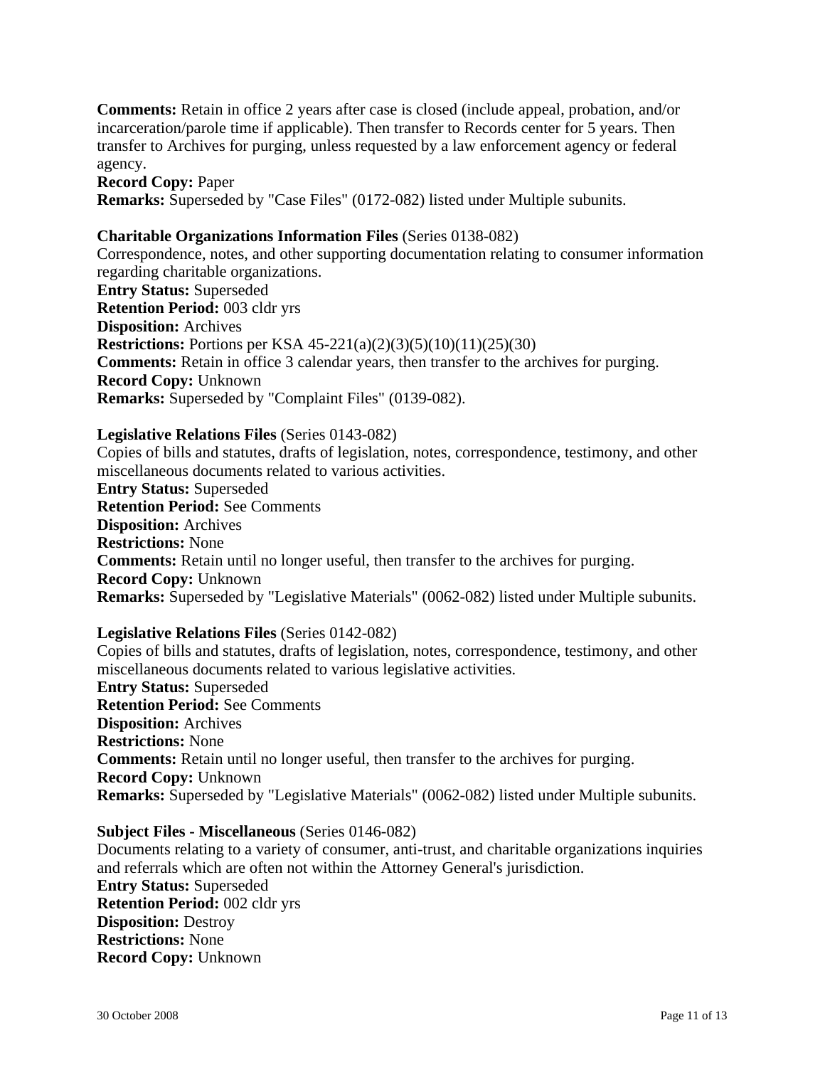**Comments:** Retain in office 2 years after case is closed (include appeal, probation, and/or incarceration/parole time if applicable). Then transfer to Records center for 5 years. Then transfer to Archives for purging, unless requested by a law enforcement agency or federal agency.
**Record Copy:** Paper
**Remarks:** Superseded by "Case Files" (0172-082) listed under Multiple subunits.

**Charitable Organizations Information Files** (Series 0138-082)
Correspondence, notes, and other supporting documentation relating to consumer information regarding charitable organizations.
**Entry Status:** Superseded
**Retention Period:** 003 cldr yrs
**Disposition:** Archives
**Restrictions:** Portions per KSA 45-221(a)(2)(3)(5)(10)(11)(25)(30)
**Comments:** Retain in office 3 calendar years, then transfer to the archives for purging.
**Record Copy:** Unknown
**Remarks:** Superseded by "Complaint Files" (0139-082).

**Legislative Relations Files** (Series 0143-082)
Copies of bills and statutes, drafts of legislation, notes, correspondence, testimony, and other miscellaneous documents related to various activities.
**Entry Status:** Superseded
**Retention Period:** See Comments
**Disposition:** Archives
**Restrictions:** None
**Comments:** Retain until no longer useful, then transfer to the archives for purging.
**Record Copy:** Unknown
**Remarks:** Superseded by "Legislative Materials" (0062-082) listed under Multiple subunits.

**Legislative Relations Files** (Series 0142-082)
Copies of bills and statutes, drafts of legislation, notes, correspondence, testimony, and other miscellaneous documents related to various legislative activities.
**Entry Status:** Superseded
**Retention Period:** See Comments
**Disposition:** Archives
**Restrictions:** None
**Comments:** Retain until no longer useful, then transfer to the archives for purging.
**Record Copy:** Unknown
**Remarks:** Superseded by "Legislative Materials" (0062-082) listed under Multiple subunits.

**Subject Files - Miscellaneous** (Series 0146-082)
Documents relating to a variety of consumer, anti-trust, and charitable organizations inquiries and referrals which are often not within the Attorney General's jurisdiction.
**Entry Status:** Superseded
**Retention Period:** 002 cldr yrs
**Disposition:** Destroy
**Restrictions:** None
**Record Copy:** Unknown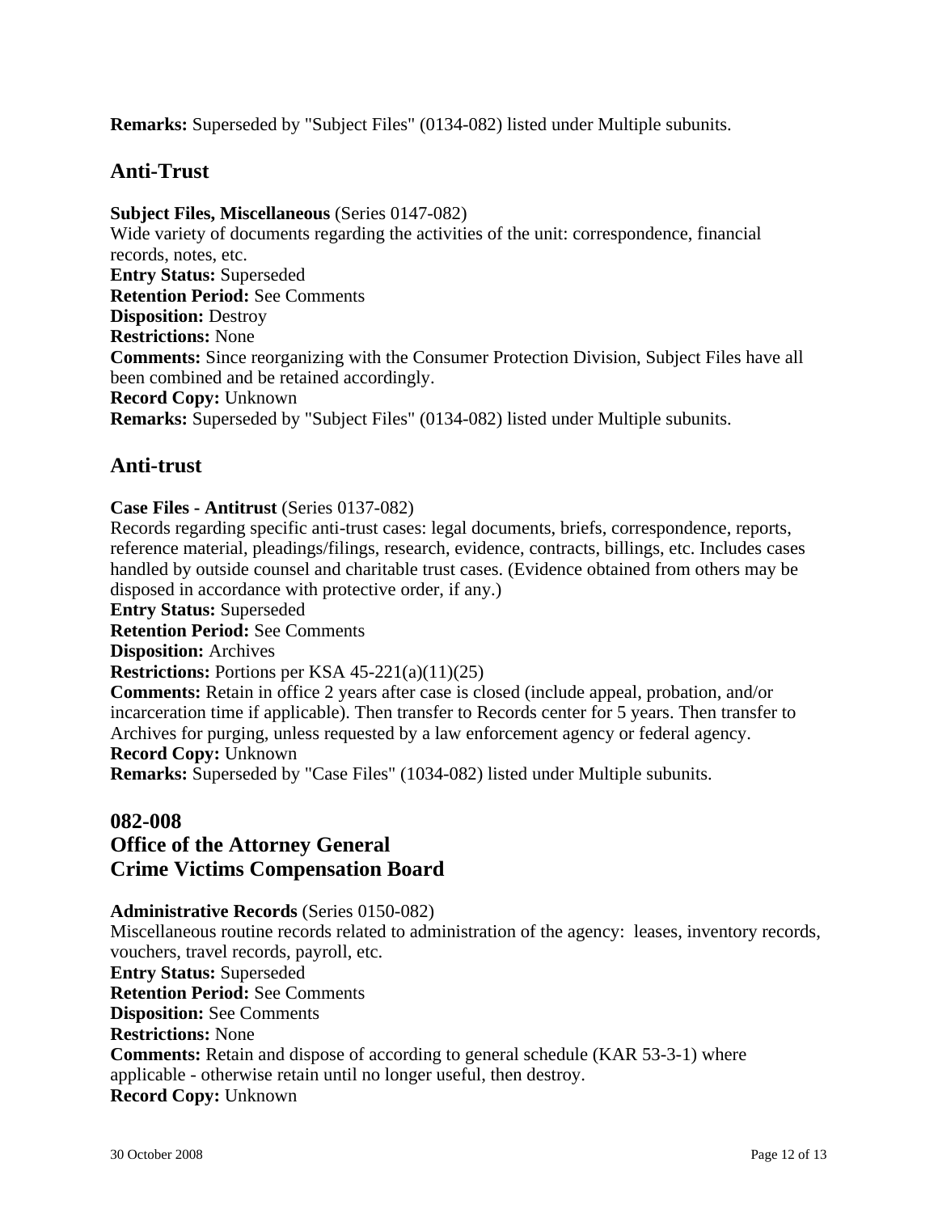**Remarks:** Superseded by "Subject Files" (0134-082) listed under Multiple subunits.

## Anti-Trust

**Subject Files, Miscellaneous** (Series 0147-082)
Wide variety of documents regarding the activities of the unit: correspondence, financial records, notes, etc.
**Entry Status:** Superseded
**Retention Period:** See Comments
**Disposition:** Destroy
**Restrictions:** None
**Comments:** Since reorganizing with the Consumer Protection Division, Subject Files have all been combined and be retained accordingly.
**Record Copy:** Unknown
**Remarks:** Superseded by "Subject Files" (0134-082) listed under Multiple subunits.

## Anti-trust

**Case Files - Antitrust** (Series 0137-082)
Records regarding specific anti-trust cases: legal documents, briefs, correspondence, reports, reference material, pleadings/filings, research, evidence, contracts, billings, etc. Includes cases handled by outside counsel and charitable trust cases. (Evidence obtained from others may be disposed in accordance with protective order, if any.)
**Entry Status:** Superseded
**Retention Period:** See Comments
**Disposition:** Archives
**Restrictions:** Portions per KSA 45-221(a)(11)(25)
**Comments:** Retain in office 2 years after case is closed (include appeal, probation, and/or incarceration time if applicable). Then transfer to Records center for 5 years. Then transfer to Archives for purging, unless requested by a law enforcement agency or federal agency.
**Record Copy:** Unknown
**Remarks:** Superseded by "Case Files" (1034-082) listed under Multiple subunits.

## 082-008
## Office of the Attorney General
## Crime Victims Compensation Board

**Administrative Records** (Series 0150-082)
Miscellaneous routine records related to administration of the agency: leases, inventory records, vouchers, travel records, payroll, etc.
**Entry Status:** Superseded
**Retention Period:** See Comments
**Disposition:** See Comments
**Restrictions:** None
**Comments:** Retain and dispose of according to general schedule (KAR 53-3-1) where applicable - otherwise retain until no longer useful, then destroy.
**Record Copy:** Unknown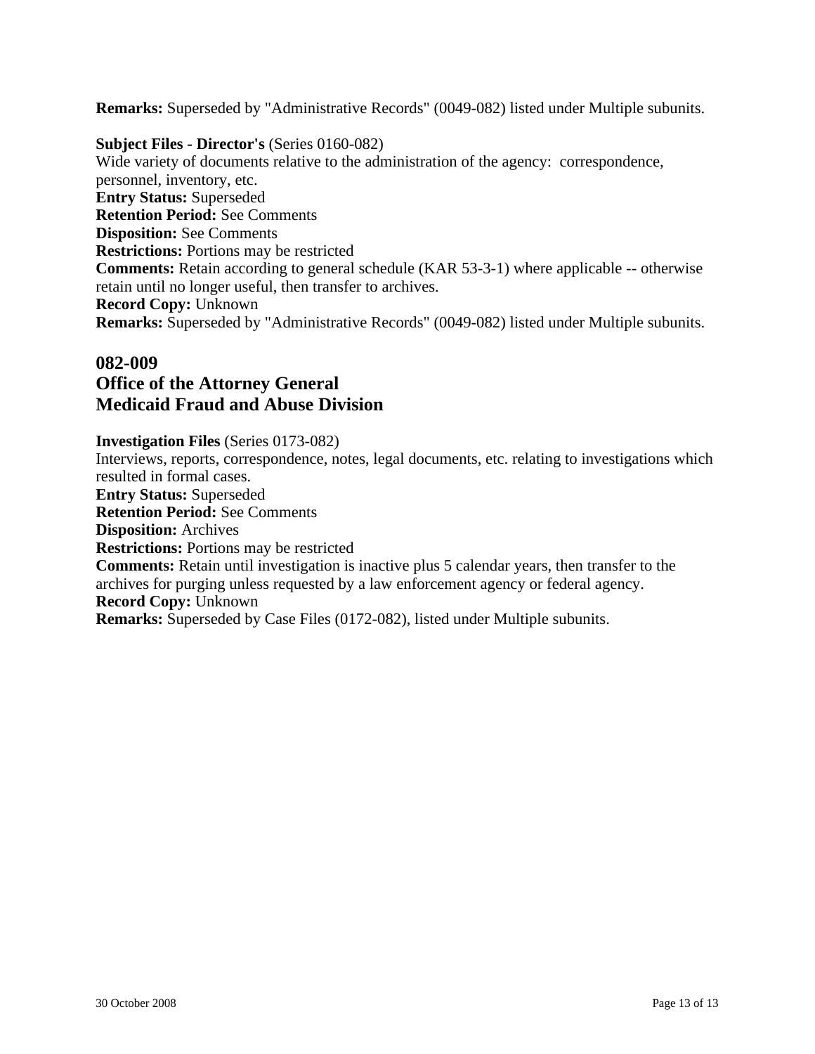**Remarks:** Superseded by "Administrative Records" (0049-082) listed under Multiple subunits.

**Subject Files - Director's** (Series 0160-082)
Wide variety of documents relative to the administration of the agency: correspondence, personnel, inventory, etc.
**Entry Status:** Superseded
**Retention Period:** See Comments
**Disposition:** See Comments
**Restrictions:** Portions may be restricted
**Comments:** Retain according to general schedule (KAR 53-3-1) where applicable -- otherwise retain until no longer useful, then transfer to archives.
**Record Copy:** Unknown
**Remarks:** Superseded by "Administrative Records" (0049-082) listed under Multiple subunits.

## 082-009
## Office of the Attorney General
## Medicaid Fraud and Abuse Division

**Investigation Files** (Series 0173-082)
Interviews, reports, correspondence, notes, legal documents, etc. relating to investigations which resulted in formal cases.
**Entry Status:** Superseded
**Retention Period:** See Comments
**Disposition:** Archives
**Restrictions:** Portions may be restricted
**Comments:** Retain until investigation is inactive plus 5 calendar years, then transfer to the archives for purging unless requested by a law enforcement agency or federal agency.
**Record Copy:** Unknown
**Remarks:** Superseded by Case Files (0172-082), listed under Multiple subunits.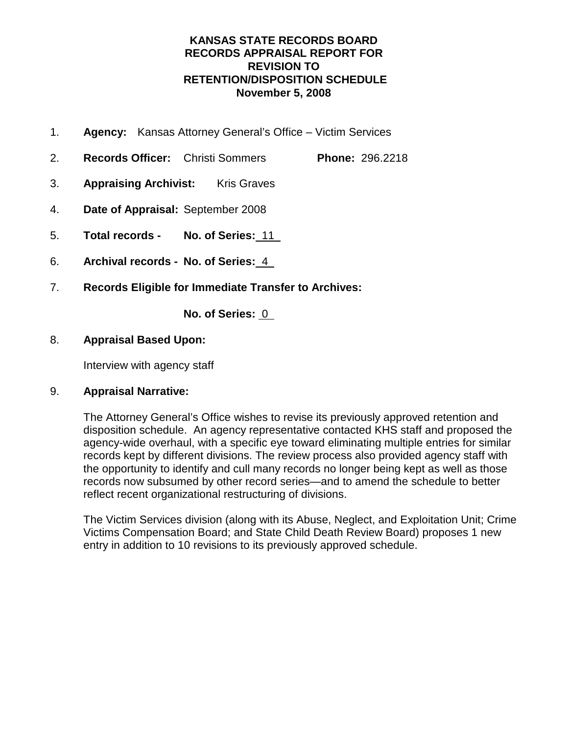# KANSAS STATE RECORDS BOARD
# RECORDS APPRAISAL REPORT FOR REVISION TO RETENTION/DISPOSITION SCHEDULE
# November 5, 2008

1. **Agency:** Kansas Attorney General's Office – Victim Services

2. **Records Officer:** Christi Sommers **Phone:** 296.2218

3. **Appraising Archivist:** Kris Graves

4. **Date of Appraisal:** September 2008

5. **Total records - No. of Series:** 11

6. **Archival records - No. of Series:** 4

7. **Records Eligible for Immediate Transfer to Archives:**

   **No. of Series:** 0

8. **Appraisal Based Upon:**

   Interview with agency staff

9. **Appraisal Narrative:**

   The Attorney General's Office wishes to revise its previously approved retention and disposition schedule. An agency representative contacted KHS staff and proposed the agency-wide overhaul, with a specific eye toward eliminating multiple entries for similar records kept by different divisions. The review process also provided agency staff with the opportunity to identify and cull many records no longer being kept as well as those records now subsumed by other record series—and to amend the schedule to better reflect recent organizational restructuring of divisions.

   The Victim Services division (along with its Abuse, Neglect, and Exploitation Unit; Crime Victims Compensation Board; and State Child Death Review Board) proposes 1 new entry in addition to 10 revisions to its previously approved schedule.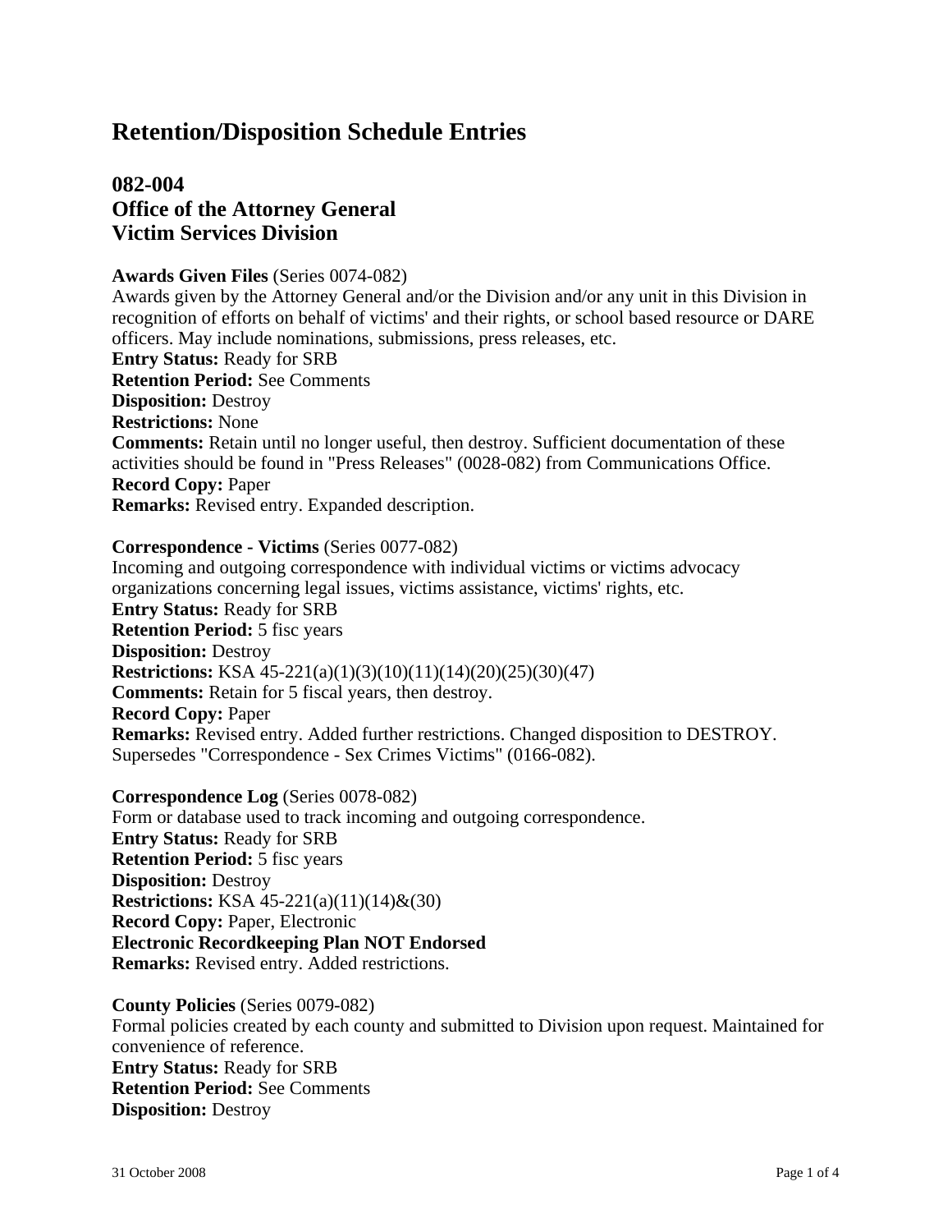# Retention/Disposition Schedule Entries

## 082-004
## Office of the Attorney General
## Victim Services Division

**Awards Given Files** (Series 0074-082)
Awards given by the Attorney General and/or the Division and/or any unit in this Division in recognition of efforts on behalf of victims' and their rights, or school based resource or DARE officers. May include nominations, submissions, press releases, etc.
**Entry Status:** Ready for SRB
**Retention Period:** See Comments
**Disposition:** Destroy
**Restrictions:** None
**Comments:** Retain until no longer useful, then destroy. Sufficient documentation of these activities should be found in "Press Releases" (0028-082) from Communications Office.
**Record Copy:** Paper
**Remarks:** Revised entry. Expanded description.

**Correspondence - Victims** (Series 0077-082)
Incoming and outgoing correspondence with individual victims or victims advocacy organizations concerning legal issues, victims assistance, victims' rights, etc.
**Entry Status:** Ready for SRB
**Retention Period:** 5 fisc years
**Disposition:** Destroy
**Restrictions:** KSA 45-221(a)(1)(3)(10)(11)(14)(20)(25)(30)(47)
**Comments:** Retain for 5 fiscal years, then destroy.
**Record Copy:** Paper
**Remarks:** Revised entry. Added further restrictions. Changed disposition to DESTROY. Supersedes "Correspondence - Sex Crimes Victims" (0166-082).

**Correspondence Log** (Series 0078-082)
Form or database used to track incoming and outgoing correspondence.
**Entry Status:** Ready for SRB
**Retention Period:** 5 fisc years
**Disposition:** Destroy
**Restrictions:** KSA 45-221(a)(11)(14)&(30)
**Record Copy:** Paper, Electronic
**Electronic Recordkeeping Plan NOT Endorsed**
**Remarks:** Revised entry. Added restrictions.

**County Policies** (Series 0079-082)
Formal policies created by each county and submitted to Division upon request. Maintained for convenience of reference.
**Entry Status:** Ready for SRB
**Retention Period:** See Comments
**Disposition:** Destroy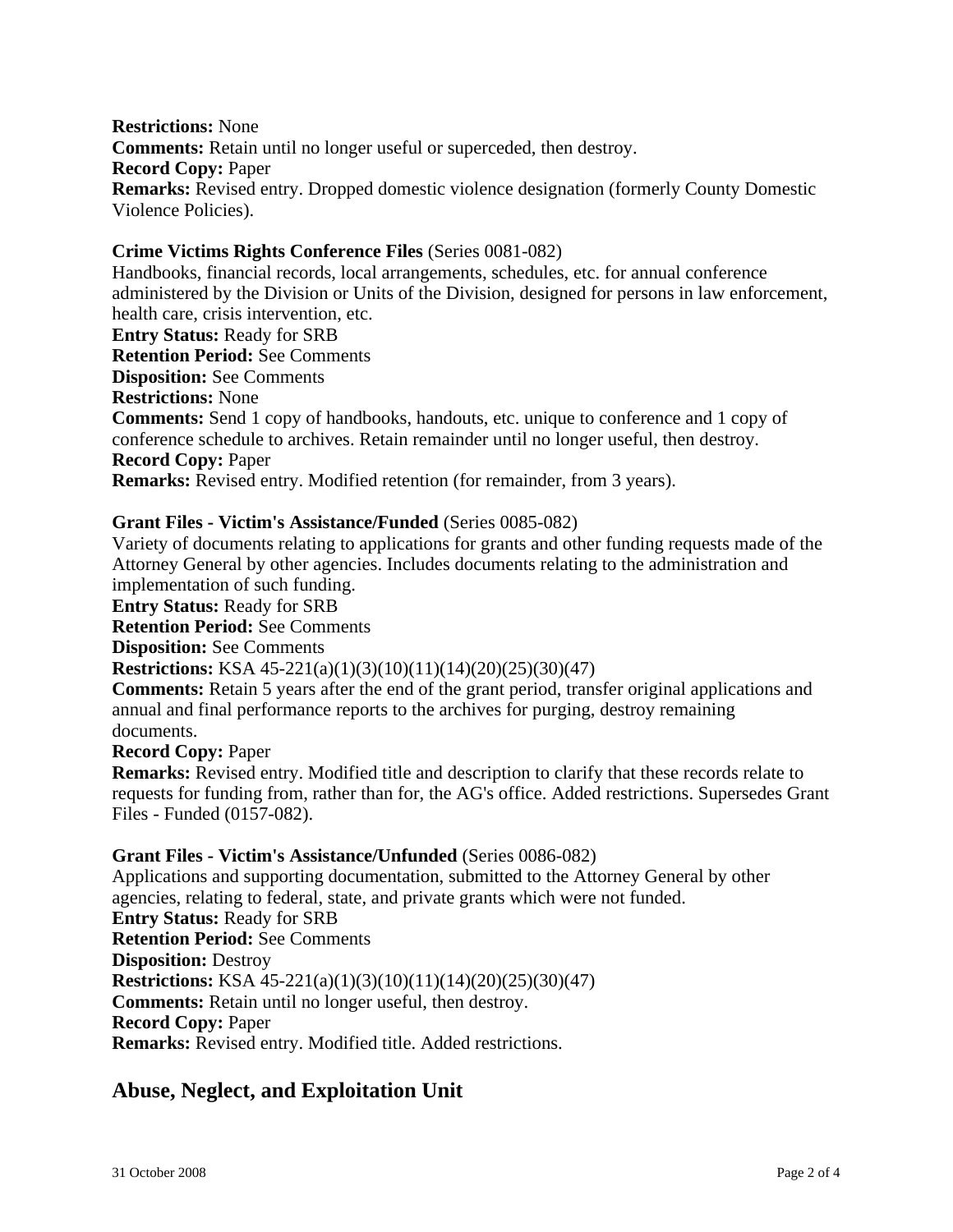**Restrictions:** None
**Comments:** Retain until no longer useful or superceded, then destroy.
**Record Copy:** Paper
**Remarks:** Revised entry. Dropped domestic violence designation (formerly County Domestic Violence Policies).

**Crime Victims Rights Conference Files** (Series 0081-082)
Handbooks, financial records, local arrangements, schedules, etc. for annual conference administered by the Division or Units of the Division, designed for persons in law enforcement, health care, crisis intervention, etc.
**Entry Status:** Ready for SRB
**Retention Period:** See Comments
**Disposition:** See Comments
**Restrictions:** None
**Comments:** Send 1 copy of handbooks, handouts, etc. unique to conference and 1 copy of conference schedule to archives. Retain remainder until no longer useful, then destroy.
**Record Copy:** Paper
**Remarks:** Revised entry. Modified retention (for remainder, from 3 years).

**Grant Files - Victim's Assistance/Funded** (Series 0085-082)
Variety of documents relating to applications for grants and other funding requests made of the Attorney General by other agencies. Includes documents relating to the administration and implementation of such funding.
**Entry Status:** Ready for SRB
**Retention Period:** See Comments
**Disposition:** See Comments
**Restrictions:** KSA 45-221(a)(1)(3)(10)(11)(14)(20)(25)(30)(47)
**Comments:** Retain 5 years after the end of the grant period, transfer original applications and annual and final performance reports to the archives for purging, destroy remaining documents.
**Record Copy:** Paper
**Remarks:** Revised entry. Modified title and description to clarify that these records relate to requests for funding from, rather than for, the AG's office. Added restrictions. Supersedes Grant Files - Funded (0157-082).

**Grant Files - Victim's Assistance/Unfunded** (Series 0086-082)
Applications and supporting documentation, submitted to the Attorney General by other agencies, relating to federal, state, and private grants which were not funded.
**Entry Status:** Ready for SRB
**Retention Period:** See Comments
**Disposition:** Destroy
**Restrictions:** KSA 45-221(a)(1)(3)(10)(11)(14)(20)(25)(30)(47)
**Comments:** Retain until no longer useful, then destroy.
**Record Copy:** Paper
**Remarks:** Revised entry. Modified title. Added restrictions.

## Abuse, Neglect, and Exploitation Unit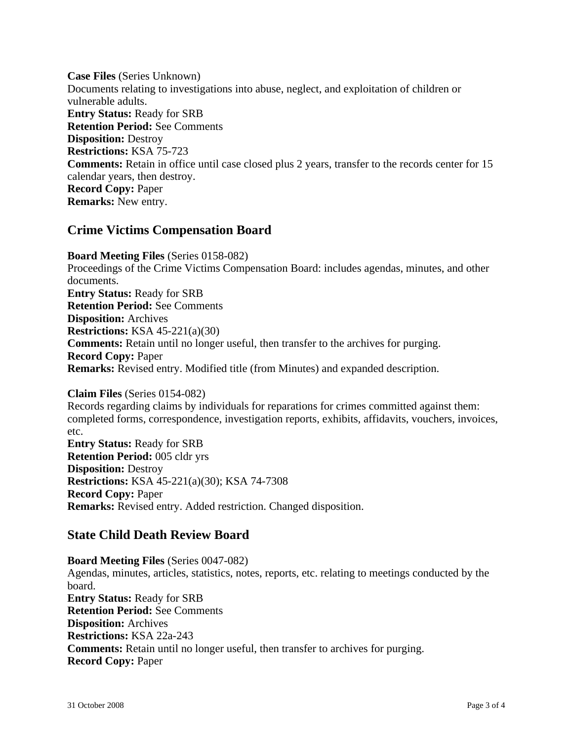**Case Files** (Series Unknown)
Documents relating to investigations into abuse, neglect, and exploitation of children or vulnerable adults.
**Entry Status:** Ready for SRB
**Retention Period:** See Comments
**Disposition:** Destroy
**Restrictions:** KSA 75-723
**Comments:** Retain in office until case closed plus 2 years, transfer to the records center for 15 calendar years, then destroy.
**Record Copy:** Paper
**Remarks:** New entry.

## Crime Victims Compensation Board

**Board Meeting Files** (Series 0158-082)
Proceedings of the Crime Victims Compensation Board: includes agendas, minutes, and other documents.
**Entry Status:** Ready for SRB
**Retention Period:** See Comments
**Disposition:** Archives
**Restrictions:** KSA 45-221(a)(30)
**Comments:** Retain until no longer useful, then transfer to the archives for purging.
**Record Copy:** Paper
**Remarks:** Revised entry. Modified title (from Minutes) and expanded description.

**Claim Files** (Series 0154-082)
Records regarding claims by individuals for reparations for crimes committed against them: completed forms, correspondence, investigation reports, exhibits, affidavits, vouchers, invoices, etc.
**Entry Status:** Ready for SRB
**Retention Period:** 005 cldr yrs
**Disposition:** Destroy
**Restrictions:** KSA 45-221(a)(30); KSA 74-7308
**Record Copy:** Paper
**Remarks:** Revised entry. Added restriction. Changed disposition.

## State Child Death Review Board

**Board Meeting Files** (Series 0047-082)
Agendas, minutes, articles, statistics, notes, reports, etc. relating to meetings conducted by the board.
**Entry Status:** Ready for SRB
**Retention Period:** See Comments
**Disposition:** Archives
**Restrictions:** KSA 22a-243
**Comments:** Retain until no longer useful, then transfer to archives for purging.
**Record Copy:** Paper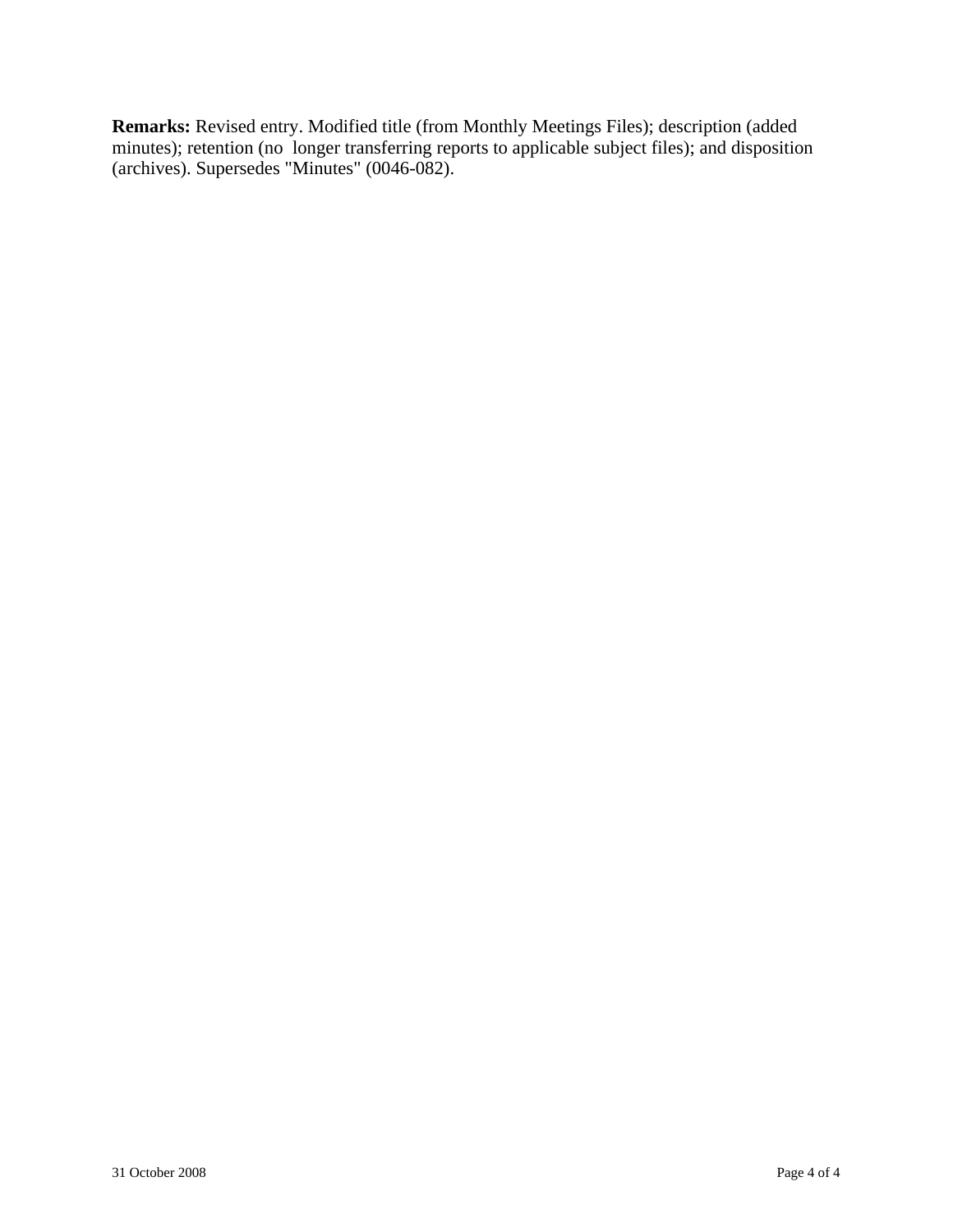**Remarks:** Revised entry. Modified title (from Monthly Meetings Files); description (added minutes); retention (no longer transferring reports to applicable subject files); and disposition (archives). Supersedes "Minutes" (0046-082).